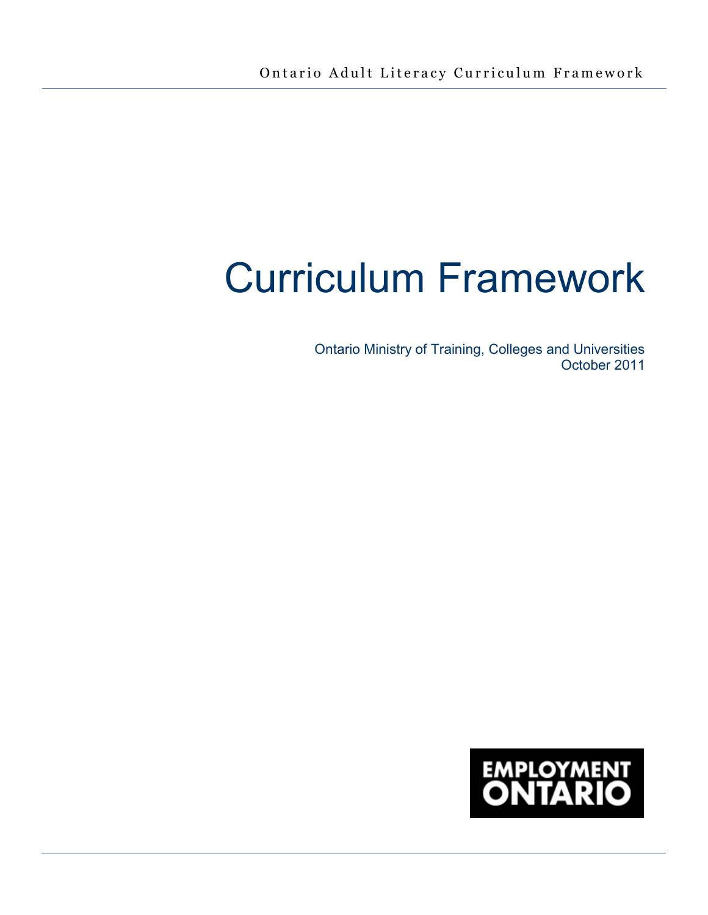Ontario Adult Literacy Curriculum Framework

# Curriculum Framework

Ontario Ministry of Training, Colleges and Universities
October 2011

EMPLOYMENT ONTARIO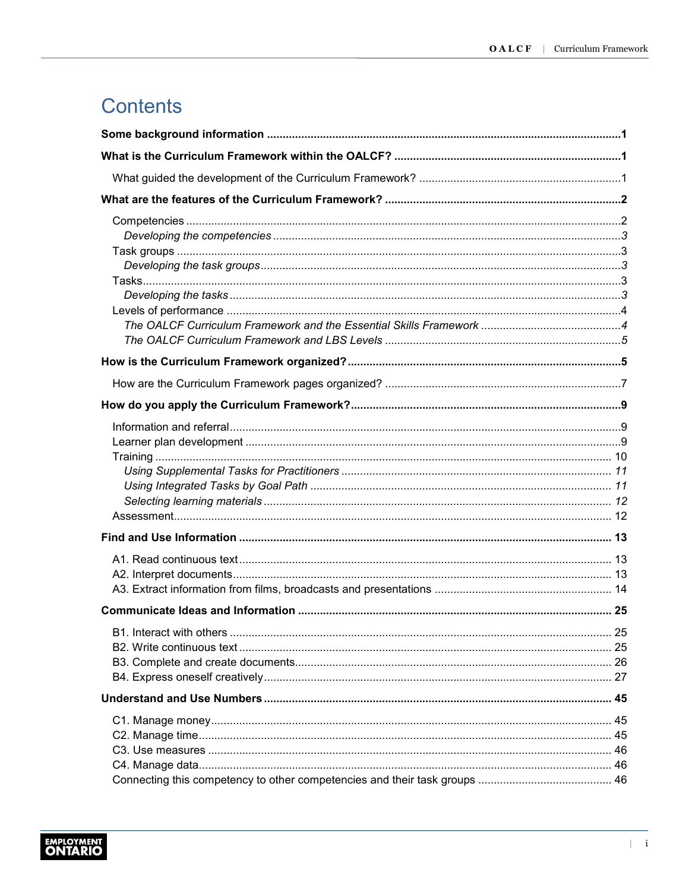# Contents

**Some background information** .......... **1**

**What is the Curriculum Framework within the OALCF?** .......... **1**

What guided the development of the Curriculum Framework? .......... 1

**What are the features of the Curriculum Framework?** .......... **2**

Competencies .......... 2

*Developing the competencies* .......... *3*

Task groups .......... 3

*Developing the task groups* .......... *3*

Tasks .......... 3

*Developing the tasks* .......... *3*

Levels of performance .......... 4

*The OALCF Curriculum Framework and the Essential Skills Framework* .......... *4*

*The OALCF Curriculum Framework and LBS Levels* .......... *5*

**How is the Curriculum Framework organized?** .......... **5**

How are the Curriculum Framework pages organized? .......... 7

**How do you apply the Curriculum Framework?** .......... **9**

Information and referral .......... 9

Learner plan development .......... 9

Training .......... 10

*Using Supplemental Tasks for Practitioners* .......... *11*

*Using Integrated Tasks by Goal Path* .......... *11*

*Selecting learning materials* .......... *12*

Assessment .......... 12

**Find and Use Information** .......... **13**

A1. Read continuous text .......... 13

A2. Interpret documents .......... 13

A3. Extract information from films, broadcasts and presentations .......... 14

**Communicate Ideas and Information** .......... **25**

B1. Interact with others .......... 25

B2. Write continuous text .......... 25

B3. Complete and create documents .......... 26

B4. Express oneself creatively .......... 27

**Understand and Use Numbers** .......... **45**

C1. Manage money .......... 45

C2. Manage time .......... 45

C3. Use measures .......... 46

C4. Manage data .......... 46

Connecting this competency to other competencies and their task groups .......... 46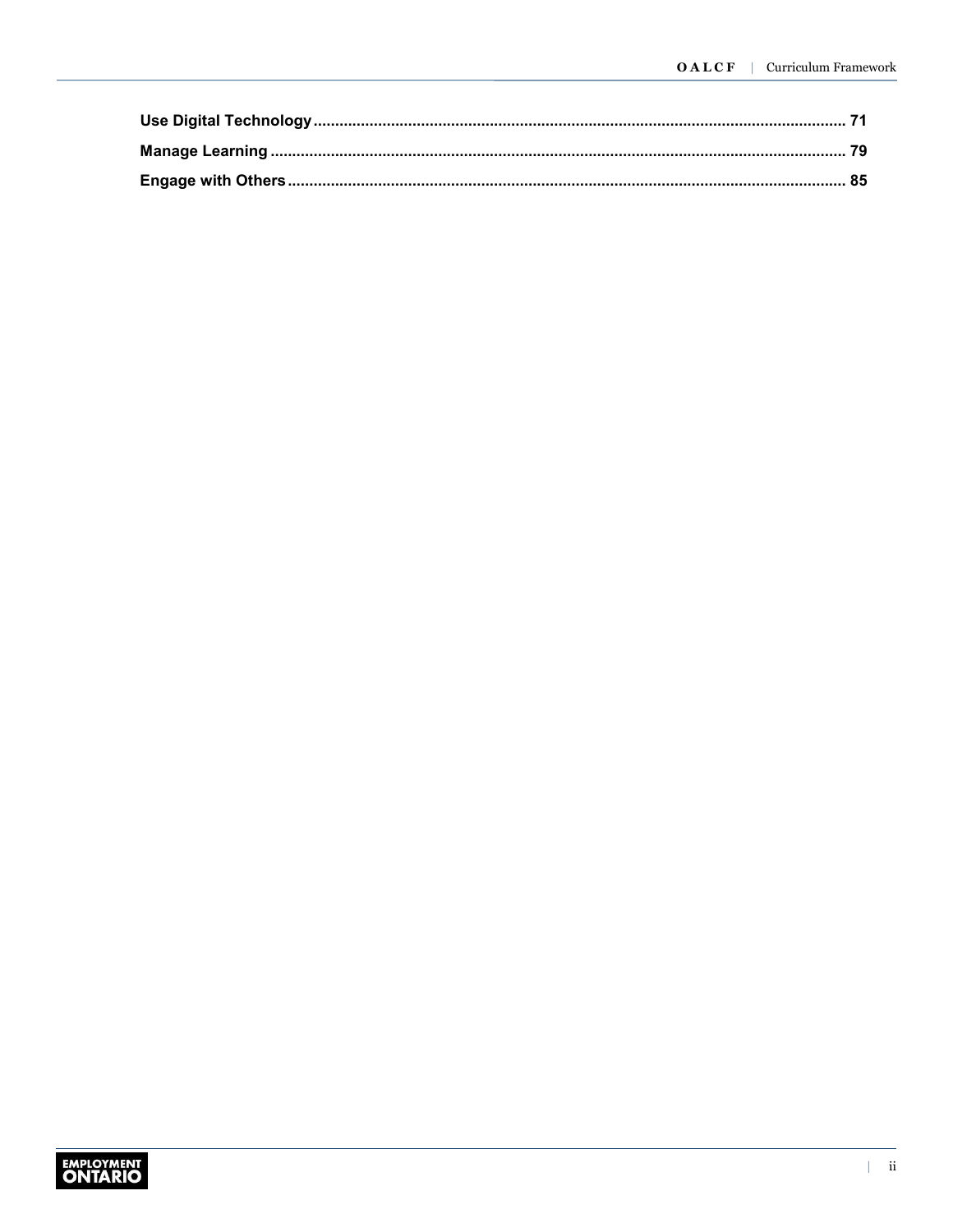**Use Digital Technology** ........................................................................................................................... 71

**Manage Learning** .................................................................................................................................... 79

**Engage with Others** ................................................................................................................................. 85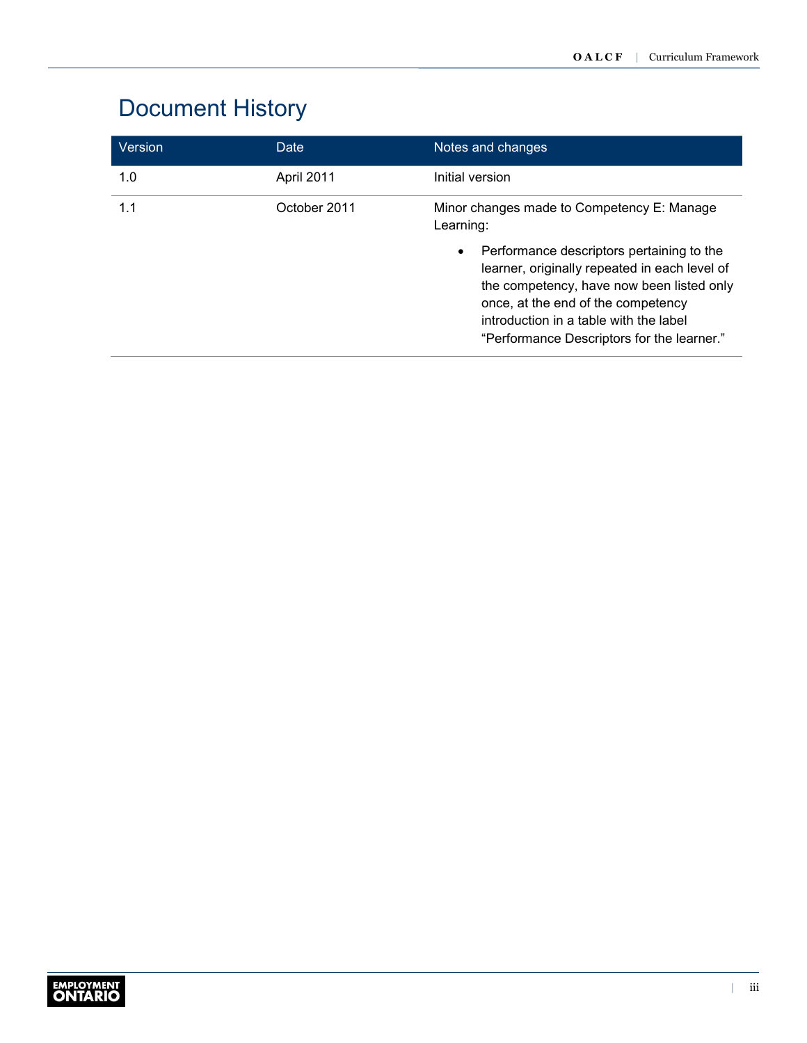# Document History

| Version | Date | Notes and changes |
|---|---|---|
| 1.0 | April 2011 | Initial version |
| 1.1 | October 2011 | Minor changes made to Competency E: Manage Learning:<br>• Performance descriptors pertaining to the learner, originally repeated in each level of the competency, have now been listed only once, at the end of the competency introduction in a table with the label "Performance Descriptors for the learner." |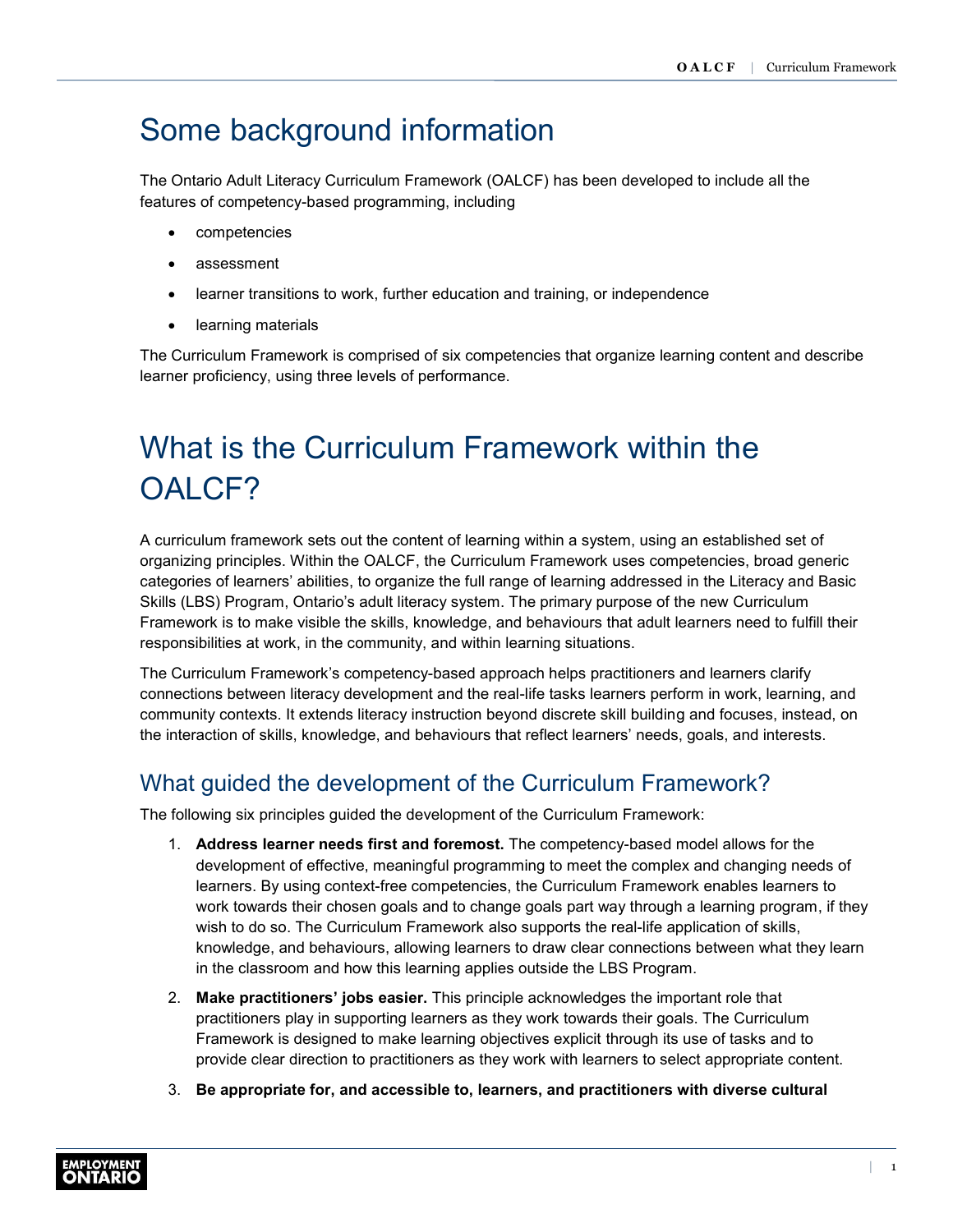# Some background information

The Ontario Adult Literacy Curriculum Framework (OALCF) has been developed to include all the features of competency-based programming, including

- competencies
- assessment
- learner transitions to work, further education and training, or independence
- learning materials

The Curriculum Framework is comprised of six competencies that organize learning content and describe learner proficiency, using three levels of performance.

# What is the Curriculum Framework within the OALCF?

A curriculum framework sets out the content of learning within a system, using an established set of organizing principles. Within the OALCF, the Curriculum Framework uses competencies, broad generic categories of learners' abilities, to organize the full range of learning addressed in the Literacy and Basic Skills (LBS) Program, Ontario's adult literacy system. The primary purpose of the new Curriculum Framework is to make visible the skills, knowledge, and behaviours that adult learners need to fulfill their responsibilities at work, in the community, and within learning situations.

The Curriculum Framework's competency-based approach helps practitioners and learners clarify connections between literacy development and the real-life tasks learners perform in work, learning, and community contexts. It extends literacy instruction beyond discrete skill building and focuses, instead, on the interaction of skills, knowledge, and behaviours that reflect learners' needs, goals, and interests.

## What guided the development of the Curriculum Framework?

The following six principles guided the development of the Curriculum Framework:

1. **Address learner needs first and foremost.** The competency-based model allows for the development of effective, meaningful programming to meet the complex and changing needs of learners. By using context-free competencies, the Curriculum Framework enables learners to work towards their chosen goals and to change goals part way through a learning program, if they wish to do so. The Curriculum Framework also supports the real-life application of skills, knowledge, and behaviours, allowing learners to draw clear connections between what they learn in the classroom and how this learning applies outside the LBS Program.
2. **Make practitioners' jobs easier.** This principle acknowledges the important role that practitioners play in supporting learners as they work towards their goals. The Curriculum Framework is designed to make learning objectives explicit through its use of tasks and to provide clear direction to practitioners as they work with learners to select appropriate content.
3. **Be appropriate for, and accessible to, learners, and practitioners with diverse cultural**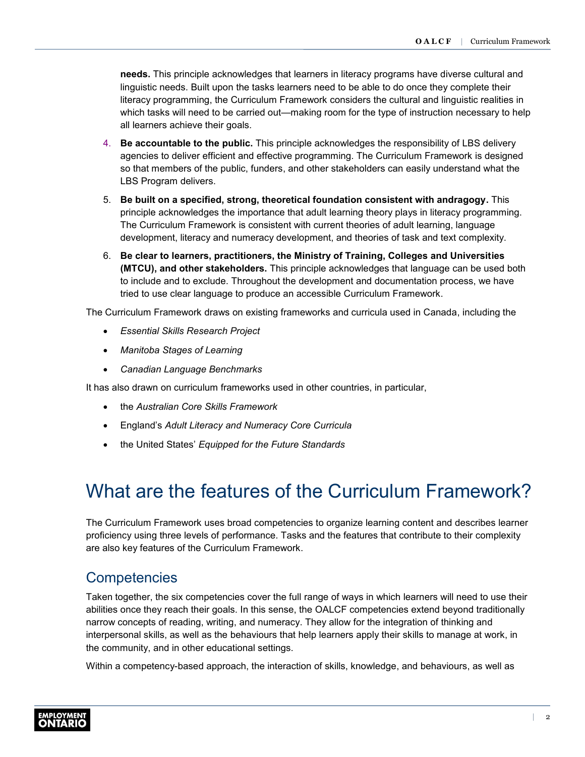**needs.** This principle acknowledges that learners in literacy programs have diverse cultural and linguistic needs. Built upon the tasks learners need to be able to do once they complete their literacy programming, the Curriculum Framework considers the cultural and linguistic realities in which tasks will need to be carried out—making room for the type of instruction necessary to help all learners achieve their goals.

4. **Be accountable to the public.** This principle acknowledges the responsibility of LBS delivery agencies to deliver efficient and effective programming. The Curriculum Framework is designed so that members of the public, funders, and other stakeholders can easily understand what the LBS Program delivers.
5. **Be built on a specified, strong, theoretical foundation consistent with andragogy.** This principle acknowledges the importance that adult learning theory plays in literacy programming. The Curriculum Framework is consistent with current theories of adult learning, language development, literacy and numeracy development, and theories of task and text complexity.
6. **Be clear to learners, practitioners, the Ministry of Training, Colleges and Universities (MTCU), and other stakeholders.** This principle acknowledges that language can be used both to include and to exclude. Throughout the development and documentation process, we have tried to use clear language to produce an accessible Curriculum Framework.

The Curriculum Framework draws on existing frameworks and curricula used in Canada, including the

- *Essential Skills Research Project*
- *Manitoba Stages of Learning*
- *Canadian Language Benchmarks*

It has also drawn on curriculum frameworks used in other countries, in particular,

- the *Australian Core Skills Framework*
- England's *Adult Literacy and Numeracy Core Curricula*
- the United States' *Equipped for the Future Standards*

# What are the features of the Curriculum Framework?

The Curriculum Framework uses broad competencies to organize learning content and describes learner proficiency using three levels of performance. Tasks and the features that contribute to their complexity are also key features of the Curriculum Framework.

## Competencies

Taken together, the six competencies cover the full range of ways in which learners will need to use their abilities once they reach their goals. In this sense, the OALCF competencies extend beyond traditionally narrow concepts of reading, writing, and numeracy. They allow for the integration of thinking and interpersonal skills, as well as the behaviours that help learners apply their skills to manage at work, in the community, and in other educational settings.

Within a competency-based approach, the interaction of skills, knowledge, and behaviours, as well as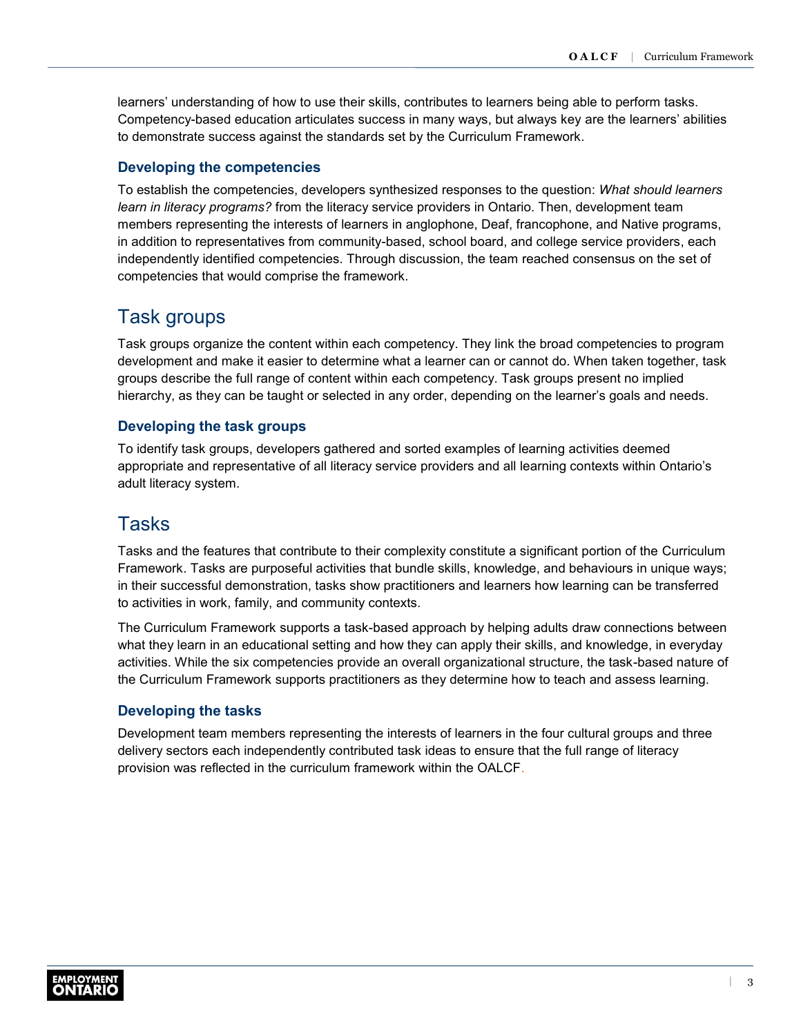learners' understanding of how to use their skills, contributes to learners being able to perform tasks. Competency-based education articulates success in many ways, but always key are the learners' abilities to demonstrate success against the standards set by the Curriculum Framework.

### Developing the competencies

To establish the competencies, developers synthesized responses to the question: *What should learners learn in literacy programs?* from the literacy service providers in Ontario. Then, development team members representing the interests of learners in anglophone, Deaf, francophone, and Native programs, in addition to representatives from community-based, school board, and college service providers, each independently identified competencies. Through discussion, the team reached consensus on the set of competencies that would comprise the framework.

## Task groups

Task groups organize the content within each competency. They link the broad competencies to program development and make it easier to determine what a learner can or cannot do. When taken together, task groups describe the full range of content within each competency. Task groups present no implied hierarchy, as they can be taught or selected in any order, depending on the learner's goals and needs.

### Developing the task groups

To identify task groups, developers gathered and sorted examples of learning activities deemed appropriate and representative of all literacy service providers and all learning contexts within Ontario's adult literacy system.

## Tasks

Tasks and the features that contribute to their complexity constitute a significant portion of the Curriculum Framework. Tasks are purposeful activities that bundle skills, knowledge, and behaviours in unique ways; in their successful demonstration, tasks show practitioners and learners how learning can be transferred to activities in work, family, and community contexts.

The Curriculum Framework supports a task-based approach by helping adults draw connections between what they learn in an educational setting and how they can apply their skills, and knowledge, in everyday activities. While the six competencies provide an overall organizational structure, the task-based nature of the Curriculum Framework supports practitioners as they determine how to teach and assess learning.

### Developing the tasks

Development team members representing the interests of learners in the four cultural groups and three delivery sectors each independently contributed task ideas to ensure that the full range of literacy provision was reflected in the curriculum framework within the OALCF.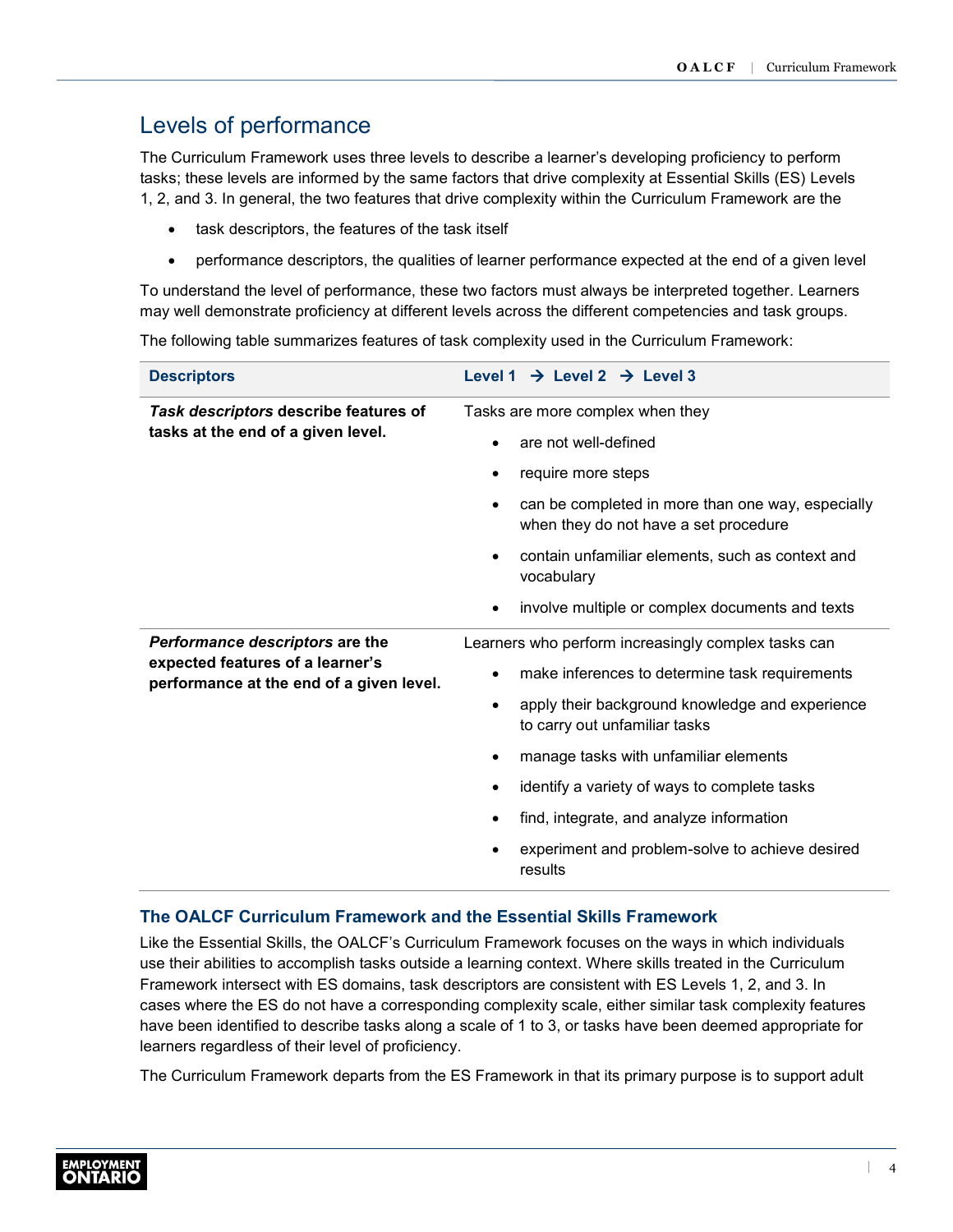## Levels of performance

The Curriculum Framework uses three levels to describe a learner's developing proficiency to perform tasks; these levels are informed by the same factors that drive complexity at Essential Skills (ES) Levels 1, 2, and 3. In general, the two features that drive complexity within the Curriculum Framework are the

- task descriptors, the features of the task itself
- performance descriptors, the qualities of learner performance expected at the end of a given level

To understand the level of performance, these two factors must always be interpreted together. Learners may well demonstrate proficiency at different levels across the different competencies and task groups.

The following table summarizes features of task complexity used in the Curriculum Framework:

| Descriptors | Level 1 → Level 2 → Level 3 |
| --- | --- |
| ***Task descriptors*** **describe features of tasks at the end of a given level.** | Tasks are more complex when they<br>• are not well-defined<br>• require more steps<br>• can be completed in more than one way, especially when they do not have a set procedure<br>• contain unfamiliar elements, such as context and vocabulary<br>• involve multiple or complex documents and texts |
| ***Performance descriptors*** **are the expected features of a learner's performance at the end of a given level.** | Learners who perform increasingly complex tasks can<br>• make inferences to determine task requirements<br>• apply their background knowledge and experience to carry out unfamiliar tasks<br>• manage tasks with unfamiliar elements<br>• identify a variety of ways to complete tasks<br>• find, integrate, and analyze information<br>• experiment and problem-solve to achieve desired results |

### The OALCF Curriculum Framework and the Essential Skills Framework

Like the Essential Skills, the OALCF's Curriculum Framework focuses on the ways in which individuals use their abilities to accomplish tasks outside a learning context. Where skills treated in the Curriculum Framework intersect with ES domains, task descriptors are consistent with ES Levels 1, 2, and 3. In cases where the ES do not have a corresponding complexity scale, either similar task complexity features have been identified to describe tasks along a scale of 1 to 3, or tasks have been deemed appropriate for learners regardless of their level of proficiency.

The Curriculum Framework departs from the ES Framework in that its primary purpose is to support adult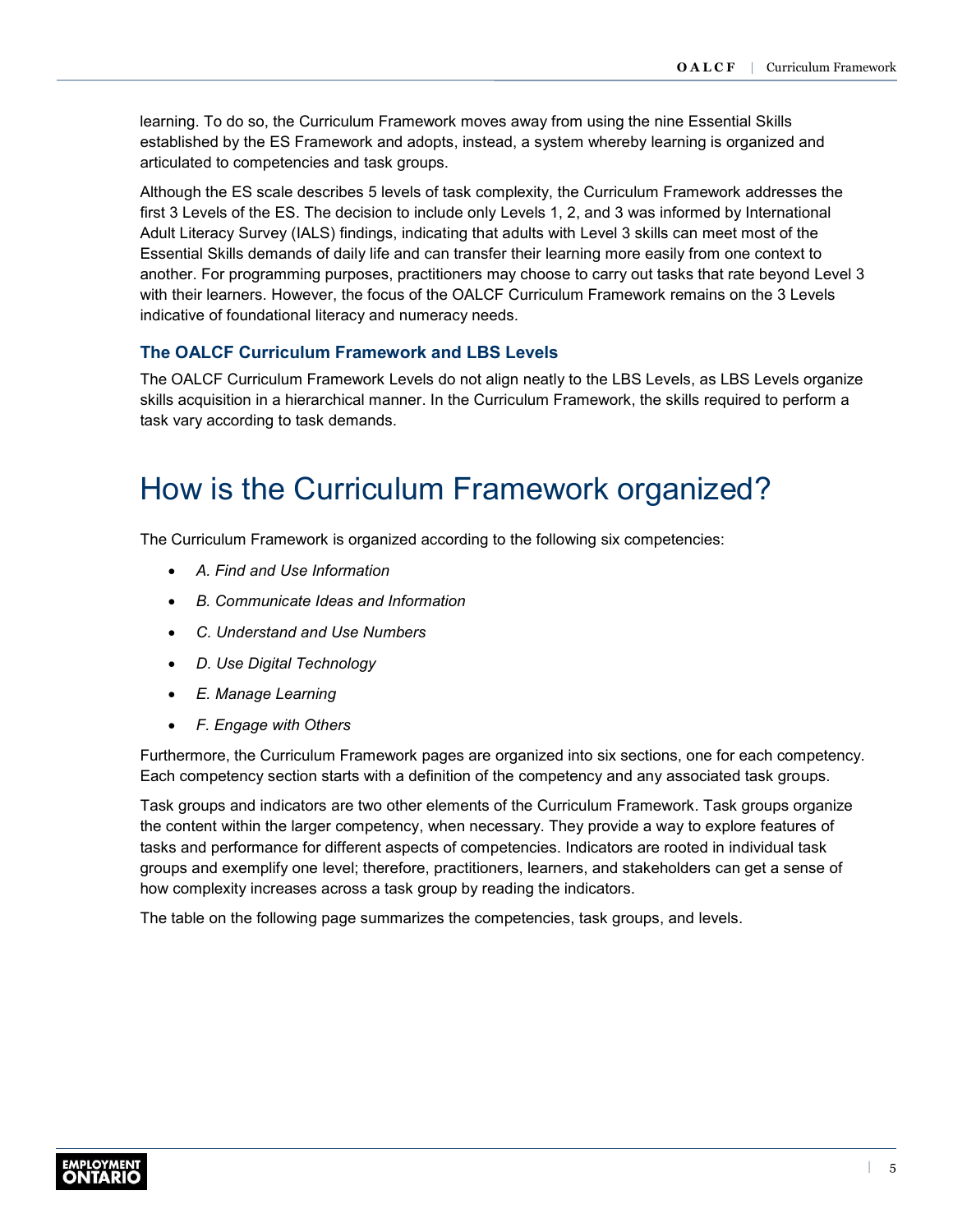learning. To do so, the Curriculum Framework moves away from using the nine Essential Skills established by the ES Framework and adopts, instead, a system whereby learning is organized and articulated to competencies and task groups.

Although the ES scale describes 5 levels of task complexity, the Curriculum Framework addresses the first 3 Levels of the ES. The decision to include only Levels 1, 2, and 3 was informed by International Adult Literacy Survey (IALS) findings, indicating that adults with Level 3 skills can meet most of the Essential Skills demands of daily life and can transfer their learning more easily from one context to another. For programming purposes, practitioners may choose to carry out tasks that rate beyond Level 3 with their learners. However, the focus of the OALCF Curriculum Framework remains on the 3 Levels indicative of foundational literacy and numeracy needs.

### The OALCF Curriculum Framework and LBS Levels

The OALCF Curriculum Framework Levels do not align neatly to the LBS Levels, as LBS Levels organize skills acquisition in a hierarchical manner. In the Curriculum Framework, the skills required to perform a task vary according to task demands.

# How is the Curriculum Framework organized?

The Curriculum Framework is organized according to the following six competencies:

- *A. Find and Use Information*
- *B. Communicate Ideas and Information*
- *C. Understand and Use Numbers*
- *D. Use Digital Technology*
- *E. Manage Learning*
- *F. Engage with Others*

Furthermore, the Curriculum Framework pages are organized into six sections, one for each competency. Each competency section starts with a definition of the competency and any associated task groups.

Task groups and indicators are two other elements of the Curriculum Framework. Task groups organize the content within the larger competency, when necessary. They provide a way to explore features of tasks and performance for different aspects of competencies. Indicators are rooted in individual task groups and exemplify one level; therefore, practitioners, learners, and stakeholders can get a sense of how complexity increases across a task group by reading the indicators.

The table on the following page summarizes the competencies, task groups, and levels.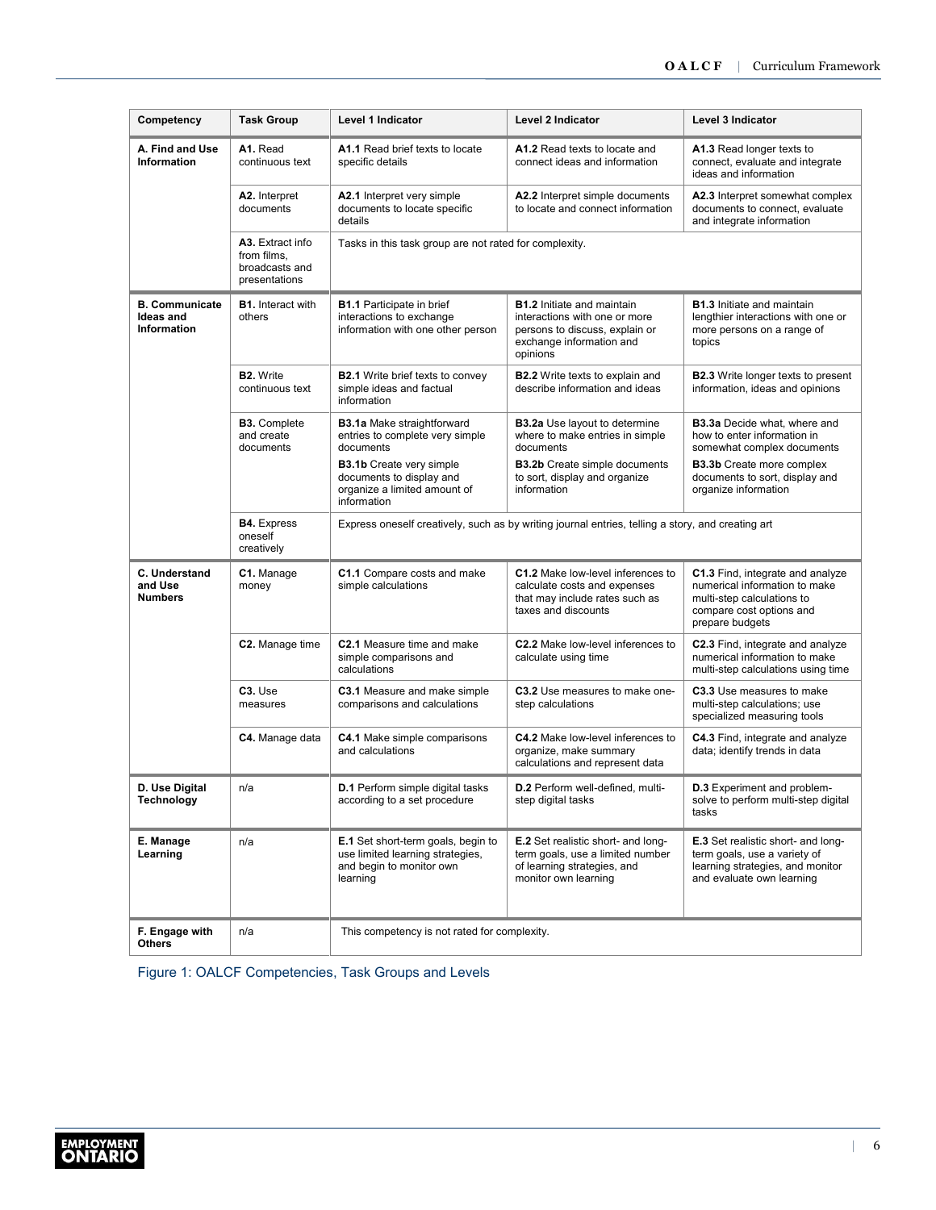| Competency | Task Group | Level 1 Indicator | Level 2 Indicator | Level 3 Indicator |
|---|---|---|---|---|
| **A. Find and Use Information** | **A1.** Read continuous text | **A1.1** Read brief texts to locate specific details | **A1.2** Read texts to locate and connect ideas and information | **A1.3** Read longer texts to connect, evaluate and integrate ideas and information |
| | **A2.** Interpret documents | **A2.1** Interpret very simple documents to locate specific details | **A2.2** Interpret simple documents to locate and connect information | **A2.3** Interpret somewhat complex documents to connect, evaluate and integrate information |
| | **A3.** Extract info from films, broadcasts and presentations | Tasks in this task group are not rated for complexity. | | |
| **B. Communicate Ideas and Information** | **B1.** Interact with others | **B1.1** Participate in brief interactions to exchange information with one other person | **B1.2** Initiate and maintain interactions with one or more persons to discuss, explain or exchange information and opinions | **B1.3** Initiate and maintain lengthier interactions with one or more persons on a range of topics |
| | **B2.** Write continuous text | **B2.1** Write brief texts to convey simple ideas and factual information | **B2.2** Write texts to explain and describe information and ideas | **B2.3** Write longer texts to present information, ideas and opinions |
| | **B3.** Complete and create documents | **B3.1a** Make straightforward entries to complete very simple documents<br>**B3.1b** Create very simple documents to display and organize a limited amount of information | **B3.2a** Use layout to determine where to make entries in simple documents<br>**B3.2b** Create simple documents to sort, display and organize information | **B3.3a** Decide what, where and how to enter information in somewhat complex documents<br>**B3.3b** Create more complex documents to sort, display and organize information |
| | **B4.** Express oneself creatively | Express oneself creatively, such as by writing journal entries, telling a story, and creating art | | |
| **C. Understand and Use Numbers** | **C1.** Manage money | **C1.1** Compare costs and make simple calculations | **C1.2** Make low-level inferences to calculate costs and expenses that may include rates such as taxes and discounts | **C1.3** Find, integrate and analyze numerical information to make multi-step calculations to compare cost options and prepare budgets |
| | **C2.** Manage time | **C2.1** Measure time and make simple comparisons and calculations | **C2.2** Make low-level inferences to calculate using time | **C2.3** Find, integrate and analyze numerical information to make multi-step calculations using time |
| | **C3.** Use measures | **C3.1** Measure and make simple comparisons and calculations | **C3.2** Use measures to make one-step calculations | **C3.3** Use measures to make multi-step calculations; use specialized measuring tools |
| | **C4.** Manage data | **C4.1** Make simple comparisons and calculations | **C4.2** Make low-level inferences to organize, make summary calculations and represent data | **C4.3** Find, integrate and analyze data; identify trends in data |
| **D. Use Digital Technology** | n/a | **D.1** Perform simple digital tasks according to a set procedure | **D.2** Perform well-defined, multi-step digital tasks | **D.3** Experiment and problem-solve to perform multi-step digital tasks |
| **E. Manage Learning** | n/a | **E.1** Set short-term goals, begin to use limited learning strategies, and begin to monitor own learning | **E.2** Set realistic short- and long-term goals, use a limited number of learning strategies, and monitor own learning | **E.3** Set realistic short- and long-term goals, use a variety of learning strategies, and monitor and evaluate own learning |
| **F. Engage with Others** | n/a | This competency is not rated for complexity. | | |

Figure 1: OALCF Competencies, Task Groups and Levels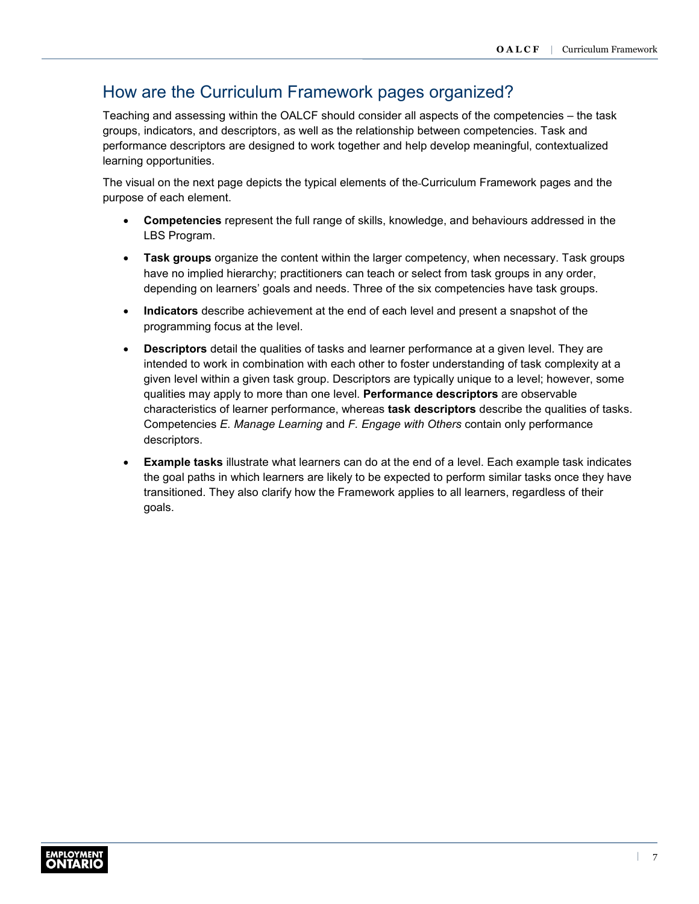## How are the Curriculum Framework pages organized?

Teaching and assessing within the OALCF should consider all aspects of the competencies – the task groups, indicators, and descriptors, as well as the relationship between competencies. Task and performance descriptors are designed to work together and help develop meaningful, contextualized learning opportunities.

The visual on the next page depicts the typical elements of the Curriculum Framework pages and the purpose of each element.

- **Competencies** represent the full range of skills, knowledge, and behaviours addressed in the LBS Program.
- **Task groups** organize the content within the larger competency, when necessary. Task groups have no implied hierarchy; practitioners can teach or select from task groups in any order, depending on learners' goals and needs. Three of the six competencies have task groups.
- **Indicators** describe achievement at the end of each level and present a snapshot of the programming focus at the level.
- **Descriptors** detail the qualities of tasks and learner performance at a given level. They are intended to work in combination with each other to foster understanding of task complexity at a given level within a given task group. Descriptors are typically unique to a level; however, some qualities may apply to more than one level. **Performance descriptors** are observable characteristics of learner performance, whereas **task descriptors** describe the qualities of tasks. Competencies *E. Manage Learning* and *F. Engage with Others* contain only performance descriptors.
- **Example tasks** illustrate what learners can do at the end of a level. Each example task indicates the goal paths in which learners are likely to be expected to perform similar tasks once they have transitioned. They also clarify how the Framework applies to all learners, regardless of their goals.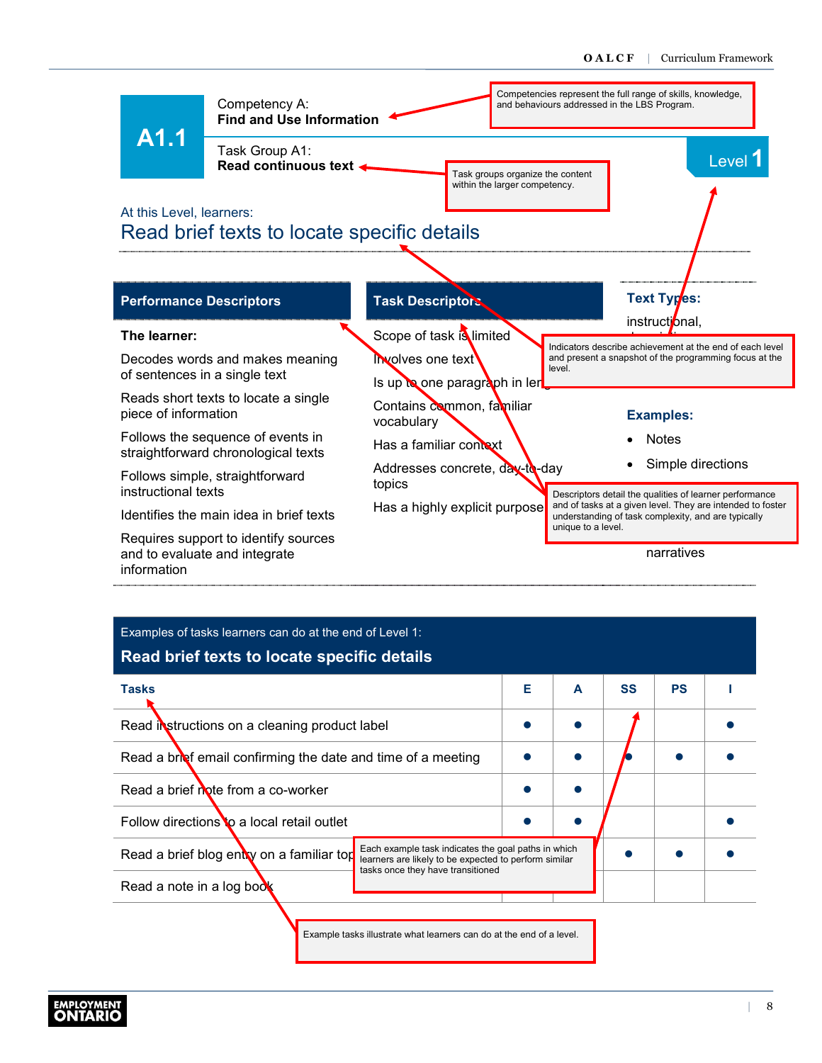# A1.1

Competency A:
**Find and Use Information**

Competencies represent the full range of skills, knowledge, and behaviours addressed in the LBS Program.

Task Group A1:
**Read continuous text**

Task groups organize the content within the larger competency.

## Level 1

At this Level, learners:

## Read brief texts to locate specific details

Indicators describe achievement at the end of each level and present a snapshot of the programming focus at the level.

### Performance Descriptors

**The learner:**

Decodes words and makes meaning of sentences in a single text

Reads short texts to locate a single piece of information

Follows the sequence of events in straightforward chronological texts

Follows simple, straightforward instructional texts

Identifies the main idea in brief texts

Requires support to identify sources and to evaluate and integrate information

### Task Descriptors

Scope of task is limited

Involves one text

Is up to one paragraph in length

Contains common, familiar vocabulary

Has a familiar context

Addresses concrete, day-to-day topics

Has a highly explicit purpose

Descriptors detail the qualities of learner performance and of tasks at a given level. They are intended to foster understanding of task complexity, and are typically unique to a level.

### Text Types:

instructional, descriptive, ...

### Examples:

- Notes
- Simple directions
- ... narratives

| Examples of tasks learners can do at the end of Level 1: **Read brief texts to locate specific details** | | | | | |
|---|---|---|---|---|---|
| **Tasks** | **E** | **A** | **SS** | **PS** | **I** |
| Read instructions on a cleaning product label | ● | ● | | | ● |
| Read a brief email confirming the date and time of a meeting | ● | ● | ● | ● | ● |
| Read a brief note from a co-worker | ● | ● | | | |
| Follow directions to a local retail outlet | ● | ● | | | ● |
| Read a brief blog entry on a familiar topic | | | ● | ● | ● |
| Read a note in a log book | | | | | |

Each example task indicates the goal paths in which learners are likely to be expected to perform similar tasks once they have transitioned

Example tasks illustrate what learners can do at the end of a level.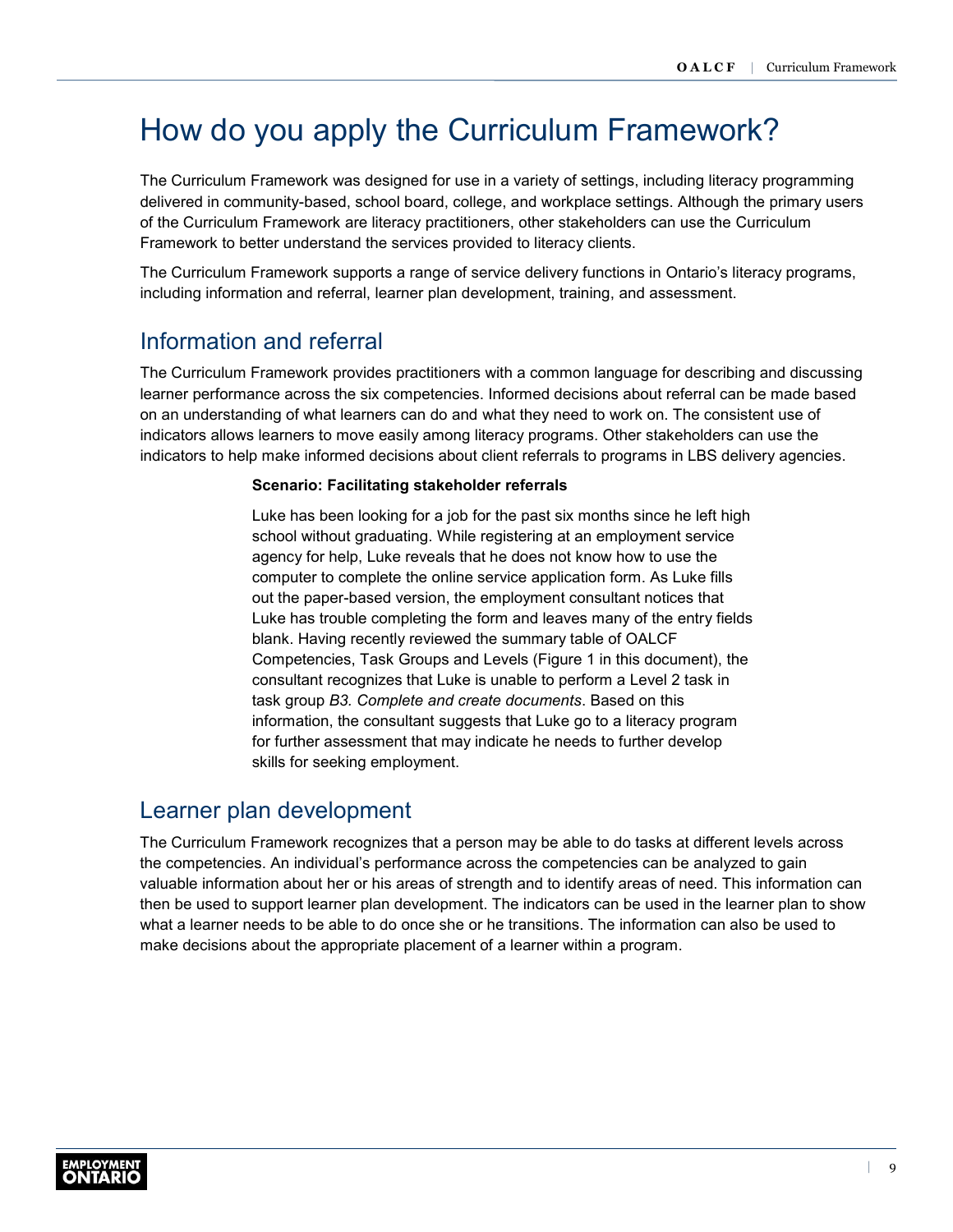# How do you apply the Curriculum Framework?

The Curriculum Framework was designed for use in a variety of settings, including literacy programming delivered in community-based, school board, college, and workplace settings. Although the primary users of the Curriculum Framework are literacy practitioners, other stakeholders can use the Curriculum Framework to better understand the services provided to literacy clients.

The Curriculum Framework supports a range of service delivery functions in Ontario's literacy programs, including information and referral, learner plan development, training, and assessment.

## Information and referral

The Curriculum Framework provides practitioners with a common language for describing and discussing learner performance across the six competencies. Informed decisions about referral can be made based on an understanding of what learners can do and what they need to work on. The consistent use of indicators allows learners to move easily among literacy programs. Other stakeholders can use the indicators to help make informed decisions about client referrals to programs in LBS delivery agencies.

> **Scenario: Facilitating stakeholder referrals**
>
> Luke has been looking for a job for the past six months since he left high school without graduating. While registering at an employment service agency for help, Luke reveals that he does not know how to use the computer to complete the online service application form. As Luke fills out the paper-based version, the employment consultant notices that Luke has trouble completing the form and leaves many of the entry fields blank. Having recently reviewed the summary table of OALCF Competencies, Task Groups and Levels (Figure 1 in this document), the consultant recognizes that Luke is unable to perform a Level 2 task in task group *B3. Complete and create documents*. Based on this information, the consultant suggests that Luke go to a literacy program for further assessment that may indicate he needs to further develop skills for seeking employment.

## Learner plan development

The Curriculum Framework recognizes that a person may be able to do tasks at different levels across the competencies. An individual's performance across the competencies can be analyzed to gain valuable information about her or his areas of strength and to identify areas of need. This information can then be used to support learner plan development. The indicators can be used in the learner plan to show what a learner needs to be able to do once she or he transitions. The information can also be used to make decisions about the appropriate placement of a learner within a program.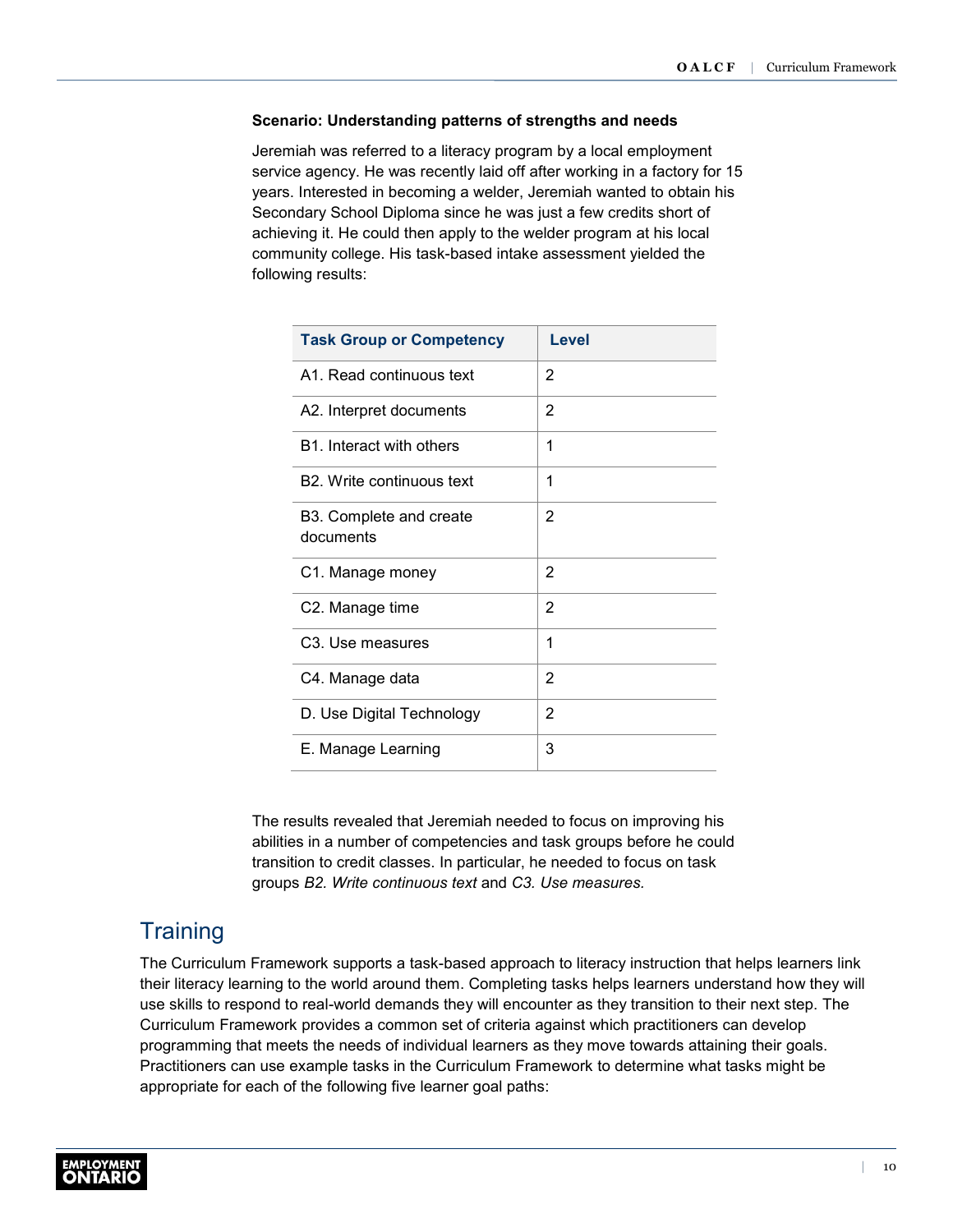**Scenario: Understanding patterns of strengths and needs**

Jeremiah was referred to a literacy program by a local employment service agency. He was recently laid off after working in a factory for 15 years. Interested in becoming a welder, Jeremiah wanted to obtain his Secondary School Diploma since he was just a few credits short of achieving it. He could then apply to the welder program at his local community college. His task-based intake assessment yielded the following results:

| Task Group or Competency | Level |
|---|---|
| A1. Read continuous text | 2 |
| A2. Interpret documents | 2 |
| B1. Interact with others | 1 |
| B2. Write continuous text | 1 |
| B3. Complete and create documents | 2 |
| C1. Manage money | 2 |
| C2. Manage time | 2 |
| C3. Use measures | 1 |
| C4. Manage data | 2 |
| D. Use Digital Technology | 2 |
| E. Manage Learning | 3 |

The results revealed that Jeremiah needed to focus on improving his abilities in a number of competencies and task groups before he could transition to credit classes. In particular, he needed to focus on task groups *B2. Write continuous text* and *C3. Use measures.*

## Training

The Curriculum Framework supports a task-based approach to literacy instruction that helps learners link their literacy learning to the world around them. Completing tasks helps learners understand how they will use skills to respond to real-world demands they will encounter as they transition to their next step. The Curriculum Framework provides a common set of criteria against which practitioners can develop programming that meets the needs of individual learners as they move towards attaining their goals. Practitioners can use example tasks in the Curriculum Framework to determine what tasks might be appropriate for each of the following five learner goal paths: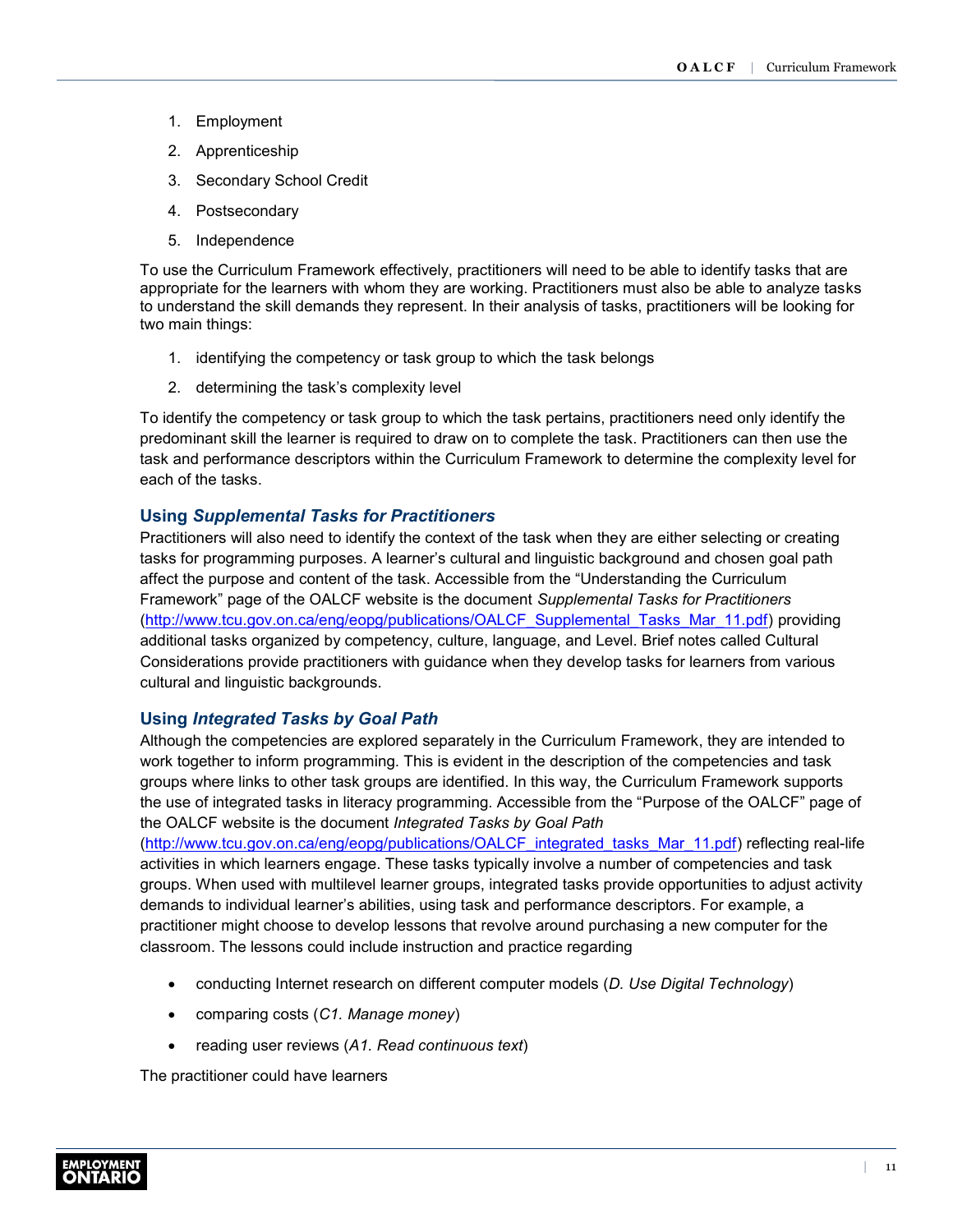1. Employment
2. Apprenticeship
3. Secondary School Credit
4. Postsecondary
5. Independence

To use the Curriculum Framework effectively, practitioners will need to be able to identify tasks that are appropriate for the learners with whom they are working. Practitioners must also be able to analyze tasks to understand the skill demands they represent. In their analysis of tasks, practitioners will be looking for two main things:

1. identifying the competency or task group to which the task belongs
2. determining the task's complexity level

To identify the competency or task group to which the task pertains, practitioners need only identify the predominant skill the learner is required to draw on to complete the task. Practitioners can then use the task and performance descriptors within the Curriculum Framework to determine the complexity level for each of the tasks.

### Using *Supplemental Tasks for Practitioners*

Practitioners will also need to identify the context of the task when they are either selecting or creating tasks for programming purposes. A learner's cultural and linguistic background and chosen goal path affect the purpose and content of the task. Accessible from the "Understanding the Curriculum Framework" page of the OALCF website is the document *Supplemental Tasks for Practitioners* (http://www.tcu.gov.on.ca/eng/eopg/publications/OALCF_Supplemental_Tasks_Mar_11.pdf) providing additional tasks organized by competency, culture, language, and Level. Brief notes called Cultural Considerations provide practitioners with guidance when they develop tasks for learners from various cultural and linguistic backgrounds.

### Using *Integrated Tasks by Goal Path*

Although the competencies are explored separately in the Curriculum Framework, they are intended to work together to inform programming. This is evident in the description of the competencies and task groups where links to other task groups are identified. In this way, the Curriculum Framework supports the use of integrated tasks in literacy programming. Accessible from the "Purpose of the OALCF" page of the OALCF website is the document *Integrated Tasks by Goal Path* (http://www.tcu.gov.on.ca/eng/eopg/publications/OALCF_integrated_tasks_Mar_11.pdf) reflecting real-life activities in which learners engage. These tasks typically involve a number of competencies and task groups. When used with multilevel learner groups, integrated tasks provide opportunities to adjust activity demands to individual learner's abilities, using task and performance descriptors. For example, a practitioner might choose to develop lessons that revolve around purchasing a new computer for the classroom. The lessons could include instruction and practice regarding

- conducting Internet research on different computer models (*D. Use Digital Technology*)
- comparing costs (*C1. Manage money*)
- reading user reviews (*A1. Read continuous text*)

The practitioner could have learners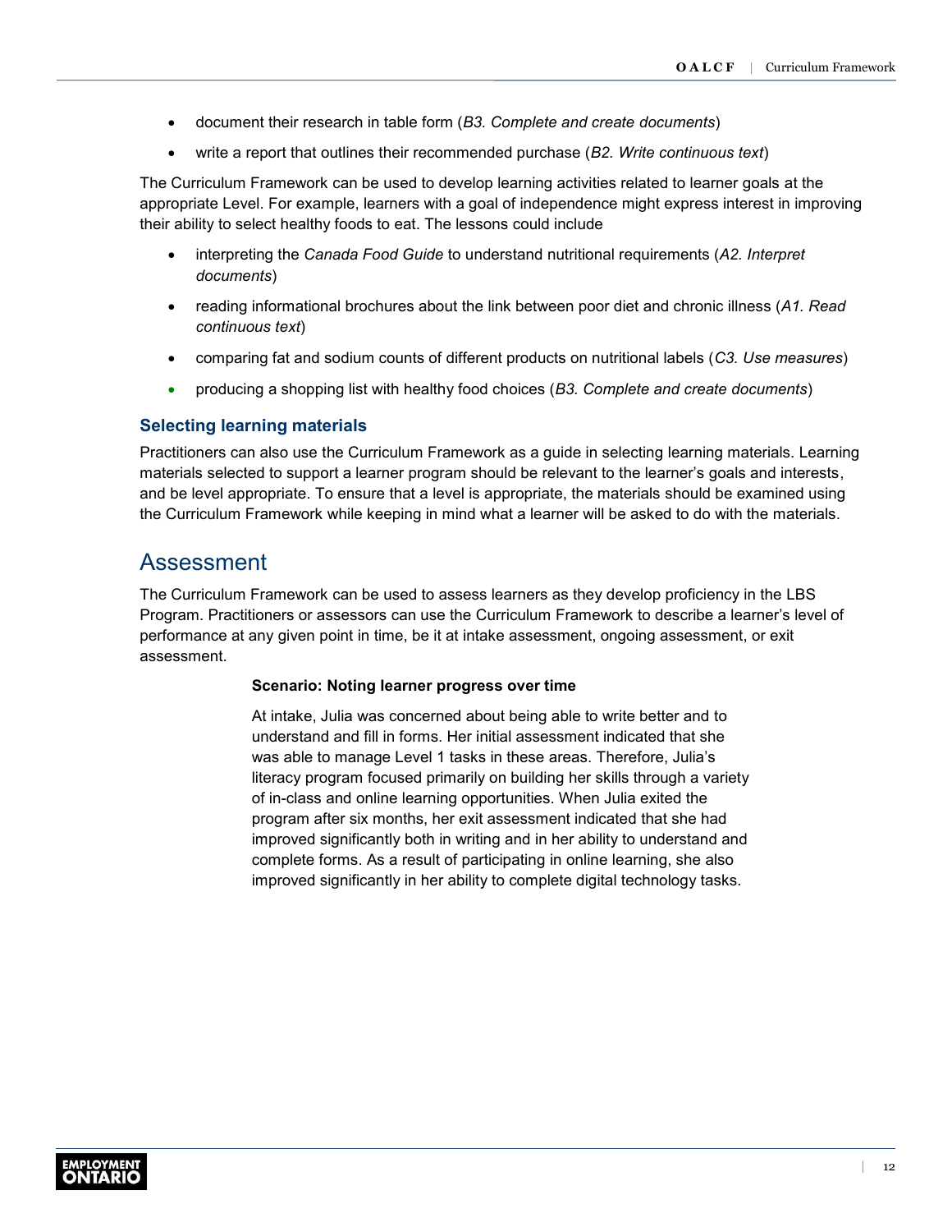- document their research in table form (*B3. Complete and create documents*)
- write a report that outlines their recommended purchase (*B2. Write continuous text*)

The Curriculum Framework can be used to develop learning activities related to learner goals at the appropriate Level. For example, learners with a goal of independence might express interest in improving their ability to select healthy foods to eat. The lessons could include

- interpreting the *Canada Food Guide* to understand nutritional requirements (*A2. Interpret documents*)
- reading informational brochures about the link between poor diet and chronic illness (*A1. Read continuous text*)
- comparing fat and sodium counts of different products on nutritional labels (*C3. Use measures*)
- producing a shopping list with healthy food choices (*B3. Complete and create documents*)

### Selecting learning materials

Practitioners can also use the Curriculum Framework as a guide in selecting learning materials. Learning materials selected to support a learner program should be relevant to the learner's goals and interests, and be level appropriate. To ensure that a level is appropriate, the materials should be examined using the Curriculum Framework while keeping in mind what a learner will be asked to do with the materials.

## Assessment

The Curriculum Framework can be used to assess learners as they develop proficiency in the LBS Program. Practitioners or assessors can use the Curriculum Framework to describe a learner's level of performance at any given point in time, be it at intake assessment, ongoing assessment, or exit assessment.

**Scenario: Noting learner progress over time**

At intake, Julia was concerned about being able to write better and to understand and fill in forms. Her initial assessment indicated that she was able to manage Level 1 tasks in these areas. Therefore, Julia's literacy program focused primarily on building her skills through a variety of in-class and online learning opportunities. When Julia exited the program after six months, her exit assessment indicated that she had improved significantly both in writing and in her ability to understand and complete forms. As a result of participating in online learning, she also improved significantly in her ability to complete digital technology tasks.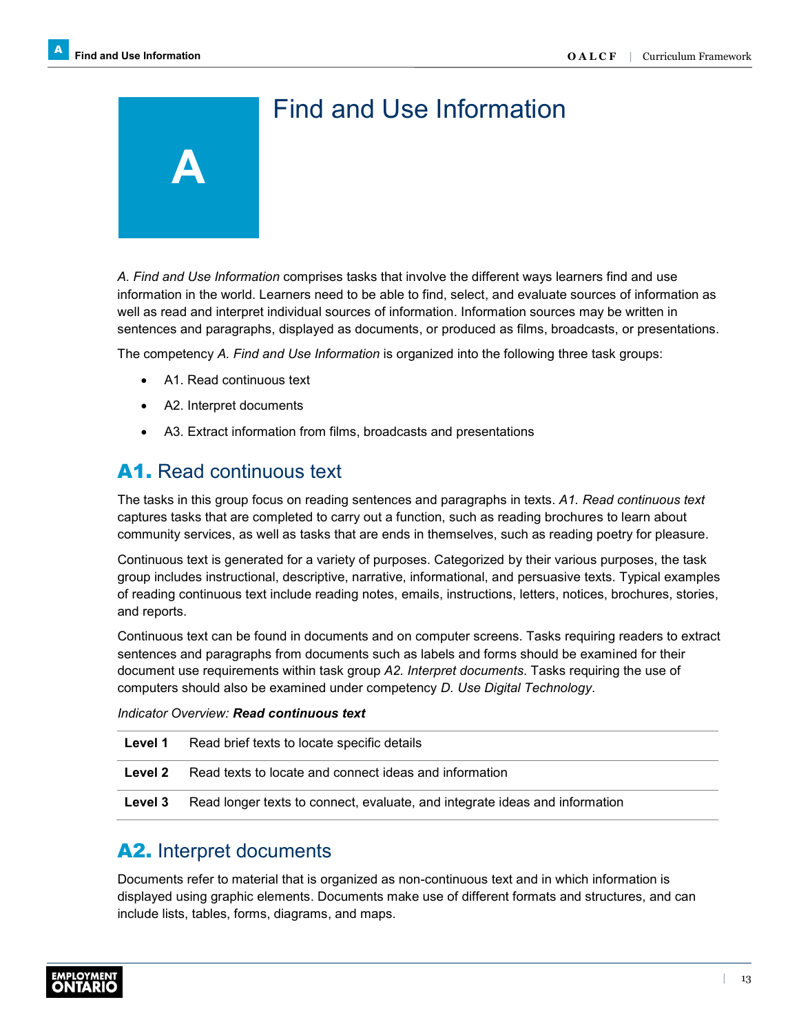# A Find and Use Information

*A. Find and Use Information* comprises tasks that involve the different ways learners find and use information in the world. Learners need to be able to find, select, and evaluate sources of information as well as read and interpret individual sources of information. Information sources may be written in sentences and paragraphs, displayed as documents, or produced as films, broadcasts, or presentations.

The competency *A. Find and Use Information* is organized into the following three task groups:

- A1. Read continuous text
- A2. Interpret documents
- A3. Extract information from films, broadcasts and presentations

## A1. Read continuous text

The tasks in this group focus on reading sentences and paragraphs in texts. *A1. Read continuous text* captures tasks that are completed to carry out a function, such as reading brochures to learn about community services, as well as tasks that are ends in themselves, such as reading poetry for pleasure.

Continuous text is generated for a variety of purposes. Categorized by their various purposes, the task group includes instructional, descriptive, narrative, informational, and persuasive texts. Typical examples of reading continuous text include reading notes, emails, instructions, letters, notices, brochures, stories, and reports.

Continuous text can be found in documents and on computer screens. Tasks requiring readers to extract sentences and paragraphs from documents such as labels and forms should be examined for their document use requirements within task group *A2. Interpret documents*. Tasks requiring the use of computers should also be examined under competency *D. Use Digital Technology*.

*Indicator Overview:* ***Read continuous text***

| | |
|---|---|
| **Level 1** | Read brief texts to locate specific details |
| **Level 2** | Read texts to locate and connect ideas and information |
| **Level 3** | Read longer texts to connect, evaluate, and integrate ideas and information |

## A2. Interpret documents

Documents refer to material that is organized as non-continuous text and in which information is displayed using graphic elements. Documents make use of different formats and structures, and can include lists, tables, forms, diagrams, and maps.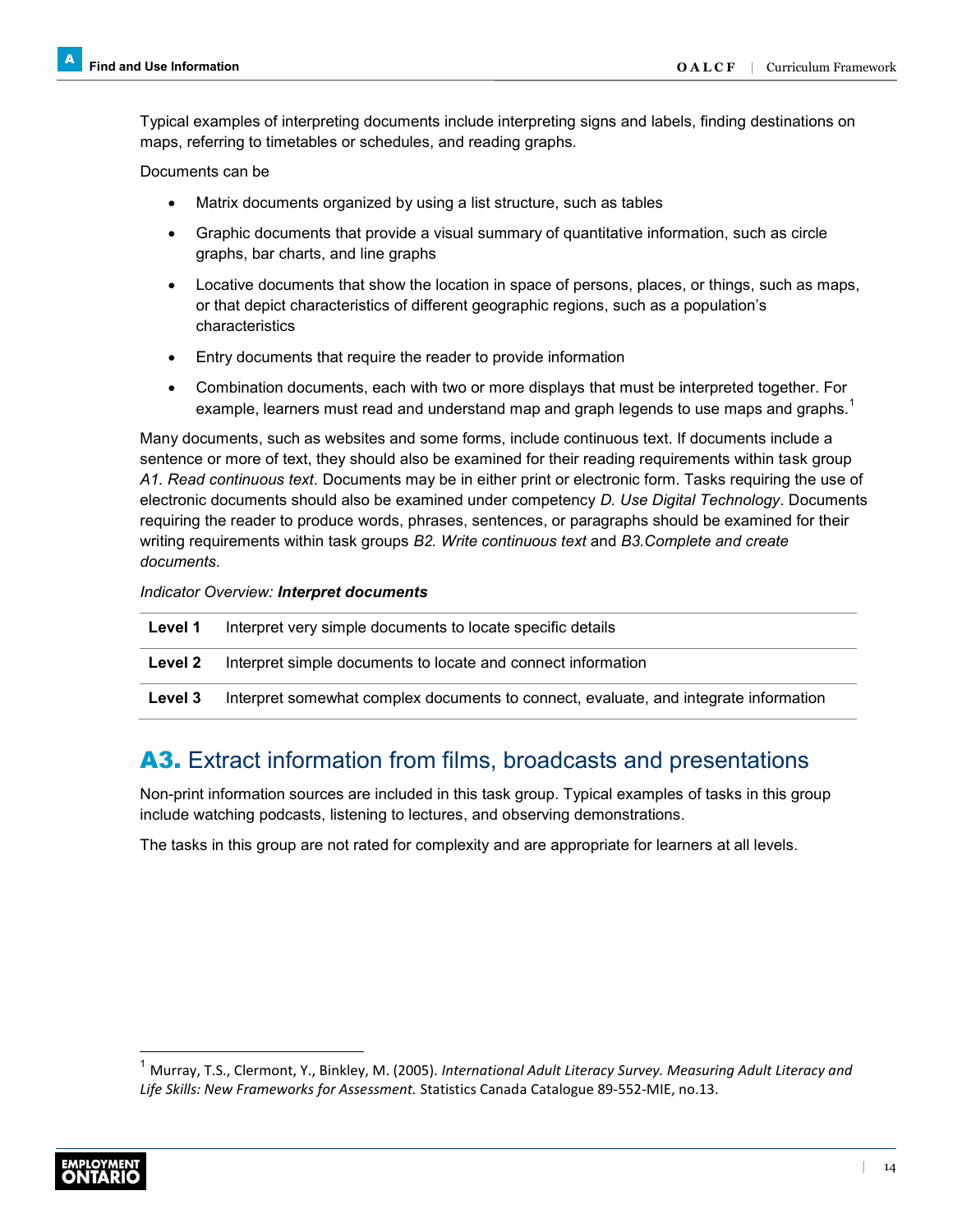Typical examples of interpreting documents include interpreting signs and labels, finding destinations on maps, referring to timetables or schedules, and reading graphs.

Documents can be

- Matrix documents organized by using a list structure, such as tables
- Graphic documents that provide a visual summary of quantitative information, such as circle graphs, bar charts, and line graphs
- Locative documents that show the location in space of persons, places, or things, such as maps, or that depict characteristics of different geographic regions, such as a population's characteristics
- Entry documents that require the reader to provide information
- Combination documents, each with two or more displays that must be interpreted together. For example, learners must read and understand map and graph legends to use maps and graphs.[1]

Many documents, such as websites and some forms, include continuous text. If documents include a sentence or more of text, they should also be examined for their reading requirements within task group *A1. Read continuous text*. Documents may be in either print or electronic form. Tasks requiring the use of electronic documents should also be examined under competency *D. Use Digital Technology*. Documents requiring the reader to produce words, phrases, sentences, or paragraphs should be examined for their writing requirements within task groups *B2. Write continuous text* and *B3.Complete and create documents*.

*Indicator Overview:* ***Interpret documents***

| | |
|---|---|
| **Level 1** | Interpret very simple documents to locate specific details |
| **Level 2** | Interpret simple documents to locate and connect information |
| **Level 3** | Interpret somewhat complex documents to connect, evaluate, and integrate information |

## A3. Extract information from films, broadcasts and presentations

Non-print information sources are included in this task group. Typical examples of tasks in this group include watching podcasts, listening to lectures, and observing demonstrations.

The tasks in this group are not rated for complexity and are appropriate for learners at all levels.

---

[1] Murray, T.S., Clermont, Y., Binkley, M. (2005). *International Adult Literacy Survey. Measuring Adult Literacy and Life Skills: New Frameworks for Assessment.* Statistics Canada Catalogue 89-552-MIE, no.13.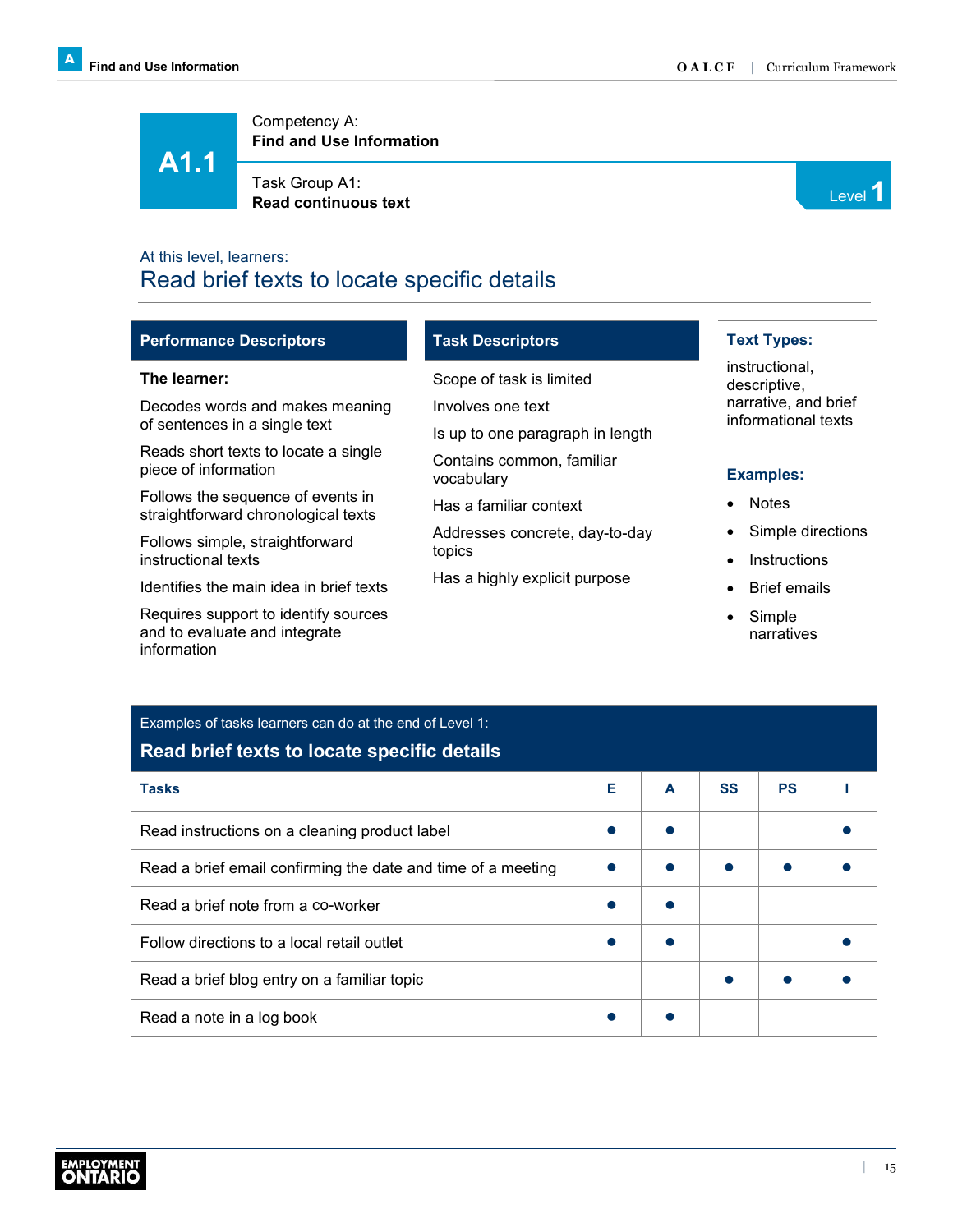# A1.1

Competency A:
**Find and Use Information**

Task Group A1:
**Read continuous text**

Level 1

At this level, learners:

## Read brief texts to locate specific details

### Performance Descriptors

**The learner:**

- Decodes words and makes meaning of sentences in a single text
- Reads short texts to locate a single piece of information
- Follows the sequence of events in straightforward chronological texts
- Follows simple, straightforward instructional texts
- Identifies the main idea in brief texts
- Requires support to identify sources and to evaluate and integrate information

### Task Descriptors

- Scope of task is limited
- Involves one text
- Is up to one paragraph in length
- Contains common, familiar vocabulary
- Has a familiar context
- Addresses concrete, day-to-day topics
- Has a highly explicit purpose

### Text Types:

instructional, descriptive, narrative, and brief informational texts

### Examples:

- Notes
- Simple directions
- Instructions
- Brief emails
- Simple narratives

Examples of tasks learners can do at the end of Level 1:

**Read brief texts to locate specific details**

| Tasks | E | A | SS | PS | I |
|---|---|---|---|---|---|
| Read instructions on a cleaning product label | ● | ● | | | ● |
| Read a brief email confirming the date and time of a meeting | ● | ● | ● | ● | ● |
| Read a brief note from a co-worker | ● | ● | | | |
| Follow directions to a local retail outlet | ● | ● | | | ● |
| Read a brief blog entry on a familiar topic | | | ● | ● | ● |
| Read a note in a log book | ● | ● | | | |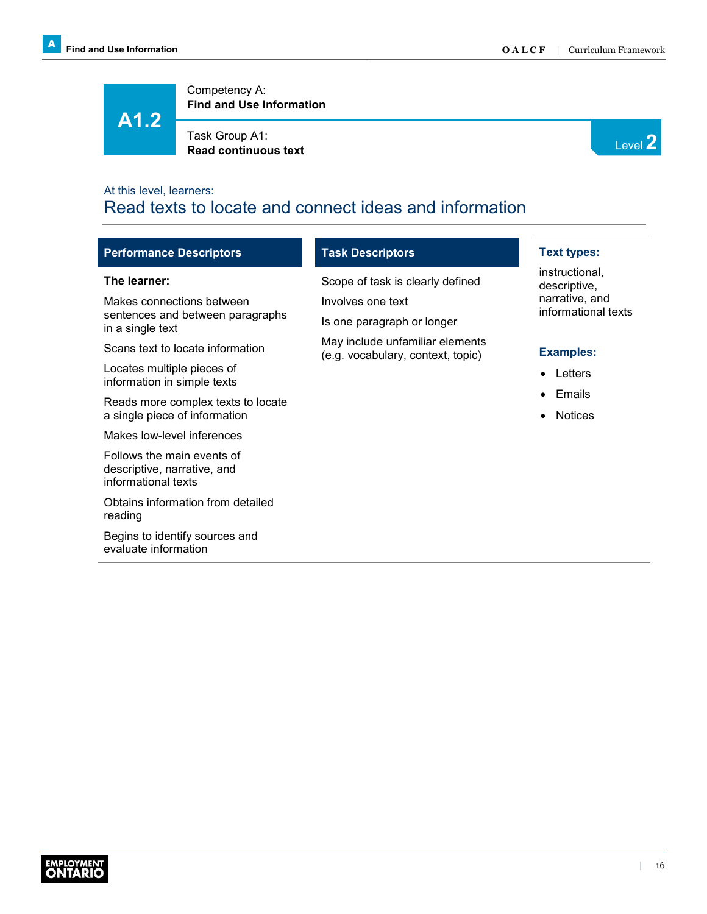# A1.2

Competency A:
**Find and Use Information**

Task Group A1:
**Read continuous text**

Level 2

At this level, learners:

## Read texts to locate and connect ideas and information

### Performance Descriptors

**The learner:**

Makes connections between sentences and between paragraphs in a single text

Scans text to locate information

Locates multiple pieces of information in simple texts

Reads more complex texts to locate a single piece of information

Makes low-level inferences

Follows the main events of descriptive, narrative, and informational texts

Obtains information from detailed reading

Begins to identify sources and evaluate information

### Task Descriptors

Scope of task is clearly defined

Involves one text

Is one paragraph or longer

May include unfamiliar elements (e.g. vocabulary, context, topic)

### Text types:

instructional, descriptive, narrative, and informational texts

### Examples:

- Letters
- Emails
- Notices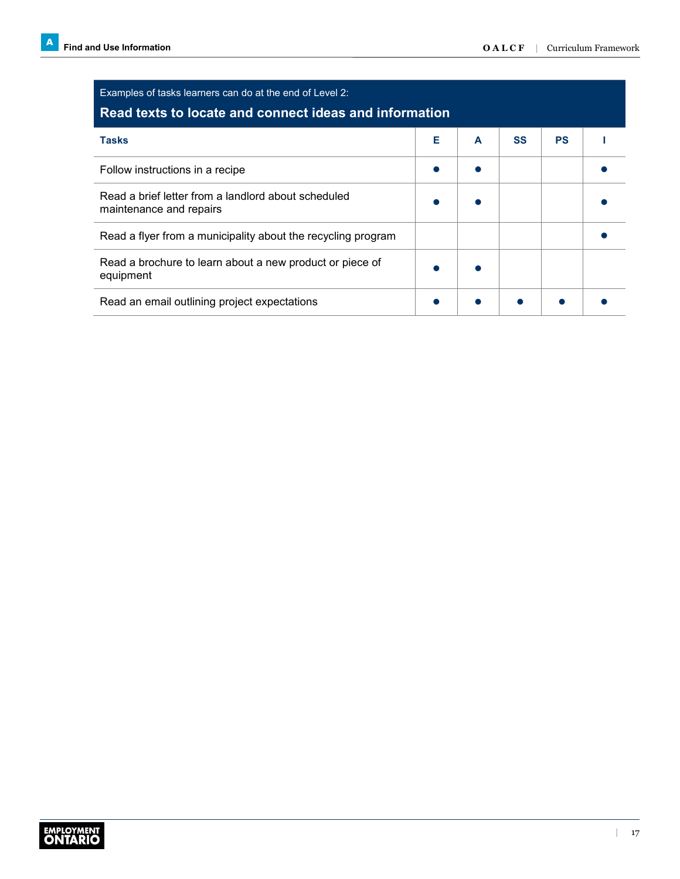Examples of tasks learners can do at the end of Level 2:

## Read texts to locate and connect ideas and information

| Tasks | E | A | SS | PS | I |
|---|---|---|---|---|---|
| Follow instructions in a recipe | ● | ● | | | ● |
| Read a brief letter from a landlord about scheduled maintenance and repairs | ● | ● | | | ● |
| Read a flyer from a municipality about the recycling program | | | | | ● |
| Read a brochure to learn about a new product or piece of equipment | ● | ● | | | |
| Read an email outlining project expectations | ● | ● | ● | ● | ● |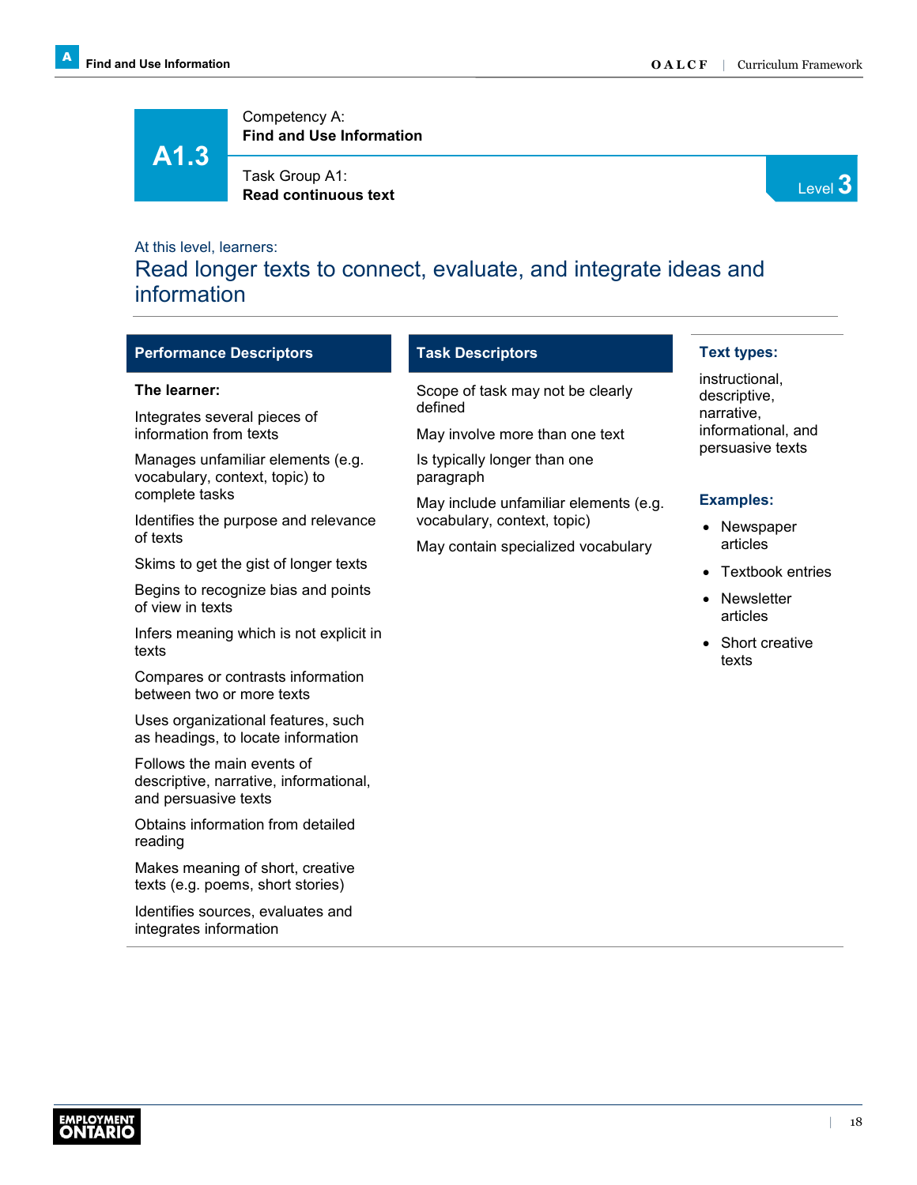# A1.3

Competency A:
**Find and Use Information**

Task Group A1:
**Read continuous text**

Level 3

At this level, learners:

## Read longer texts to connect, evaluate, and integrate ideas and information

### Performance Descriptors

**The learner:**

Integrates several pieces of information from texts

Manages unfamiliar elements (e.g. vocabulary, context, topic) to complete tasks

Identifies the purpose and relevance of texts

Skims to get the gist of longer texts

Begins to recognize bias and points of view in texts

Infers meaning which is not explicit in texts

Compares or contrasts information between two or more texts

Uses organizational features, such as headings, to locate information

Follows the main events of descriptive, narrative, informational, and persuasive texts

Obtains information from detailed reading

Makes meaning of short, creative texts (e.g. poems, short stories)

Identifies sources, evaluates and integrates information

### Task Descriptors

Scope of task may not be clearly defined

May involve more than one text

Is typically longer than one paragraph

May include unfamiliar elements (e.g. vocabulary, context, topic)

May contain specialized vocabulary

### Text types:

instructional, descriptive, narrative, informational, and persuasive texts

### Examples:

- Newspaper articles
- Textbook entries
- Newsletter articles
- Short creative texts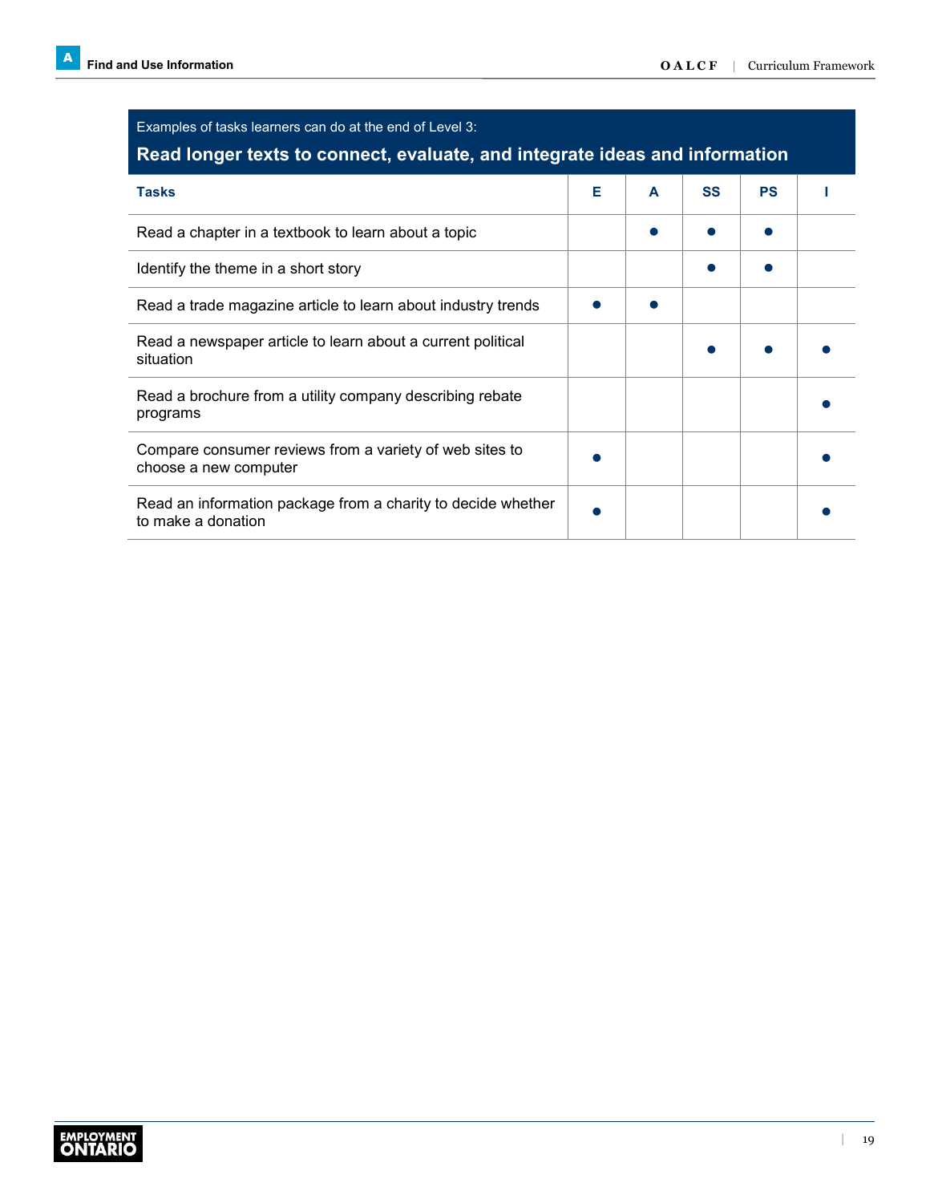Examples of tasks learners can do at the end of Level 3:

**Read longer texts to connect, evaluate, and integrate ideas and information**

| Tasks | E | A | SS | PS | I |
|---|---|---|---|---|---|
| Read a chapter in a textbook to learn about a topic | | ● | ● | ● | |
| Identify the theme in a short story | | | ● | ● | |
| Read a trade magazine article to learn about industry trends | ● | ● | | | |
| Read a newspaper article to learn about a current political situation | | | ● | ● | ● |
| Read a brochure from a utility company describing rebate programs | | | | | ● |
| Compare consumer reviews from a variety of web sites to choose a new computer | ● | | | | ● |
| Read an information package from a charity to decide whether to make a donation | ● | | | | ● |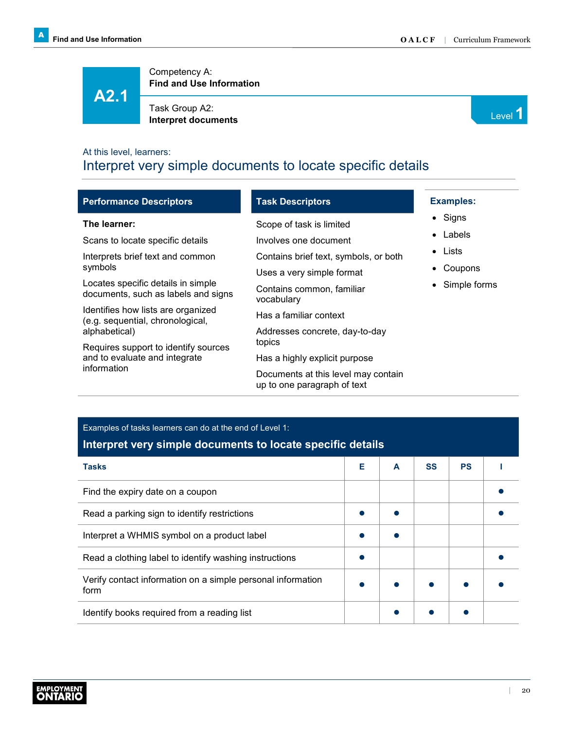# A2.1

Competency A:
**Find and Use Information**

Task Group A2:
**Interpret documents**

Level 1

At this level, learners:

## Interpret very simple documents to locate specific details

| Performance Descriptors | Task Descriptors | Examples: |
|---|---|---|
| **The learner:** | Scope of task is limited | Signs |
| Scans to locate specific details | Involves one document | Labels |
| Interprets brief text and common symbols | Contains brief text, symbols, or both | Lists |
| Locates specific details in simple documents, such as labels and signs | Uses a very simple format | Coupons |
| Identifies how lists are organized (e.g. sequential, chronological, alphabetical) | Contains common, familiar vocabulary | Simple forms |
| Requires support to identify sources and to evaluate and integrate information | Has a familiar context | |
| | Addresses concrete, day-to-day topics | |
| | Has a highly explicit purpose | |
| | Documents at this level may contain up to one paragraph of text | |

Examples of tasks learners can do at the end of Level 1:

### Interpret very simple documents to locate specific details

| Tasks | E | A | SS | PS | I |
|---|---|---|---|---|---|
| Find the expiry date on a coupon | | | | | ● |
| Read a parking sign to identify restrictions | ● | ● | | | ● |
| Interpret a WHMIS symbol on a product label | ● | ● | | | |
| Read a clothing label to identify washing instructions | ● | | | | ● |
| Verify contact information on a simple personal information form | ● | ● | ● | ● | ● |
| Identify books required from a reading list | | ● | ● | ● | |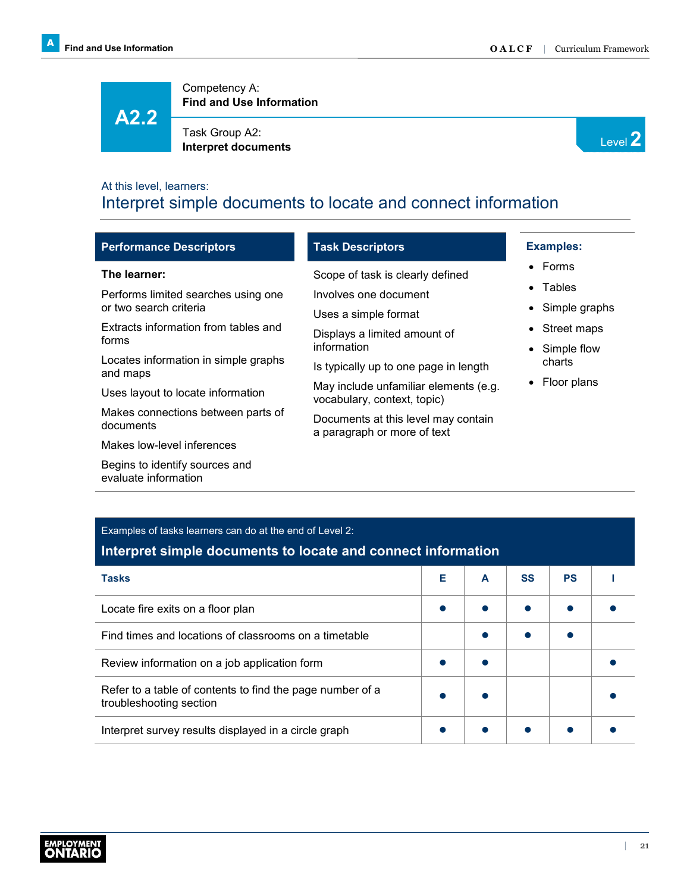# A2.2

Competency A:
**Find and Use Information**

Task Group A2:
**Interpret documents**

Level **2**

At this level, learners:

## Interpret simple documents to locate and connect information

### Performance Descriptors

**The learner:**

Performs limited searches using one or two search criteria

Extracts information from tables and forms

Locates information in simple graphs and maps

Uses layout to locate information

Makes connections between parts of documents

Makes low-level inferences

Begins to identify sources and evaluate information

### Task Descriptors

Scope of task is clearly defined

Involves one document

Uses a simple format

Displays a limited amount of information

Is typically up to one page in length

May include unfamiliar elements (e.g. vocabulary, context, topic)

Documents at this level may contain a paragraph or more of text

### Examples:

- Forms
- Tables
- Simple graphs
- Street maps
- Simple flow charts
- Floor plans

Examples of tasks learners can do at the end of Level 2:

**Interpret simple documents to locate and connect information**

| Tasks | E | A | SS | PS | I |
|---|---|---|---|---|---|
| Locate fire exits on a floor plan | ● | ● | ● | ● | ● |
| Find times and locations of classrooms on a timetable | | ● | ● | ● | |
| Review information on a job application form | ● | ● | | | ● |
| Refer to a table of contents to find the page number of a troubleshooting section | ● | ● | | | ● |
| Interpret survey results displayed in a circle graph | ● | ● | ● | ● | ● |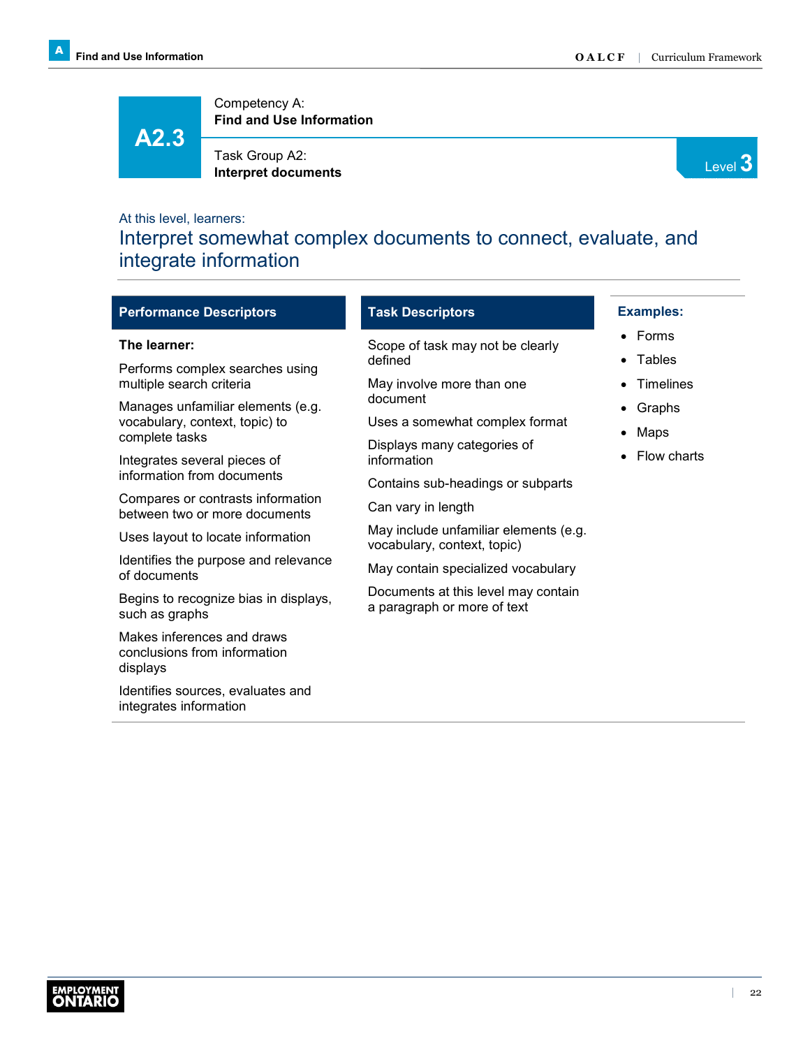# A2.3

Competency A:
**Find and Use Information**

Task Group A2:
**Interpret documents**

Level 3

At this level, learners:

## Interpret somewhat complex documents to connect, evaluate, and integrate information

### Performance Descriptors

**The learner:**

Performs complex searches using multiple search criteria

Manages unfamiliar elements (e.g. vocabulary, context, topic) to complete tasks

Integrates several pieces of information from documents

Compares or contrasts information between two or more documents

Uses layout to locate information

Identifies the purpose and relevance of documents

Begins to recognize bias in displays, such as graphs

Makes inferences and draws conclusions from information displays

Identifies sources, evaluates and integrates information

### Task Descriptors

Scope of task may not be clearly defined

May involve more than one document

Uses a somewhat complex format

Displays many categories of information

Contains sub-headings or subparts

Can vary in length

May include unfamiliar elements (e.g. vocabulary, context, topic)

May contain specialized vocabulary

Documents at this level may contain a paragraph or more of text

### Examples:

- Forms
- Tables
- Timelines
- Graphs
- Maps
- Flow charts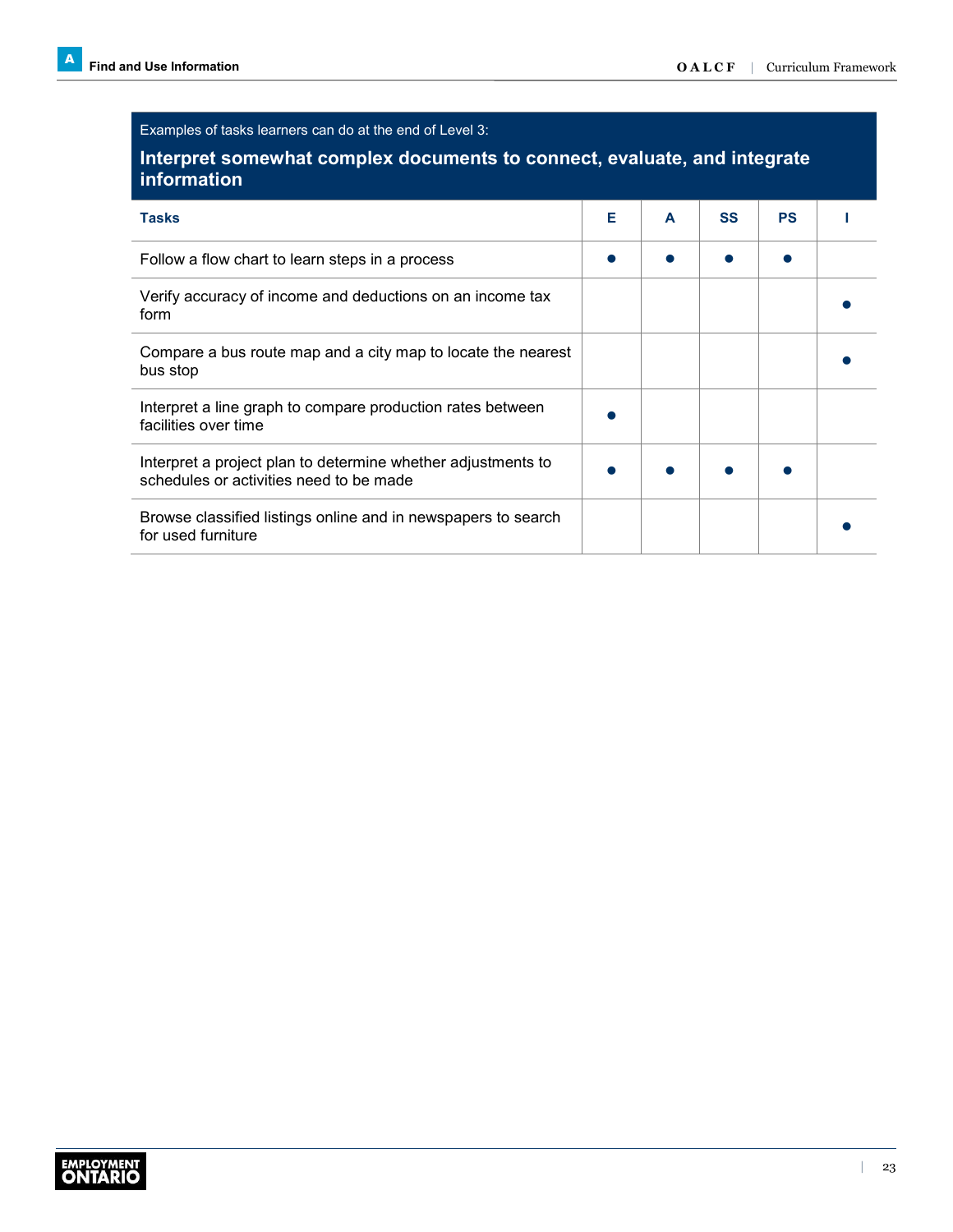Examples of tasks learners can do at the end of Level 3:

**Interpret somewhat complex documents to connect, evaluate, and integrate information**

| Tasks | E | A | SS | PS | I |
|---|---|---|---|---|---|
| Follow a flow chart to learn steps in a process | ● | ● | ● | ● | |
| Verify accuracy of income and deductions on an income tax form | | | | | ● |
| Compare a bus route map and a city map to locate the nearest bus stop | | | | | ● |
| Interpret a line graph to compare production rates between facilities over time | ● | | | | |
| Interpret a project plan to determine whether adjustments to schedules or activities need to be made | ● | ● | ● | ● | |
| Browse classified listings online and in newspapers to search for used furniture | | | | | ● |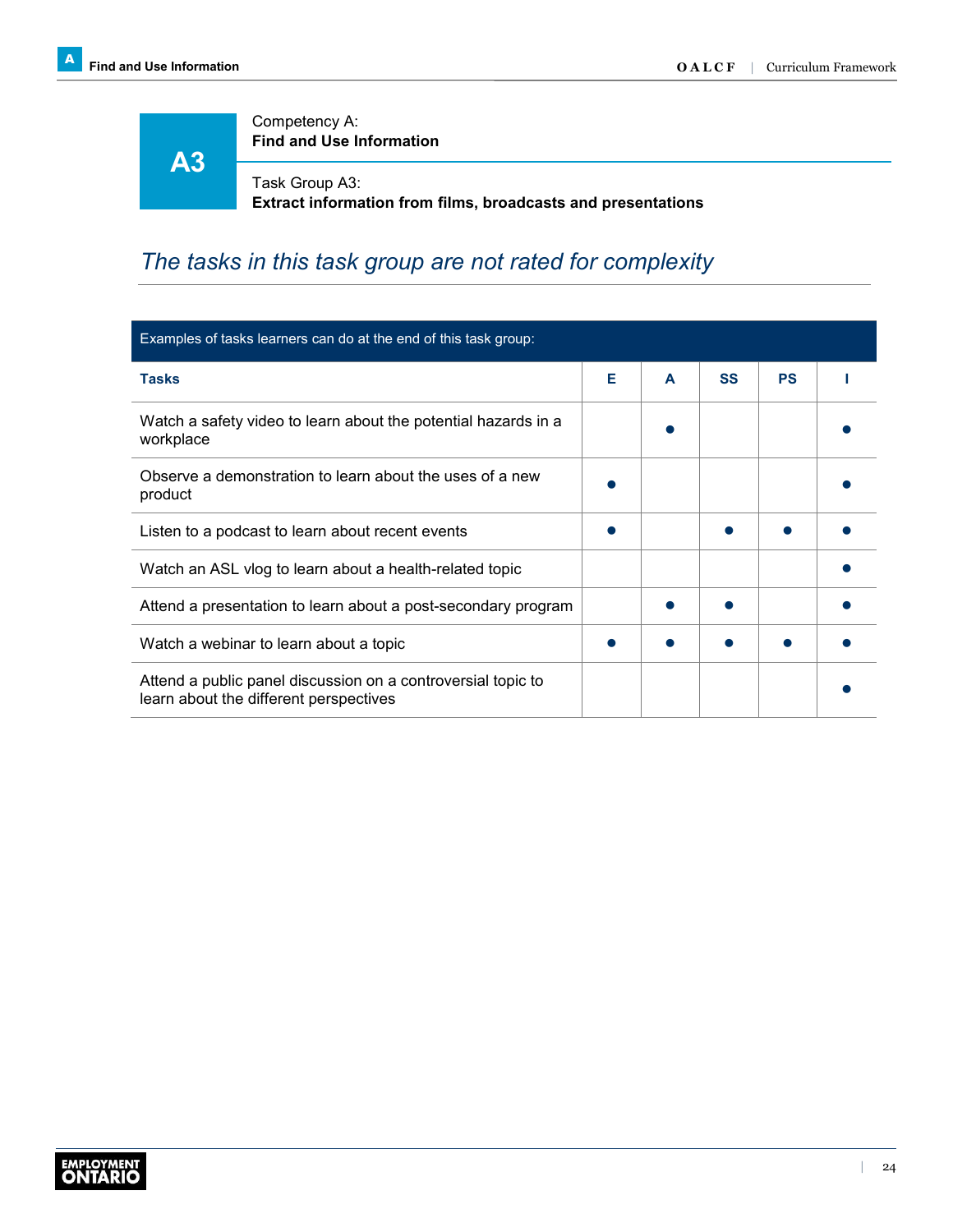# A3

Competency A:
**Find and Use Information**

Task Group A3:
**Extract information from films, broadcasts and presentations**

## *The tasks in this task group are not rated for complexity*

| Examples of tasks learners can do at the end of this task group: | | | | | |
|---|---|---|---|---|---|
| **Tasks** | **E** | **A** | **SS** | **PS** | **I** |
| Watch a safety video to learn about the potential hazards in a workplace | | ● | | | ● |
| Observe a demonstration to learn about the uses of a new product | ● | | | | ● |
| Listen to a podcast to learn about recent events | ● | | ● | ● | ● |
| Watch an ASL vlog to learn about a health-related topic | | | | | ● |
| Attend a presentation to learn about a post-secondary program | | ● | ● | | ● |
| Watch a webinar to learn about a topic | ● | ● | ● | ● | ● |
| Attend a public panel discussion on a controversial topic to learn about the different perspectives | | | | | ● |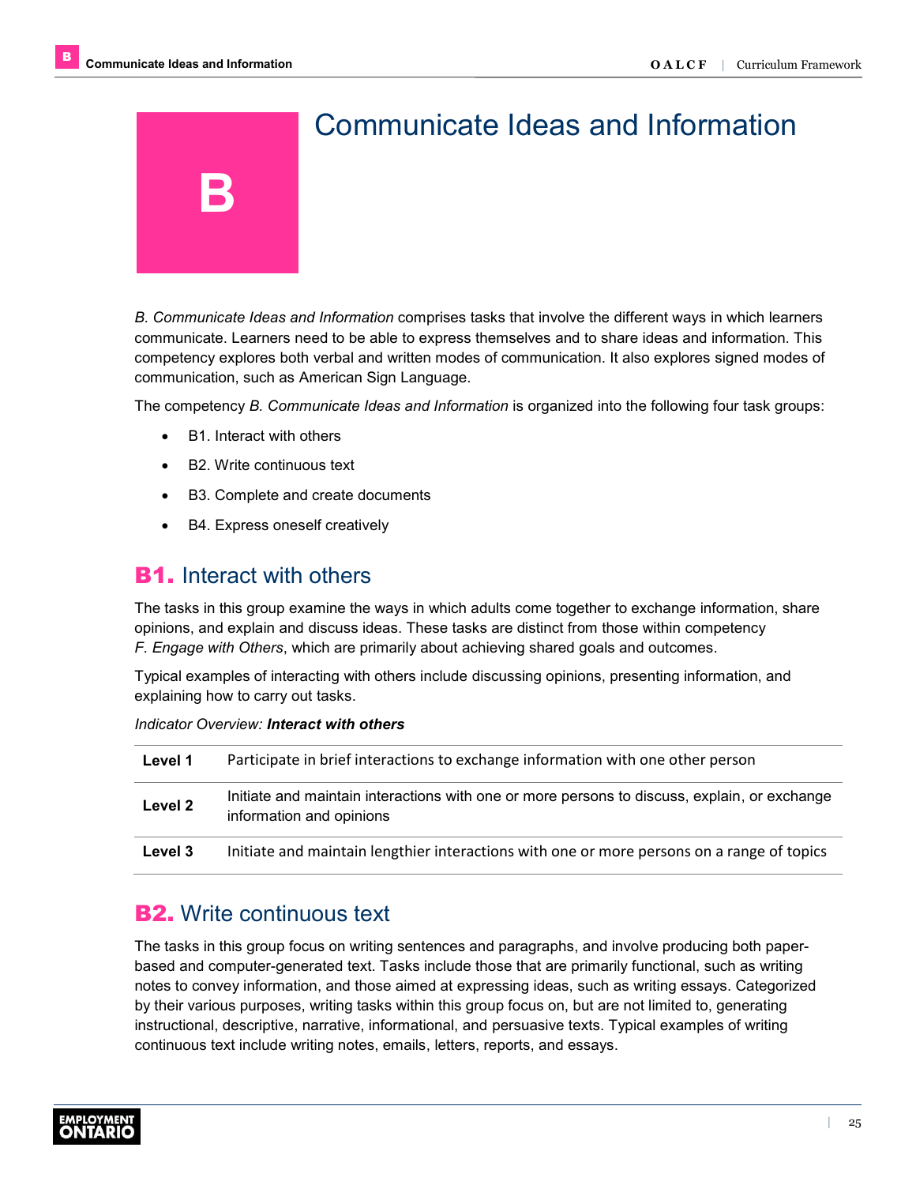# B Communicate Ideas and Information

*B. Communicate Ideas and Information* comprises tasks that involve the different ways in which learners communicate. Learners need to be able to express themselves and to share ideas and information. This competency explores both verbal and written modes of communication. It also explores signed modes of communication, such as American Sign Language.

The competency *B. Communicate Ideas and Information* is organized into the following four task groups:

- B1. Interact with others
- B2. Write continuous text
- B3. Complete and create documents
- B4. Express oneself creatively

## B1. Interact with others

The tasks in this group examine the ways in which adults come together to exchange information, share opinions, and explain and discuss ideas. These tasks are distinct from those within competency *F. Engage with Others*, which are primarily about achieving shared goals and outcomes.

Typical examples of interacting with others include discussing opinions, presenting information, and explaining how to carry out tasks.

*Indicator Overview:* ***Interact with others***

| | |
|---|---|
| **Level 1** | Participate in brief interactions to exchange information with one other person |
| **Level 2** | Initiate and maintain interactions with one or more persons to discuss, explain, or exchange information and opinions |
| **Level 3** | Initiate and maintain lengthier interactions with one or more persons on a range of topics |

## B2. Write continuous text

The tasks in this group focus on writing sentences and paragraphs, and involve producing both paper-based and computer-generated text. Tasks include those that are primarily functional, such as writing notes to convey information, and those aimed at expressing ideas, such as writing essays. Categorized by their various purposes, writing tasks within this group focus on, but are not limited to, generating instructional, descriptive, narrative, informational, and persuasive texts. Typical examples of writing continuous text include writing notes, emails, letters, reports, and essays.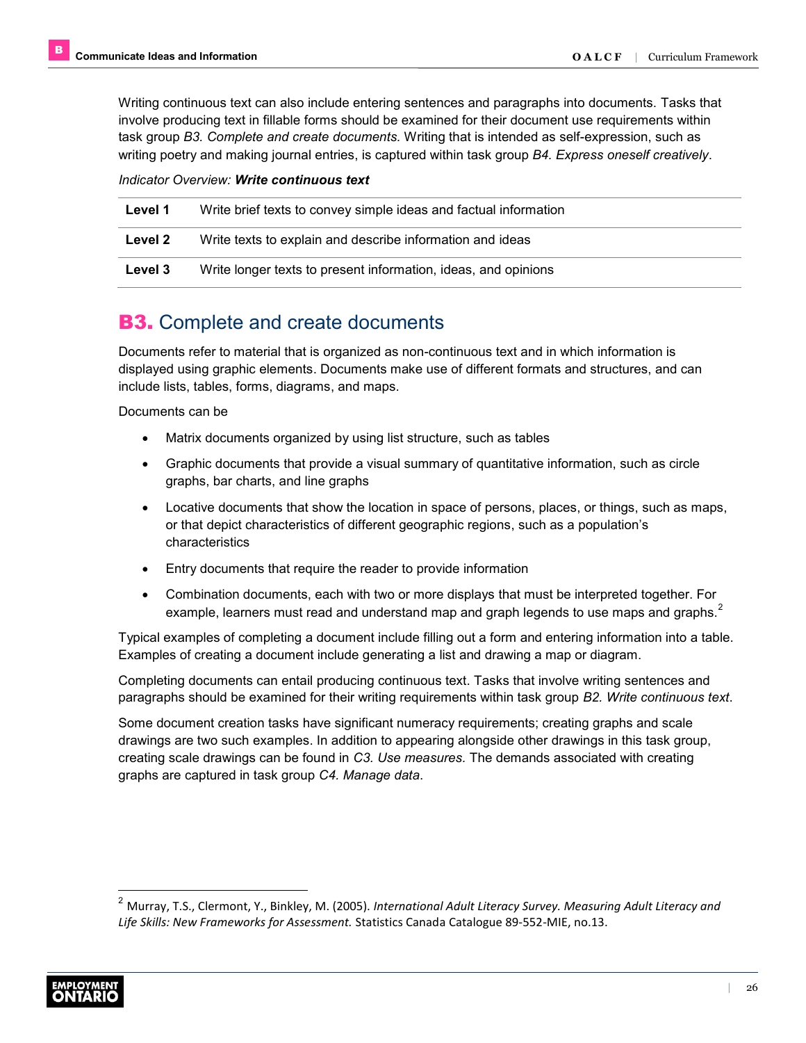Writing continuous text can also include entering sentences and paragraphs into documents. Tasks that involve producing text in fillable forms should be examined for their document use requirements within task group *B3. Complete and create documents.* Writing that is intended as self-expression, such as writing poetry and making journal entries, is captured within task group *B4. Express oneself creatively*.

*Indicator Overview:* ***Write continuous text***

| | |
|---|---|
| **Level 1** | Write brief texts to convey simple ideas and factual information |
| **Level 2** | Write texts to explain and describe information and ideas |
| **Level 3** | Write longer texts to present information, ideas, and opinions |

## B3. Complete and create documents

Documents refer to material that is organized as non-continuous text and in which information is displayed using graphic elements. Documents make use of different formats and structures, and can include lists, tables, forms, diagrams, and maps.

Documents can be

- Matrix documents organized by using list structure, such as tables
- Graphic documents that provide a visual summary of quantitative information, such as circle graphs, bar charts, and line graphs
- Locative documents that show the location in space of persons, places, or things, such as maps, or that depict characteristics of different geographic regions, such as a population's characteristics
- Entry documents that require the reader to provide information
- Combination documents, each with two or more displays that must be interpreted together. For example, learners must read and understand map and graph legends to use maps and graphs.[2]

Typical examples of completing a document include filling out a form and entering information into a table. Examples of creating a document include generating a list and drawing a map or diagram.

Completing documents can entail producing continuous text. Tasks that involve writing sentences and paragraphs should be examined for their writing requirements within task group *B2. Write continuous text*.

Some document creation tasks have significant numeracy requirements; creating graphs and scale drawings are two such examples. In addition to appearing alongside other drawings in this task group, creating scale drawings can be found in *C3. Use measures.* The demands associated with creating graphs are captured in task group *C4. Manage data*.

---

[2] Murray, T.S., Clermont, Y., Binkley, M. (2005). *International Adult Literacy Survey. Measuring Adult Literacy and Life Skills: New Frameworks for Assessment.* Statistics Canada Catalogue 89-552-MIE, no.13.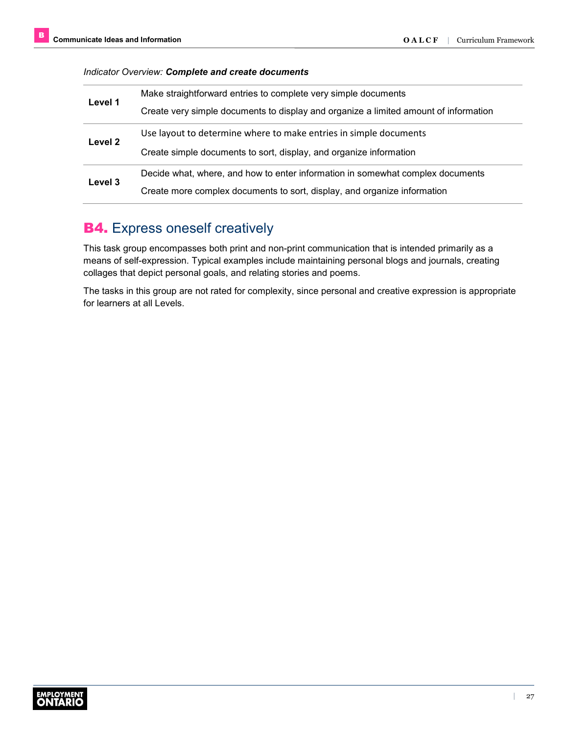*Indicator Overview:* ***Complete and create documents***

| | |
|---|---|
| **Level 1** | Make straightforward entries to complete very simple documents<br>Create very simple documents to display and organize a limited amount of information |
| **Level 2** | Use layout to determine where to make entries in simple documents<br>Create simple documents to sort, display, and organize information |
| **Level 3** | Decide what, where, and how to enter information in somewhat complex documents<br>Create more complex documents to sort, display, and organize information |

## B4. Express oneself creatively

This task group encompasses both print and non-print communication that is intended primarily as a means of self-expression. Typical examples include maintaining personal blogs and journals, creating collages that depict personal goals, and relating stories and poems.

The tasks in this group are not rated for complexity, since personal and creative expression is appropriate for learners at all Levels.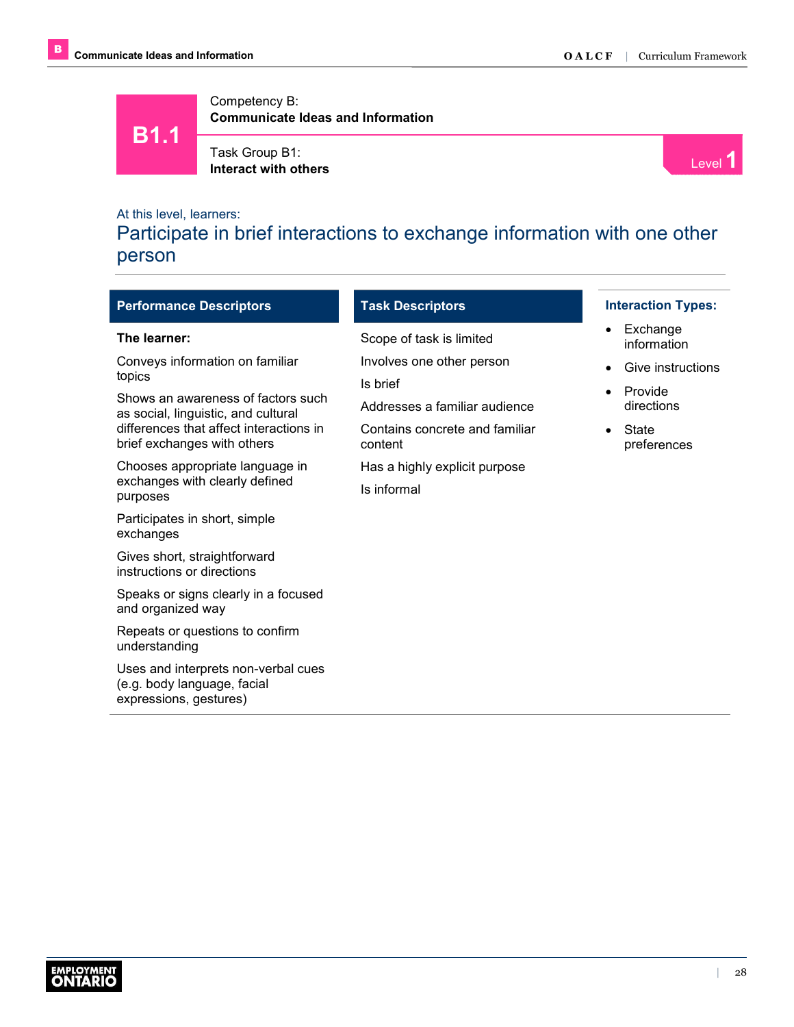# B1.1

Competency B:
**Communicate Ideas and Information**

Task Group B1:
**Interact with others**

Level 1

At this level, learners:

## Participate in brief interactions to exchange information with one other person

### Performance Descriptors

**The learner:**

Conveys information on familiar topics

Shows an awareness of factors such as social, linguistic, and cultural differences that affect interactions in brief exchanges with others

Chooses appropriate language in exchanges with clearly defined purposes

Participates in short, simple exchanges

Gives short, straightforward instructions or directions

Speaks or signs clearly in a focused and organized way

Repeats or questions to confirm understanding

Uses and interprets non-verbal cues (e.g. body language, facial expressions, gestures)

### Task Descriptors

Scope of task is limited

Involves one other person

Is brief

Addresses a familiar audience

Contains concrete and familiar content

Has a highly explicit purpose

Is informal

### Interaction Types:

- Exchange information
- Give instructions
- Provide directions
- State preferences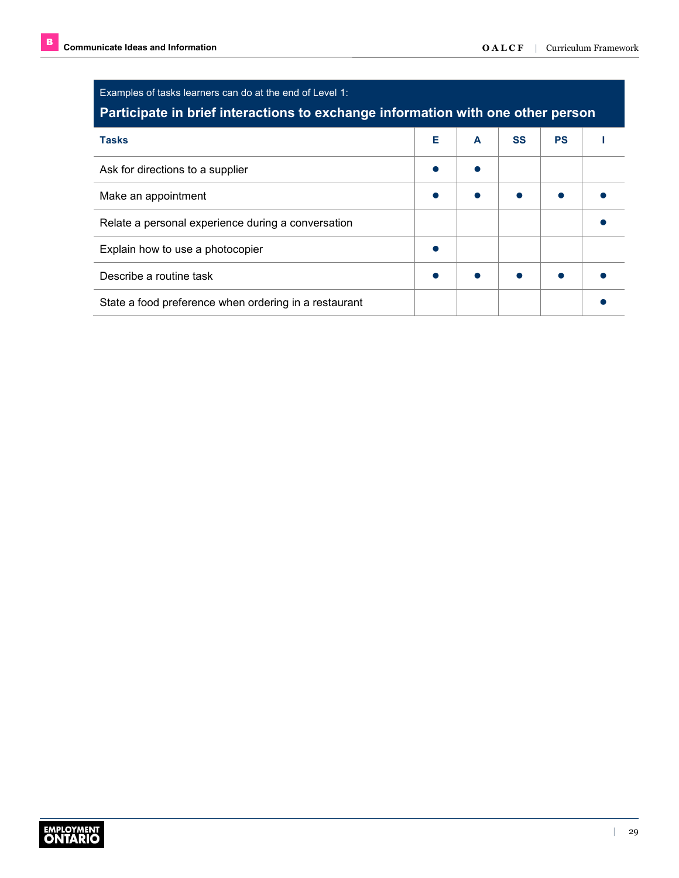Examples of tasks learners can do at the end of Level 1:

## Participate in brief interactions to exchange information with one other person

| Tasks | E | A | SS | PS | I |
|---|---|---|---|---|---|
| Ask for directions to a supplier | ● | ● | | | |
| Make an appointment | ● | ● | ● | ● | ● |
| Relate a personal experience during a conversation | | | | | ● |
| Explain how to use a photocopier | ● | | | | |
| Describe a routine task | ● | ● | ● | ● | ● |
| State a food preference when ordering in a restaurant | | | | | ● |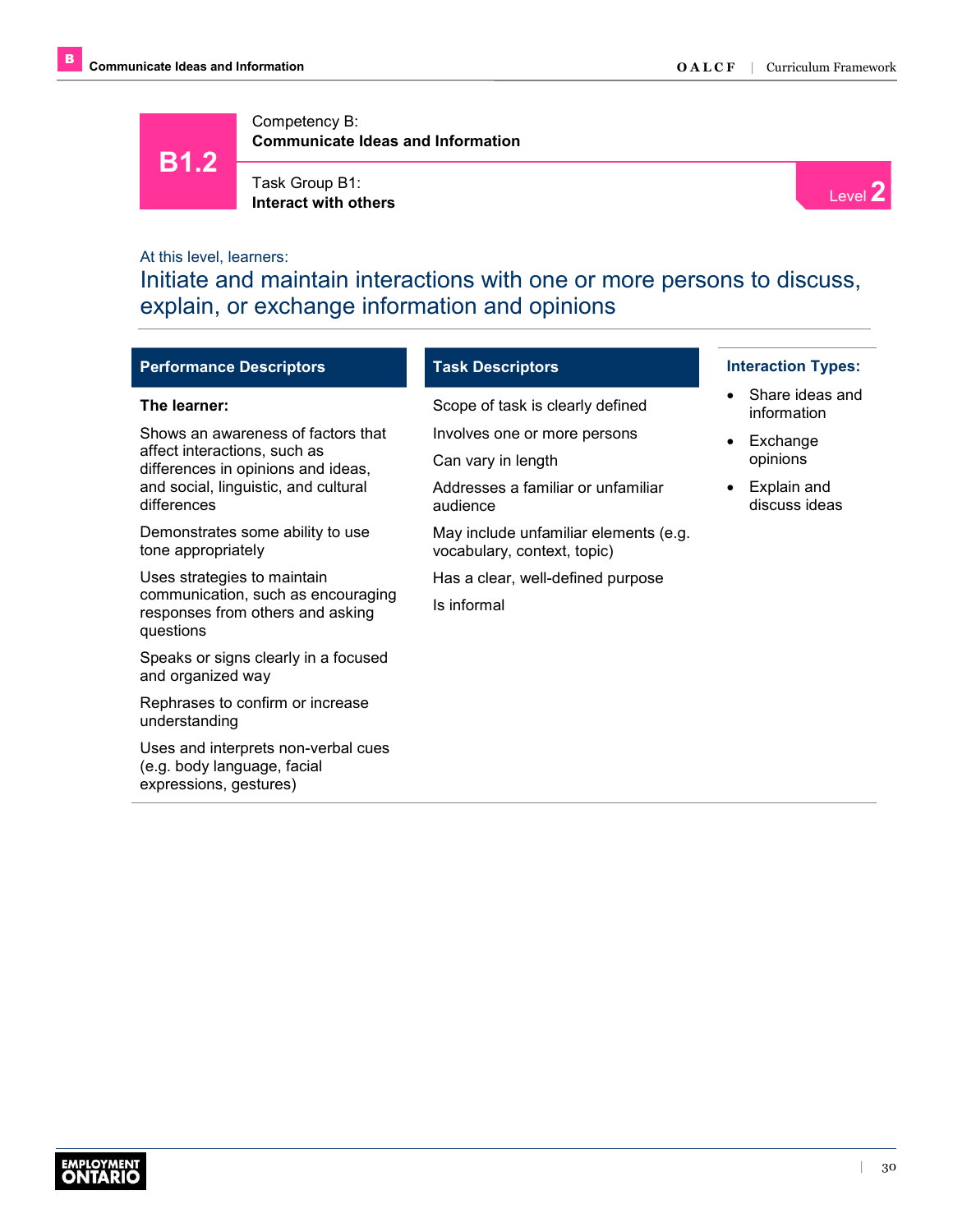**B1.2**

Competency B:
**Communicate Ideas and Information**

Task Group B1:
**Interact with others**

Level **2**

At this level, learners:

## Initiate and maintain interactions with one or more persons to discuss, explain, or exchange information and opinions

### Performance Descriptors

**The learner:**

Shows an awareness of factors that affect interactions, such as differences in opinions and ideas, and social, linguistic, and cultural differences

Demonstrates some ability to use tone appropriately

Uses strategies to maintain communication, such as encouraging responses from others and asking questions

Speaks or signs clearly in a focused and organized way

Rephrases to confirm or increase understanding

Uses and interprets non-verbal cues (e.g. body language, facial expressions, gestures)

### Task Descriptors

Scope of task is clearly defined

Involves one or more persons

Can vary in length

Addresses a familiar or unfamiliar audience

May include unfamiliar elements (e.g. vocabulary, context, topic)

Has a clear, well-defined purpose

Is informal

### Interaction Types:

- Share ideas and information
- Exchange opinions
- Explain and discuss ideas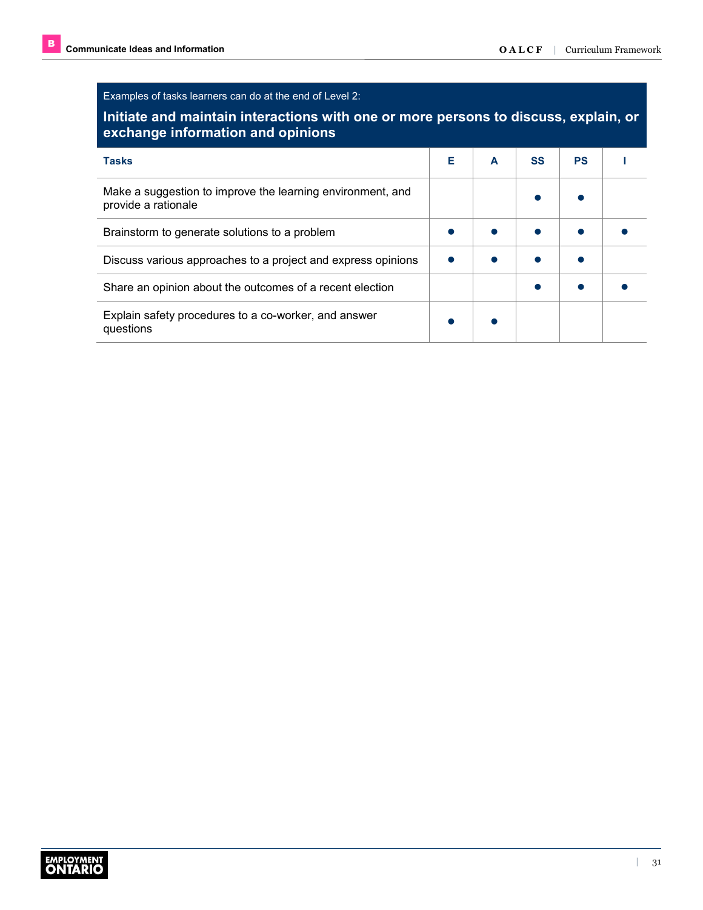Examples of tasks learners can do at the end of Level 2:

**Initiate and maintain interactions with one or more persons to discuss, explain, or exchange information and opinions**

| Tasks | E | A | SS | PS | I |
|---|---|---|---|---|---|
| Make a suggestion to improve the learning environment, and provide a rationale | | | ● | ● | |
| Brainstorm to generate solutions to a problem | ● | ● | ● | ● | ● |
| Discuss various approaches to a project and express opinions | ● | ● | ● | ● | |
| Share an opinion about the outcomes of a recent election | | | ● | ● | ● |
| Explain safety procedures to a co-worker, and answer questions | ● | ● | | | |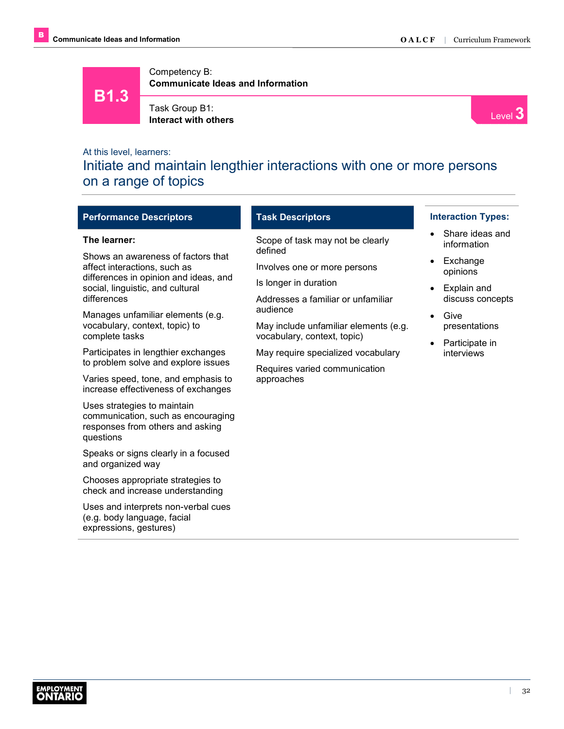# B1.3

Competency B:
**Communicate Ideas and Information**

Task Group B1:
**Interact with others**

Level 3

At this level, learners:

## Initiate and maintain lengthier interactions with one or more persons on a range of topics

### Performance Descriptors

**The learner:**

Shows an awareness of factors that affect interactions, such as differences in opinion and ideas, and social, linguistic, and cultural differences

Manages unfamiliar elements (e.g. vocabulary, context, topic) to complete tasks

Participates in lengthier exchanges to problem solve and explore issues

Varies speed, tone, and emphasis to increase effectiveness of exchanges

Uses strategies to maintain communication, such as encouraging responses from others and asking questions

Speaks or signs clearly in a focused and organized way

Chooses appropriate strategies to check and increase understanding

Uses and interprets non-verbal cues (e.g. body language, facial expressions, gestures)

### Task Descriptors

Scope of task may not be clearly defined

Involves one or more persons

Is longer in duration

Addresses a familiar or unfamiliar audience

May include unfamiliar elements (e.g. vocabulary, context, topic)

May require specialized vocabulary

Requires varied communication approaches

### Interaction Types:

- Share ideas and information
- Exchange opinions
- Explain and discuss concepts
- Give presentations
- Participate in interviews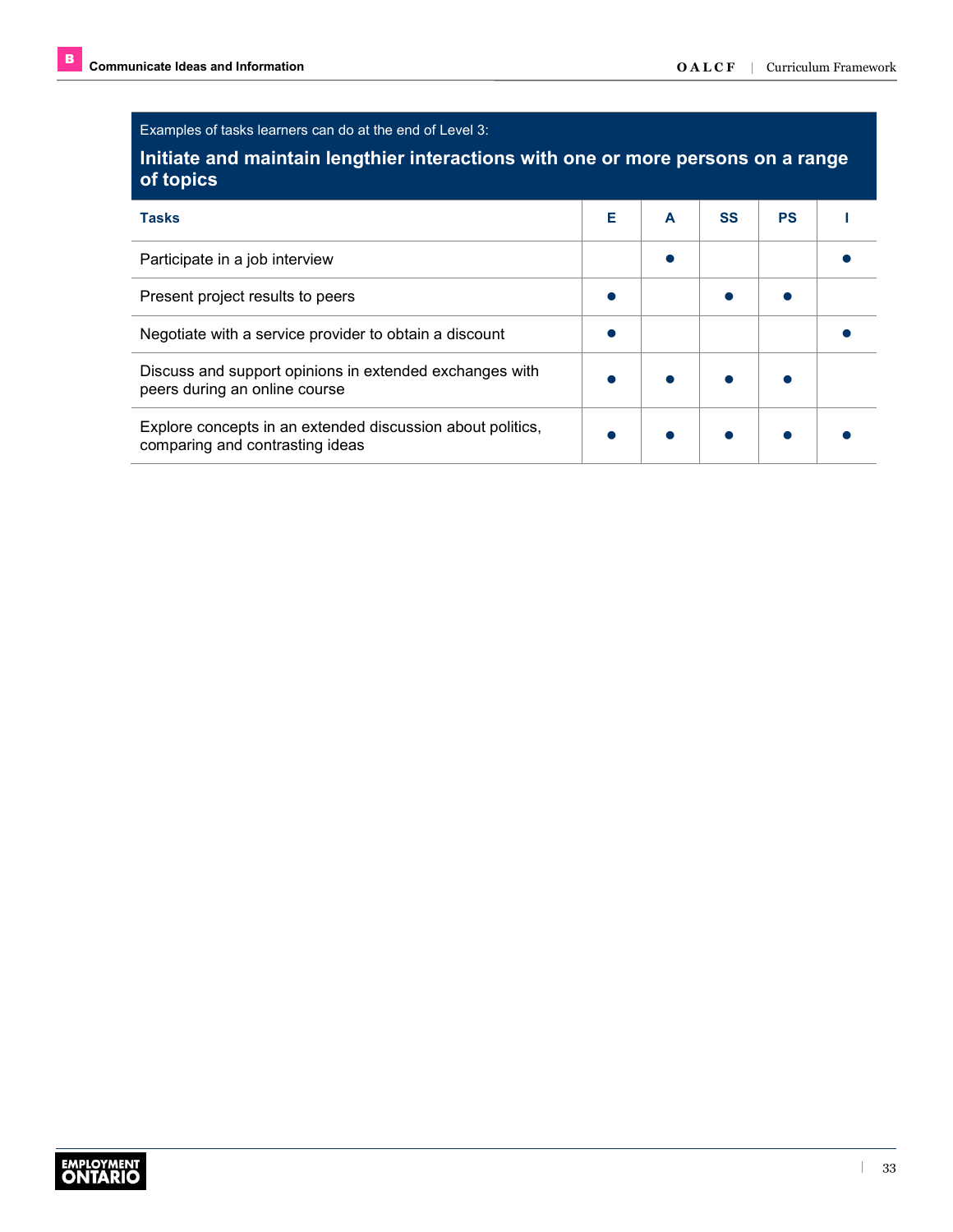Examples of tasks learners can do at the end of Level 3:

**Initiate and maintain lengthier interactions with one or more persons on a range of topics**

| Tasks | E | A | SS | PS | I |
|---|---|---|---|---|---|
| Participate in a job interview | | ● | | | ● |
| Present project results to peers | ● | | ● | ● | |
| Negotiate with a service provider to obtain a discount | ● | | | | ● |
| Discuss and support opinions in extended exchanges with peers during an online course | ● | ● | ● | ● | |
| Explore concepts in an extended discussion about politics, comparing and contrasting ideas | ● | ● | ● | ● | ● |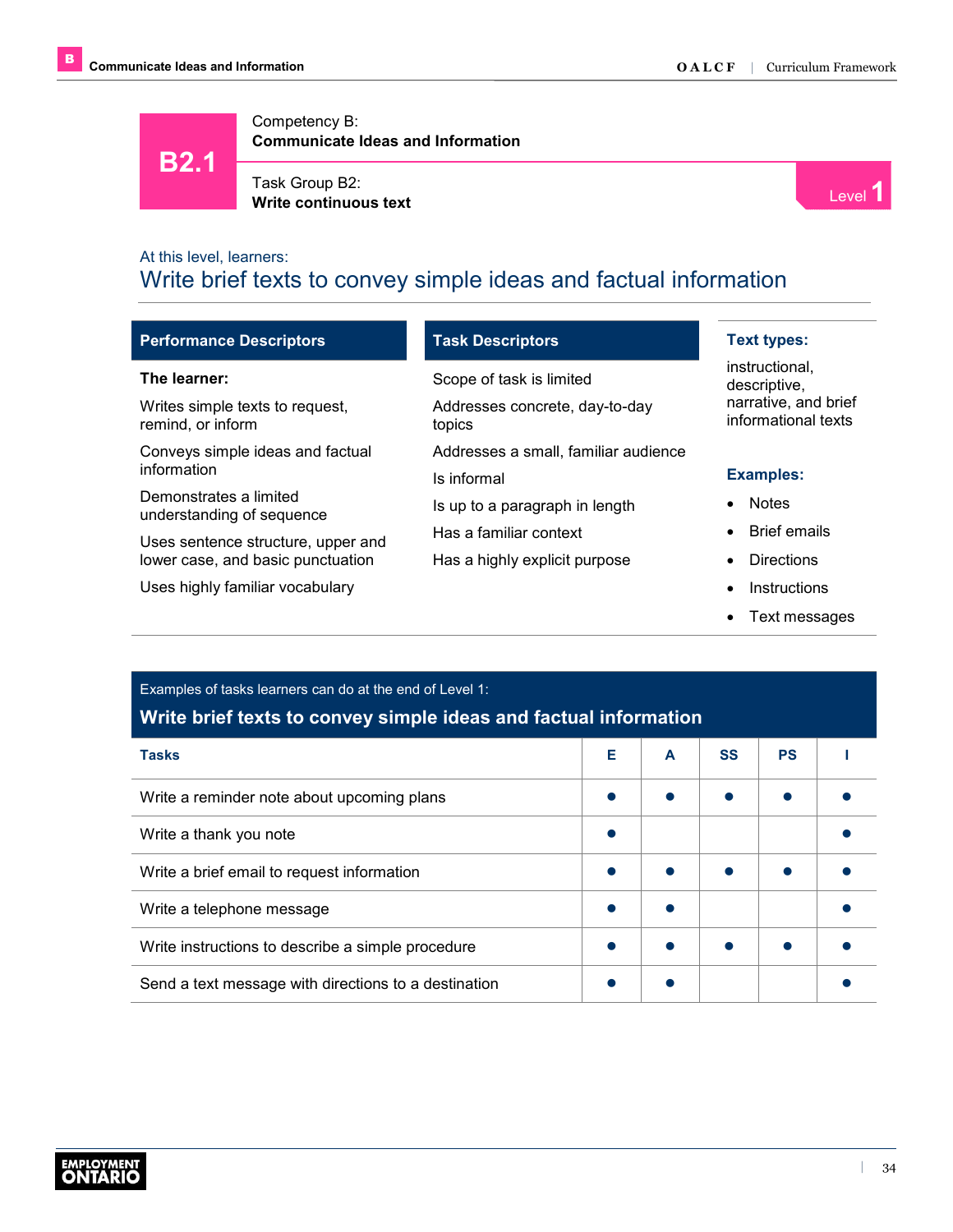# B2.1

Competency B:
**Communicate Ideas and Information**

Task Group B2:
**Write continuous text**

Level 1

At this level, learners:

## Write brief texts to convey simple ideas and factual information

### Performance Descriptors

**The learner:**

Writes simple texts to request, remind, or inform

Conveys simple ideas and factual information

Demonstrates a limited understanding of sequence

Uses sentence structure, upper and lower case, and basic punctuation

Uses highly familiar vocabulary

### Task Descriptors

Scope of task is limited

Addresses concrete, day-to-day topics

Addresses a small, familiar audience

Is informal

Is up to a paragraph in length

Has a familiar context

Has a highly explicit purpose

### Text types:

instructional, descriptive, narrative, and brief informational texts

### Examples:

- Notes
- Brief emails
- Directions
- Instructions
- Text messages

Examples of tasks learners can do at the end of Level 1:

**Write brief texts to convey simple ideas and factual information**

| Tasks | E | A | SS | PS | I |
|---|---|---|---|---|---|
| Write a reminder note about upcoming plans | ● | ● | ● | ● | ● |
| Write a thank you note | ● | | | | ● |
| Write a brief email to request information | ● | ● | ● | ● | ● |
| Write a telephone message | ● | ● | | | ● |
| Write instructions to describe a simple procedure | ● | ● | ● | ● | ● |
| Send a text message with directions to a destination | ● | ● | | | ● |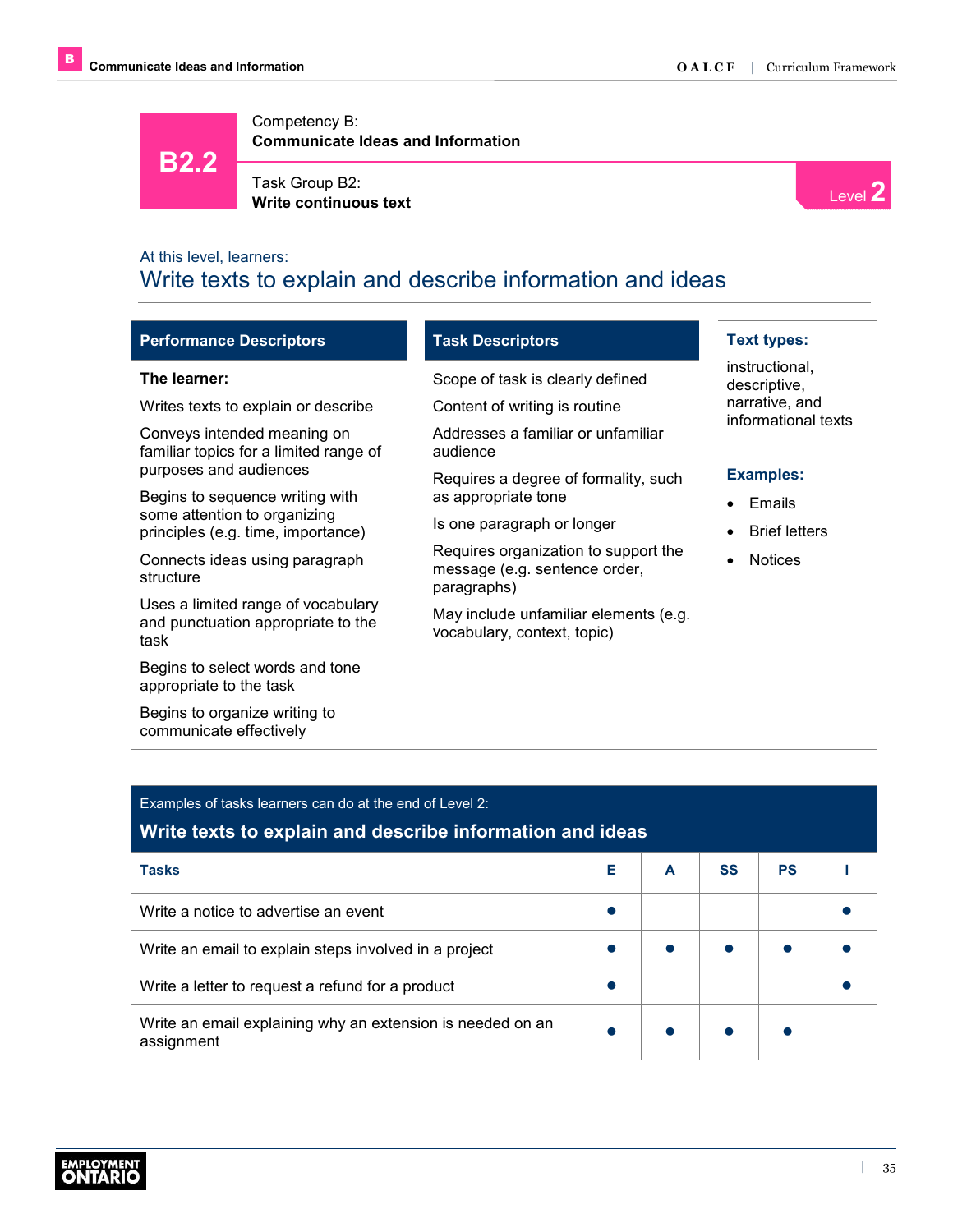# B2.2

Competency B:
**Communicate Ideas and Information**

Task Group B2:
**Write continuous text**

Level 2

At this level, learners:

## Write texts to explain and describe information and ideas

### Performance Descriptors

**The learner:**

Writes texts to explain or describe

Conveys intended meaning on familiar topics for a limited range of purposes and audiences

Begins to sequence writing with some attention to organizing principles (e.g. time, importance)

Connects ideas using paragraph structure

Uses a limited range of vocabulary and punctuation appropriate to the task

Begins to select words and tone appropriate to the task

Begins to organize writing to communicate effectively

### Task Descriptors

Scope of task is clearly defined

Content of writing is routine

Addresses a familiar or unfamiliar audience

Requires a degree of formality, such as appropriate tone

Is one paragraph or longer

Requires organization to support the message (e.g. sentence order, paragraphs)

May include unfamiliar elements (e.g. vocabulary, context, topic)

### Text types:

instructional, descriptive, narrative, and informational texts

### Examples:

- Emails
- Brief letters
- Notices

Examples of tasks learners can do at the end of Level 2:

**Write texts to explain and describe information and ideas**

| Tasks | E | A | SS | PS | I |
|---|---|---|---|---|---|
| Write a notice to advertise an event | ● | | | | ● |
| Write an email to explain steps involved in a project | ● | ● | ● | ● | ● |
| Write a letter to request a refund for a product | ● | | | | ● |
| Write an email explaining why an extension is needed on an assignment | ● | ● | ● | ● | |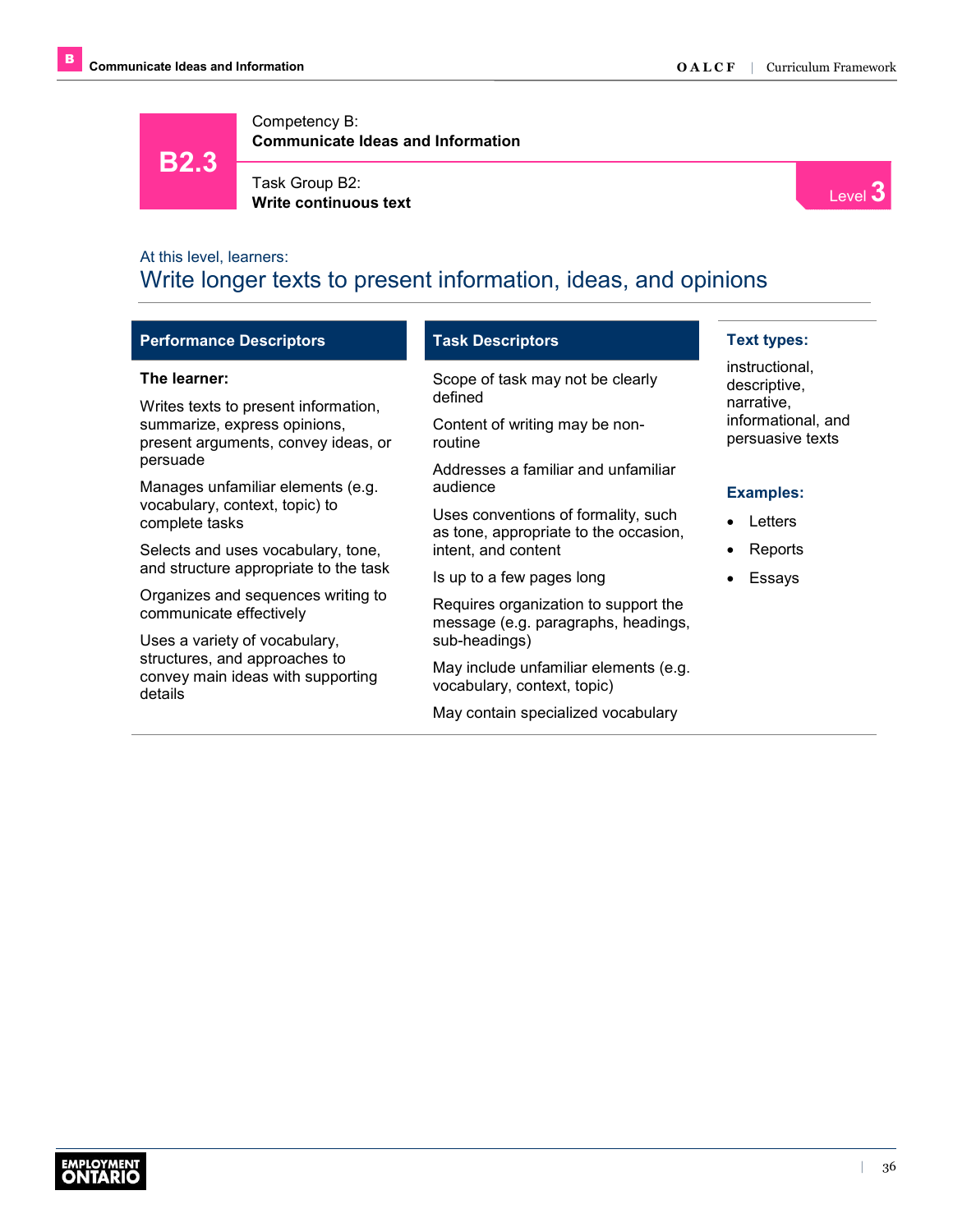# B2.3

Competency B:
**Communicate Ideas and Information**

Task Group B2:
**Write continuous text**

Level 3

At this level, learners:

## Write longer texts to present information, ideas, and opinions

| Performance Descriptors | Task Descriptors |
|---|---|
| **The learner:** | Scope of task may not be clearly defined |
| Writes texts to present information, summarize, express opinions, present arguments, convey ideas, or persuade | Content of writing may be non-routine |
| Manages unfamiliar elements (e.g. vocabulary, context, topic) to complete tasks | Addresses a familiar and unfamiliar audience |
| Selects and uses vocabulary, tone, and structure appropriate to the task | Uses conventions of formality, such as tone, appropriate to the occasion, intent, and content |
| Organizes and sequences writing to communicate effectively | Is up to a few pages long |
| Uses a variety of vocabulary, structures, and approaches to convey main ideas with supporting details | Requires organization to support the message (e.g. paragraphs, headings, sub-headings) |
| | May include unfamiliar elements (e.g. vocabulary, context, topic) |
| | May contain specialized vocabulary |

**Text types:**

instructional, descriptive, narrative, informational, and persuasive texts

**Examples:**

- Letters
- Reports
- Essays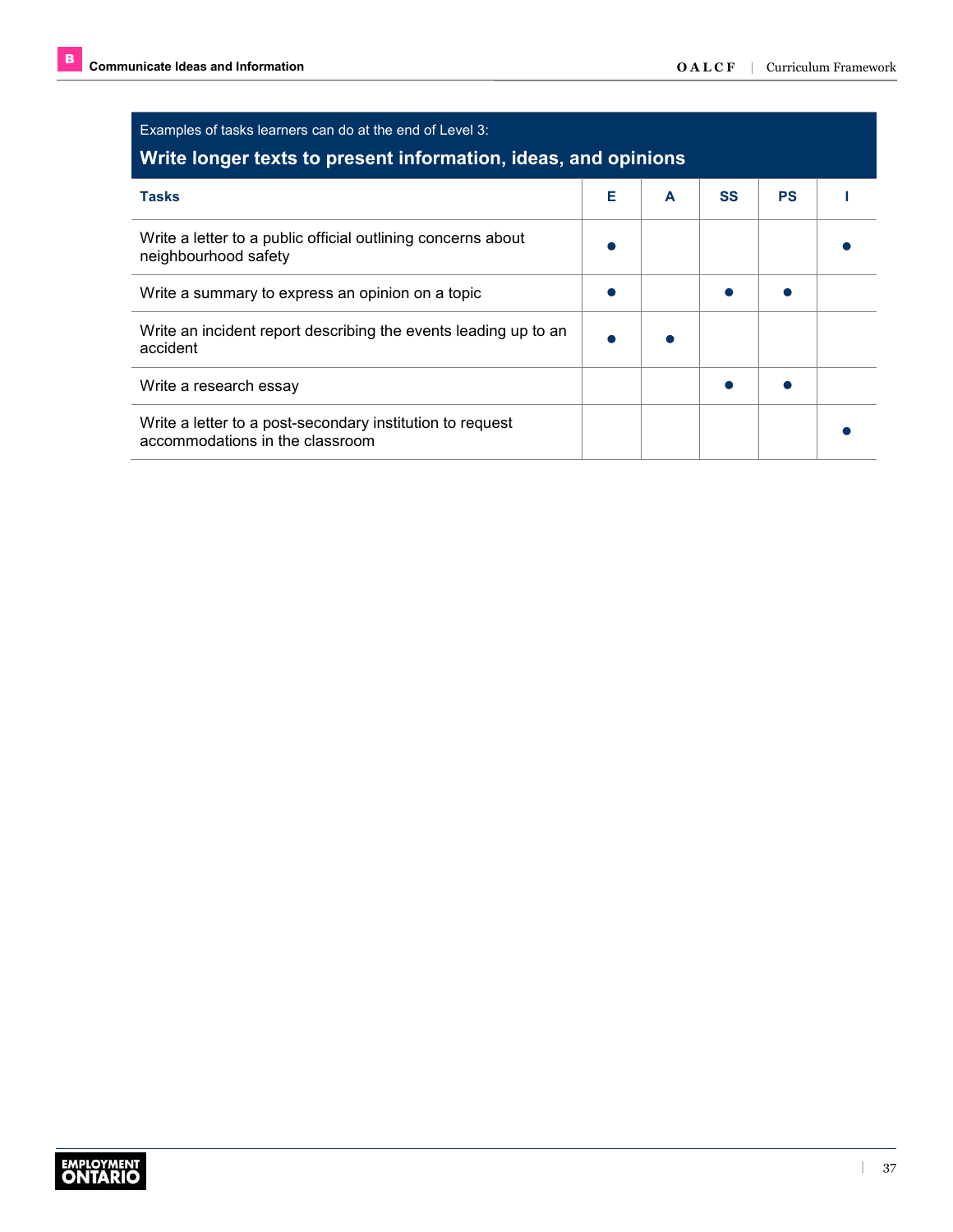Examples of tasks learners can do at the end of Level 3:

## Write longer texts to present information, ideas, and opinions

| Tasks | E | A | SS | PS | I |
|---|---|---|---|---|---|
| Write a letter to a public official outlining concerns about neighbourhood safety | ● | | | | ● |
| Write a summary to express an opinion on a topic | ● | | ● | ● | |
| Write an incident report describing the events leading up to an accident | ● | ● | | | |
| Write a research essay | | | ● | ● | |
| Write a letter to a post-secondary institution to request accommodations in the classroom | | | | | ● |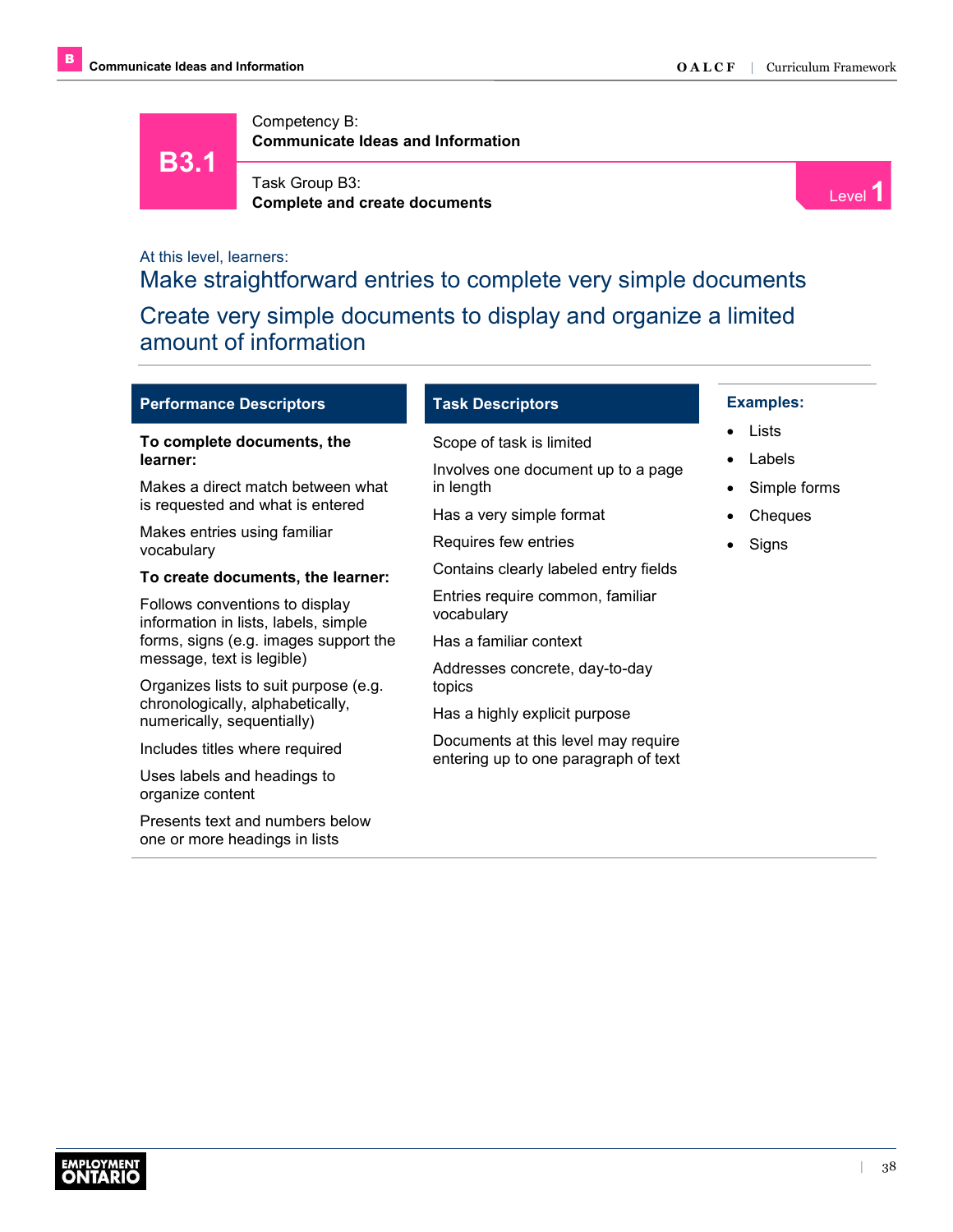# B3.1

Competency B:
**Communicate Ideas and Information**

Task Group B3:
**Complete and create documents**

Level 1

At this level, learners:

## Make straightforward entries to complete very simple documents

## Create very simple documents to display and organize a limited amount of information

### Performance Descriptors

**To complete documents, the learner:**

Makes a direct match between what is requested and what is entered

Makes entries using familiar vocabulary

**To create documents, the learner:**

Follows conventions to display information in lists, labels, simple forms, signs (e.g. images support the message, text is legible)

Organizes lists to suit purpose (e.g. chronologically, alphabetically, numerically, sequentially)

Includes titles where required

Uses labels and headings to organize content

Presents text and numbers below one or more headings in lists

### Task Descriptors

Scope of task is limited

Involves one document up to a page in length

Has a very simple format

Requires few entries

Contains clearly labeled entry fields

Entries require common, familiar vocabulary

Has a familiar context

Addresses concrete, day-to-day topics

Has a highly explicit purpose

Documents at this level may require entering up to one paragraph of text

### Examples:

- Lists
- Labels
- Simple forms
- Cheques
- Signs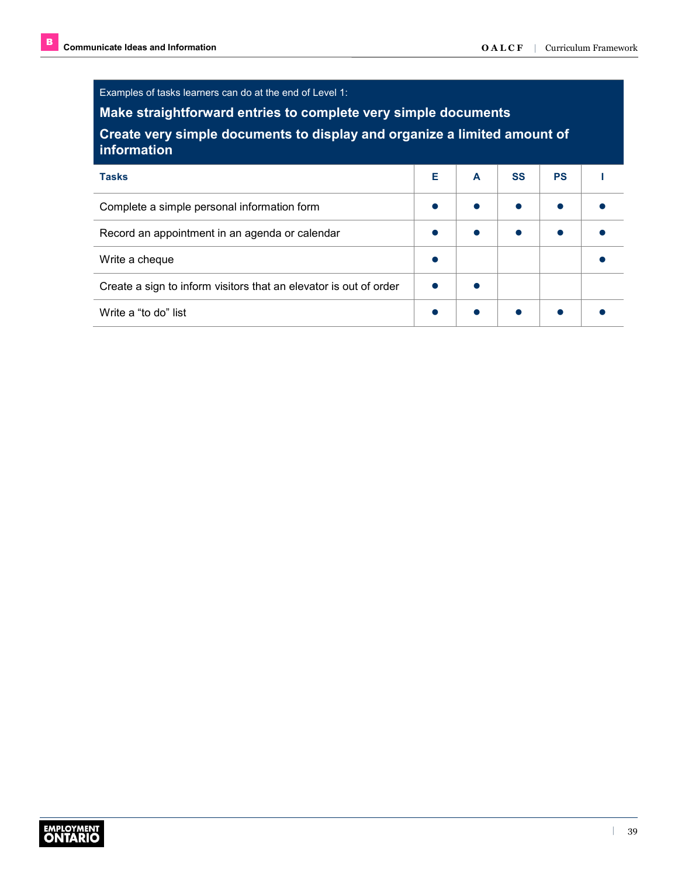Examples of tasks learners can do at the end of Level 1:

**Make straightforward entries to complete very simple documents**

**Create very simple documents to display and organize a limited amount of information**

| Tasks | E | A | SS | PS | I |
|---|---|---|---|---|---|
| Complete a simple personal information form | ● | ● | ● | ● | ● |
| Record an appointment in an agenda or calendar | ● | ● | ● | ● | ● |
| Write a cheque | ● | | | | ● |
| Create a sign to inform visitors that an elevator is out of order | ● | ● | | | |
| Write a “to do” list | ● | ● | ● | ● | ● |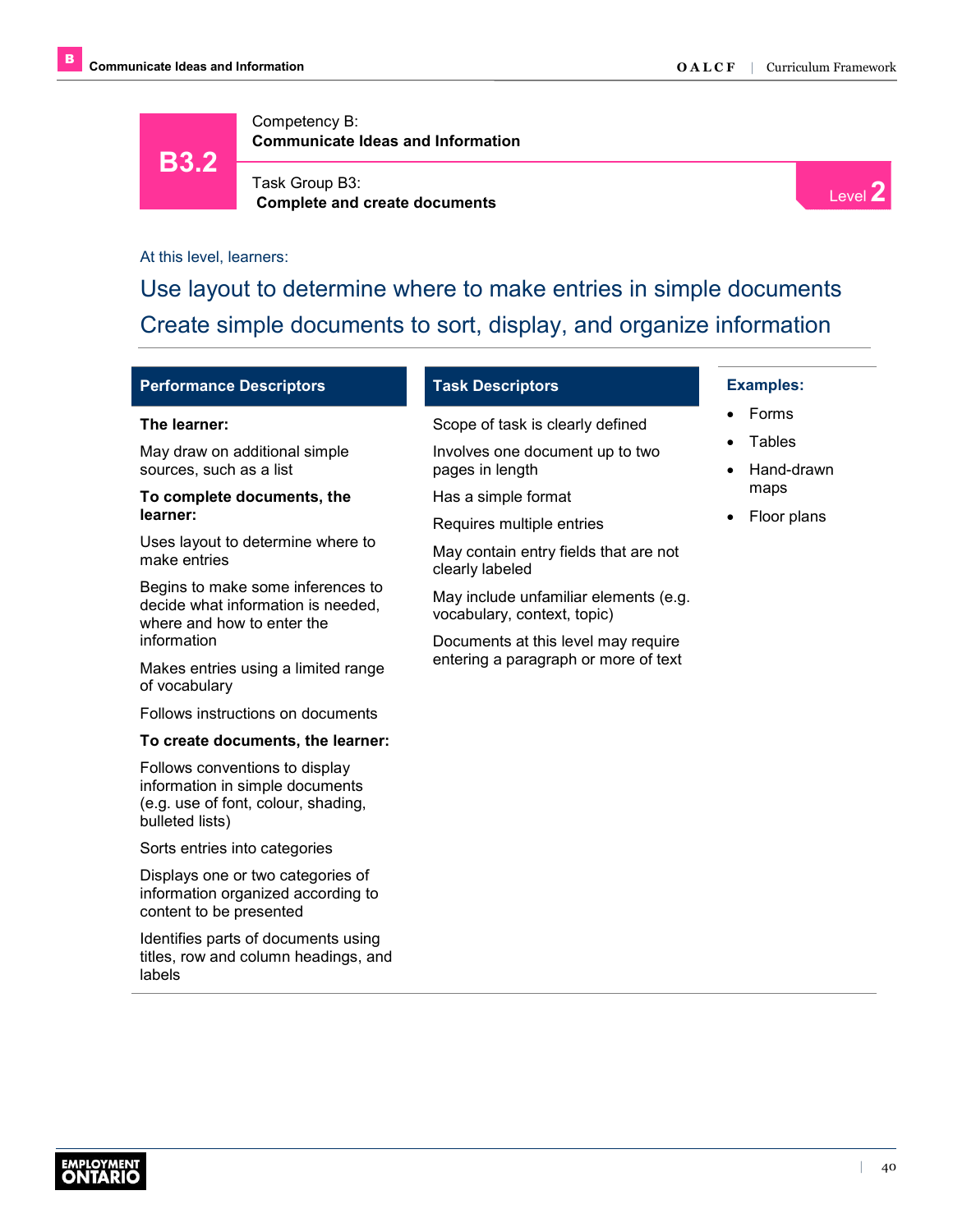# B3.2

Competency B:
**Communicate Ideas and Information**

Task Group B3:
**Complete and create documents**

Level 2

At this level, learners:

## Use layout to determine where to make entries in simple documents
## Create simple documents to sort, display, and organize information

### Performance Descriptors

**The learner:**

May draw on additional simple sources, such as a list

**To complete documents, the learner:**

Uses layout to determine where to make entries

Begins to make some inferences to decide what information is needed, where and how to enter the information

Makes entries using a limited range of vocabulary

Follows instructions on documents

**To create documents, the learner:**

Follows conventions to display information in simple documents (e.g. use of font, colour, shading, bulleted lists)

Sorts entries into categories

Displays one or two categories of information organized according to content to be presented

Identifies parts of documents using titles, row and column headings, and labels

### Task Descriptors

Scope of task is clearly defined

Involves one document up to two pages in length

Has a simple format

Requires multiple entries

May contain entry fields that are not clearly labeled

May include unfamiliar elements (e.g. vocabulary, context, topic)

Documents at this level may require entering a paragraph or more of text

### Examples:

- Forms
- Tables
- Hand-drawn maps
- Floor plans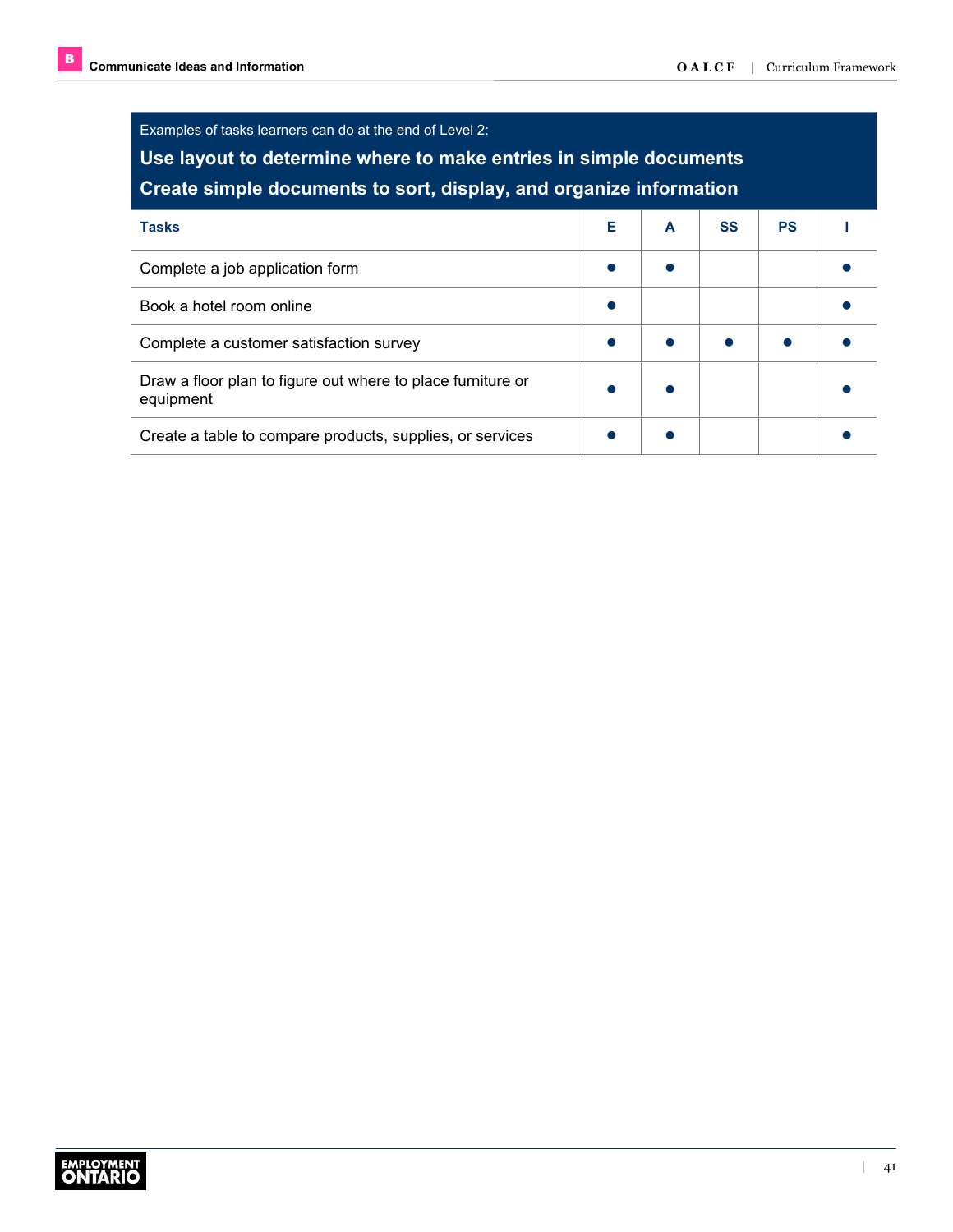Examples of tasks learners can do at the end of Level 2:

**Use layout to determine where to make entries in simple documents**

**Create simple documents to sort, display, and organize information**

| Tasks | E | A | SS | PS | I |
|---|---|---|---|---|---|
| Complete a job application form | ● | ● | | | ● |
| Book a hotel room online | ● | | | | ● |
| Complete a customer satisfaction survey | ● | ● | ● | ● | ● |
| Draw a floor plan to figure out where to place furniture or equipment | ● | ● | | | ● |
| Create a table to compare products, supplies, or services | ● | ● | | | ● |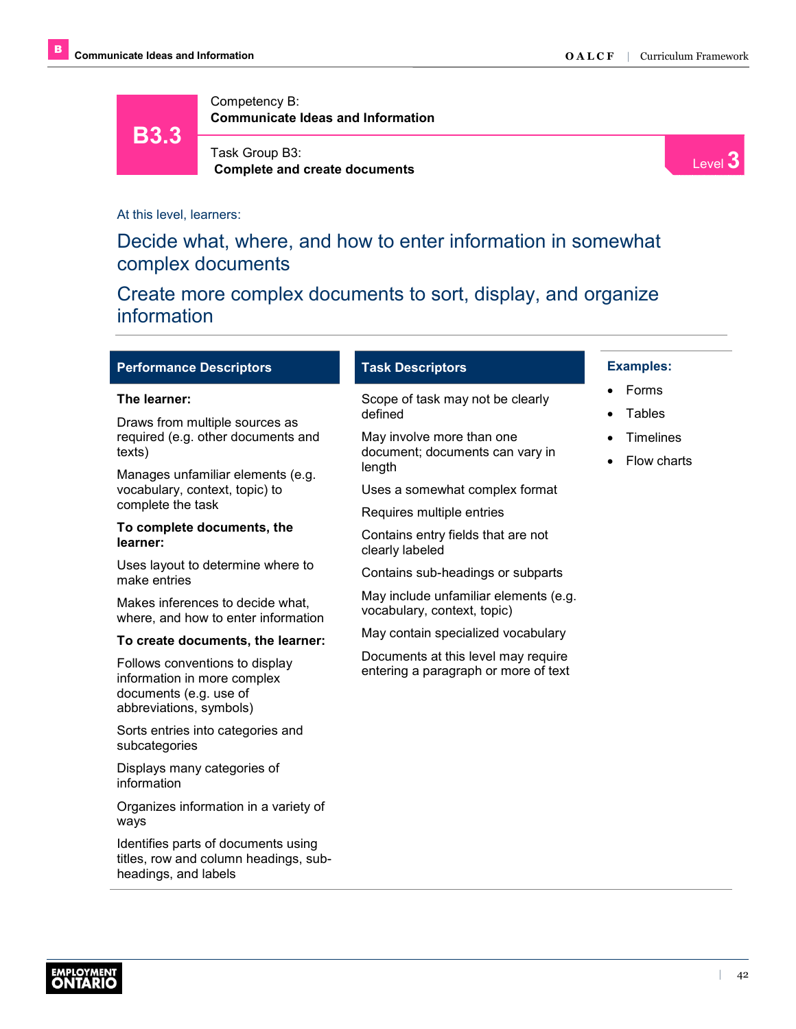# B3.3

Competency B:
**Communicate Ideas and Information**

Task Group B3:
**Complete and create documents**

Level 3

At this level, learners:

## Decide what, where, and how to enter information in somewhat complex documents

## Create more complex documents to sort, display, and organize information

### Performance Descriptors

**The learner:**

Draws from multiple sources as required (e.g. other documents and texts)

Manages unfamiliar elements (e.g. vocabulary, context, topic) to complete the task

**To complete documents, the learner:**

Uses layout to determine where to make entries

Makes inferences to decide what, where, and how to enter information

**To create documents, the learner:**

Follows conventions to display information in more complex documents (e.g. use of abbreviations, symbols)

Sorts entries into categories and subcategories

Displays many categories of information

Organizes information in a variety of ways

Identifies parts of documents using titles, row and column headings, sub-headings, and labels

### Task Descriptors

Scope of task may not be clearly defined

May involve more than one document; documents can vary in length

Uses a somewhat complex format

Requires multiple entries

Contains entry fields that are not clearly labeled

Contains sub-headings or subparts

May include unfamiliar elements (e.g. vocabulary, context, topic)

May contain specialized vocabulary

Documents at this level may require entering a paragraph or more of text

### Examples:

- Forms
- Tables
- Timelines
- Flow charts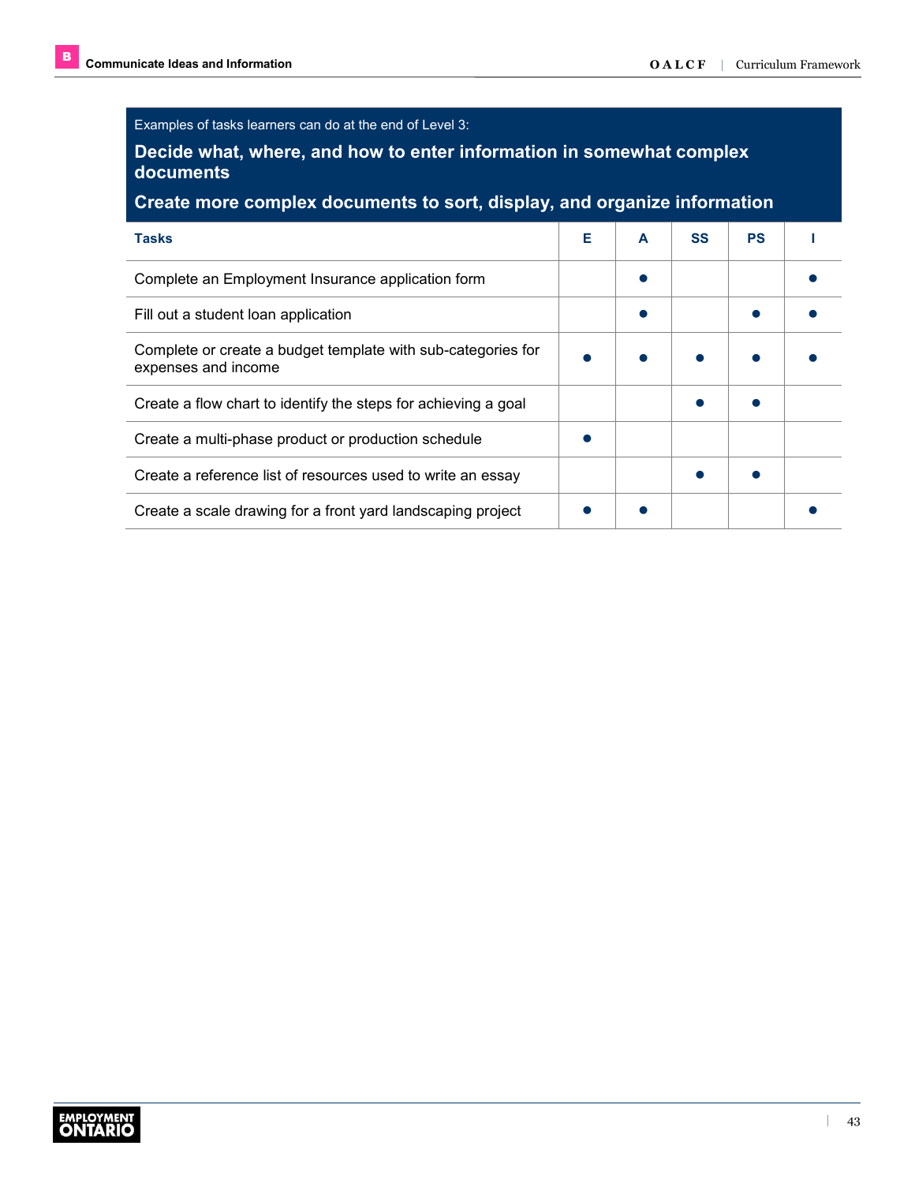Examples of tasks learners can do at the end of Level 3:

**Decide what, where, and how to enter information in somewhat complex documents**

**Create more complex documents to sort, display, and organize information**

| Tasks | E | A | SS | PS | I |
|---|---|---|---|---|---|
| Complete an Employment Insurance application form | | ● | | | ● |
| Fill out a student loan application | | ● | | ● | ● |
| Complete or create a budget template with sub-categories for expenses and income | ● | ● | ● | ● | ● |
| Create a flow chart to identify the steps for achieving a goal | | | ● | ● | |
| Create a multi-phase product or production schedule | ● | | | | |
| Create a reference list of resources used to write an essay | | | ● | ● | |
| Create a scale drawing for a front yard landscaping project | ● | ● | | | ● |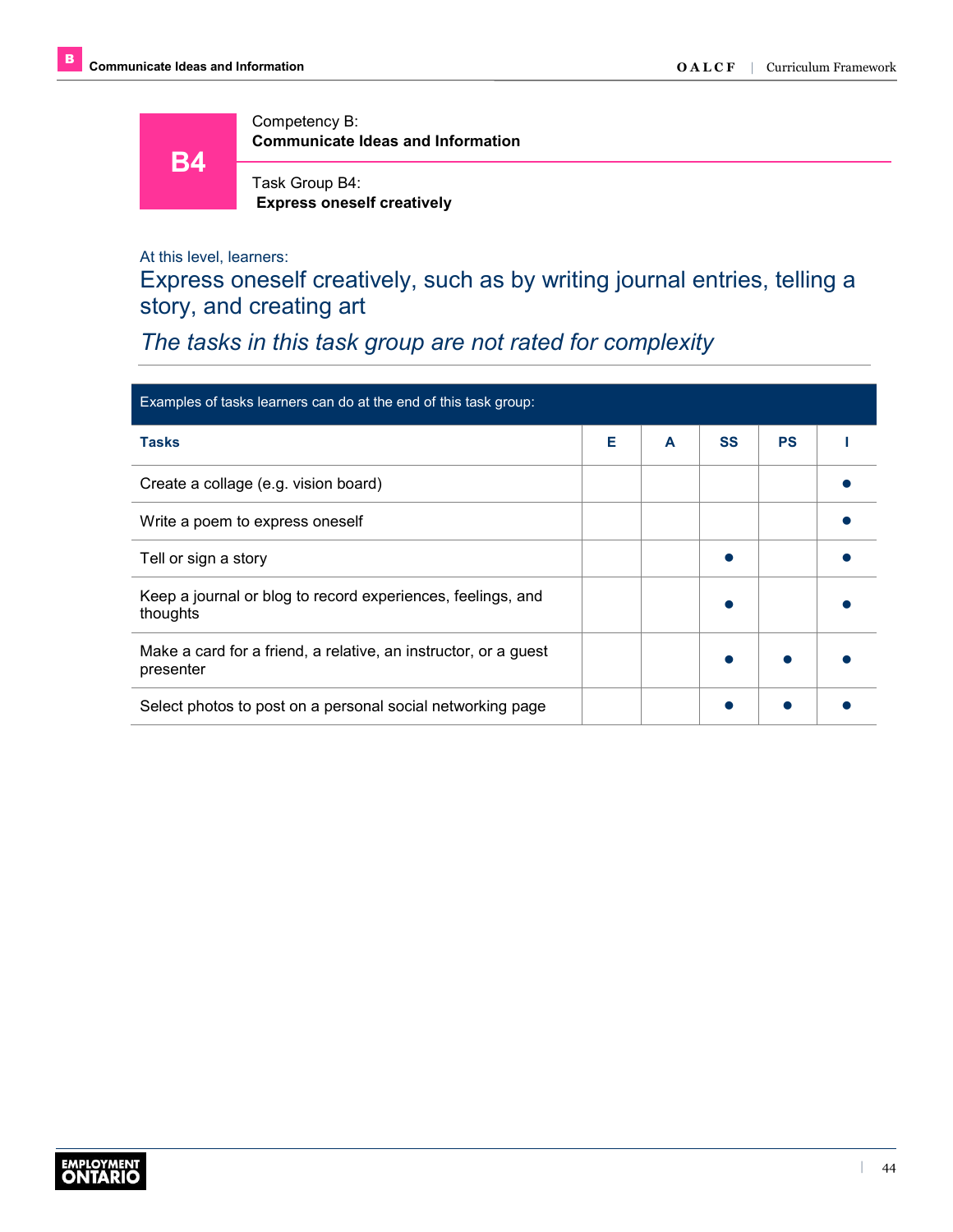**B4**

Competency B:
**Communicate Ideas and Information**

Task Group B4:
**Express oneself creatively**

At this level, learners:

## Express oneself creatively, such as by writing journal entries, telling a story, and creating art

## *The tasks in this task group are not rated for complexity*

Examples of tasks learners can do at the end of this task group:

| Tasks | E | A | SS | PS | I |
|---|---|---|---|---|---|
| Create a collage (e.g. vision board) | | | | | ● |
| Write a poem to express oneself | | | | | ● |
| Tell or sign a story | | | ● | | ● |
| Keep a journal or blog to record experiences, feelings, and thoughts | | | ● | | ● |
| Make a card for a friend, a relative, an instructor, or a guest presenter | | | ● | ● | ● |
| Select photos to post on a personal social networking page | | | ● | ● | ● |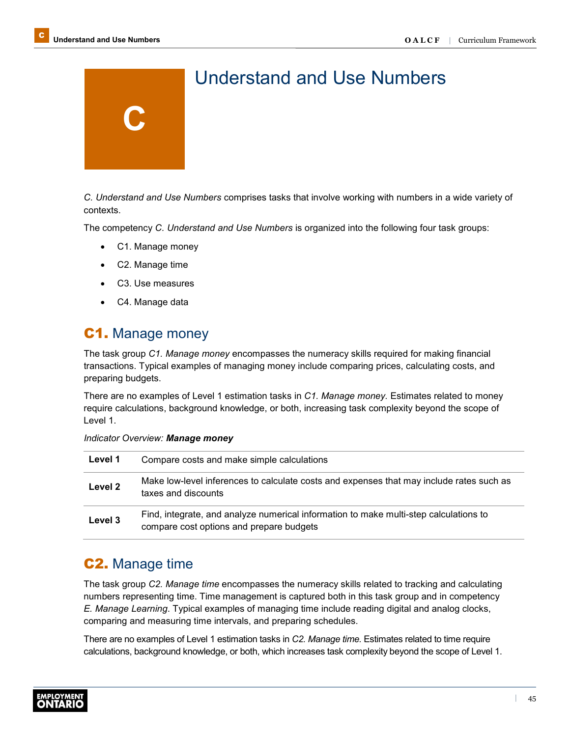# C Understand and Use Numbers

*C. Understand and Use Numbers* comprises tasks that involve working with numbers in a wide variety of contexts.

The competency *C. Understand and Use Numbers* is organized into the following four task groups:

- C1. Manage money
- C2. Manage time
- C3. Use measures
- C4. Manage data

## C1. Manage money

The task group *C1. Manage money* encompasses the numeracy skills required for making financial transactions. Typical examples of managing money include comparing prices, calculating costs, and preparing budgets.

There are no examples of Level 1 estimation tasks in *C1. Manage money*. Estimates related to money require calculations, background knowledge, or both, increasing task complexity beyond the scope of Level 1.

*Indicator Overview:* ***Manage money***

| | |
|---|---|
| **Level 1** | Compare costs and make simple calculations |
| **Level 2** | Make low-level inferences to calculate costs and expenses that may include rates such as taxes and discounts |
| **Level 3** | Find, integrate, and analyze numerical information to make multi-step calculations to compare cost options and prepare budgets |

## C2. Manage time

The task group *C2. Manage time* encompasses the numeracy skills related to tracking and calculating numbers representing time. Time management is captured both in this task group and in competency *E. Manage Learning*. Typical examples of managing time include reading digital and analog clocks, comparing and measuring time intervals, and preparing schedules.

There are no examples of Level 1 estimation tasks in *C2. Manage time*. Estimates related to time require calculations, background knowledge, or both, which increases task complexity beyond the scope of Level 1.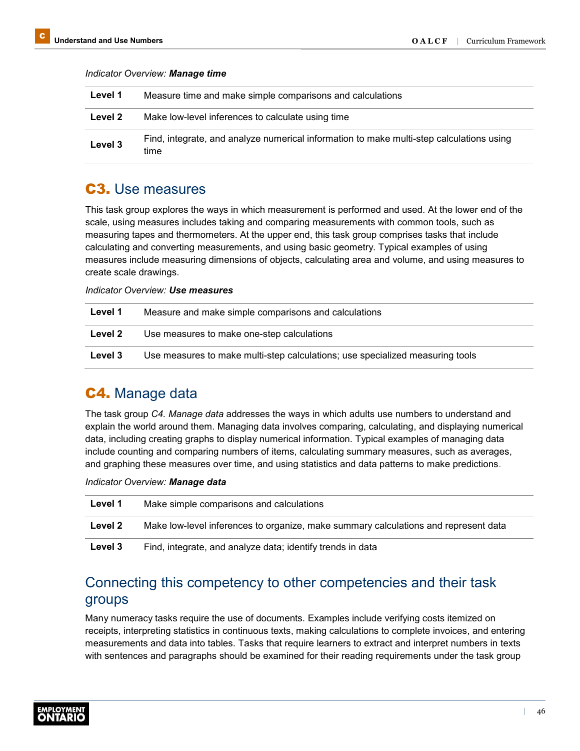*Indicator Overview:* ***Manage time***

| | |
|---|---|
| **Level 1** | Measure time and make simple comparisons and calculations |
| **Level 2** | Make low-level inferences to calculate using time |
| **Level 3** | Find, integrate, and analyze numerical information to make multi-step calculations using time |

## C3. Use measures

This task group explores the ways in which measurement is performed and used. At the lower end of the scale, using measures includes taking and comparing measurements with common tools, such as measuring tapes and thermometers. At the upper end, this task group comprises tasks that include calculating and converting measurements, and using basic geometry. Typical examples of using measures include measuring dimensions of objects, calculating area and volume, and using measures to create scale drawings.

*Indicator Overview:* ***Use measures***

| | |
|---|---|
| **Level 1** | Measure and make simple comparisons and calculations |
| **Level 2** | Use measures to make one-step calculations |
| **Level 3** | Use measures to make multi-step calculations; use specialized measuring tools |

## C4. Manage data

The task group *C4. Manage data* addresses the ways in which adults use numbers to understand and explain the world around them. Managing data involves comparing, calculating, and displaying numerical data, including creating graphs to display numerical information. Typical examples of managing data include counting and comparing numbers of items, calculating summary measures, such as averages, and graphing these measures over time, and using statistics and data patterns to make predictions.

*Indicator Overview:* ***Manage data***

| | |
|---|---|
| **Level 1** | Make simple comparisons and calculations |
| **Level 2** | Make low-level inferences to organize, make summary calculations and represent data |
| **Level 3** | Find, integrate, and analyze data; identify trends in data |

## Connecting this competency to other competencies and their task groups

Many numeracy tasks require the use of documents. Examples include verifying costs itemized on receipts, interpreting statistics in continuous texts, making calculations to complete invoices, and entering measurements and data into tables. Tasks that require learners to extract and interpret numbers in texts with sentences and paragraphs should be examined for their reading requirements under the task group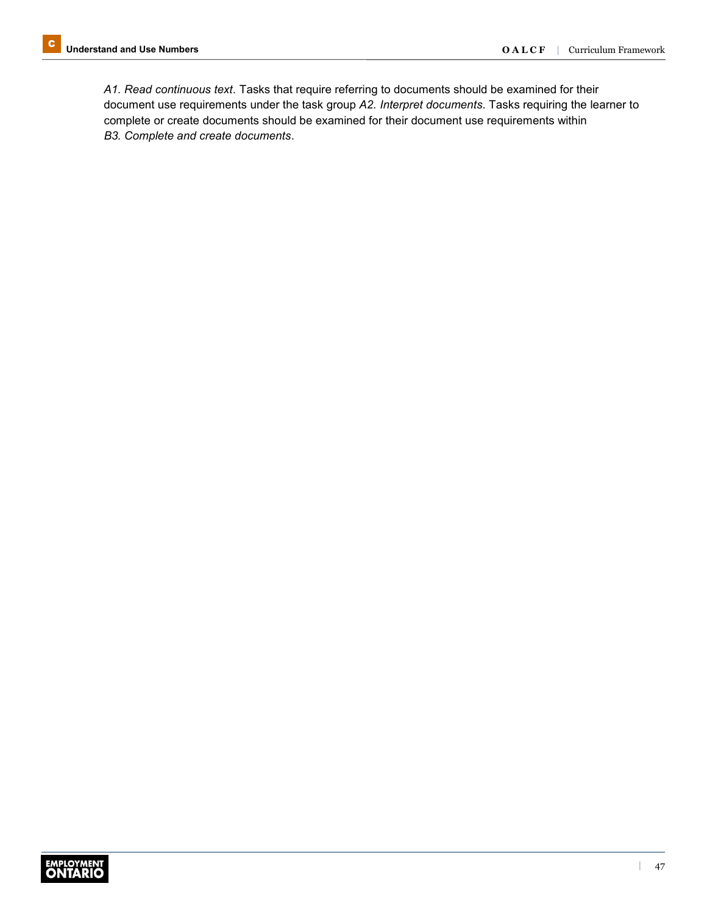*A1. Read continuous text*. Tasks that require referring to documents should be examined for their document use requirements under the task group *A2. Interpret documents*. Tasks requiring the learner to complete or create documents should be examined for their document use requirements within *B3. Complete and create documents*.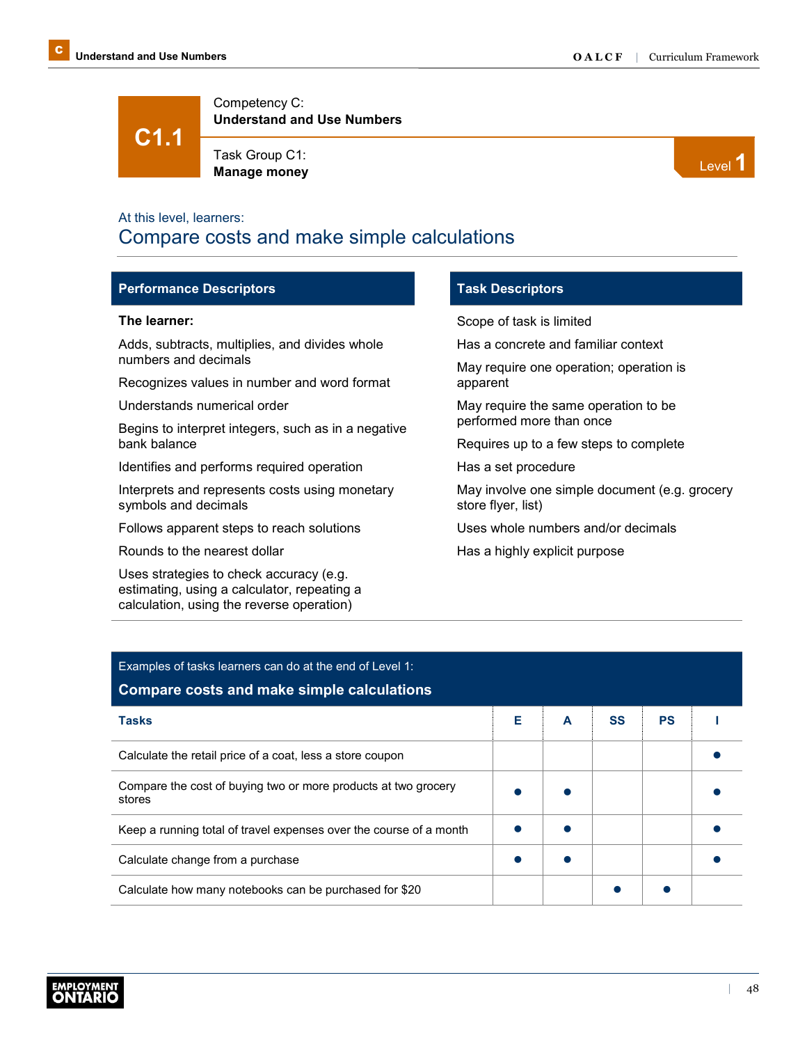# C1.1

Competency C:
**Understand and Use Numbers**

Task Group C1:
**Manage money**

Level 1

At this level, learners:

## Compare costs and make simple calculations

### Performance Descriptors

**The learner:**

Adds, subtracts, multiplies, and divides whole numbers and decimals

Recognizes values in number and word format

Understands numerical order

Begins to interpret integers, such as in a negative bank balance

Identifies and performs required operation

Interprets and represents costs using monetary symbols and decimals

Follows apparent steps to reach solutions

Rounds to the nearest dollar

Uses strategies to check accuracy (e.g. estimating, using a calculator, repeating a calculation, using the reverse operation)

### Task Descriptors

Scope of task is limited

Has a concrete and familiar context

May require one operation; operation is apparent

May require the same operation to be performed more than once

Requires up to a few steps to complete

Has a set procedure

May involve one simple document (e.g. grocery store flyer, list)

Uses whole numbers and/or decimals

Has a highly explicit purpose

Examples of tasks learners can do at the end of Level 1:

**Compare costs and make simple calculations**

| Tasks | E | A | SS | PS | I |
|---|---|---|---|---|---|
| Calculate the retail price of a coat, less a store coupon | | | | | ● |
| Compare the cost of buying two or more products at two grocery stores | ● | ● | | | ● |
| Keep a running total of travel expenses over the course of a month | ● | ● | | | ● |
| Calculate change from a purchase | ● | ● | | | ● |
| Calculate how many notebooks can be purchased for $20 | | | ● | ● | |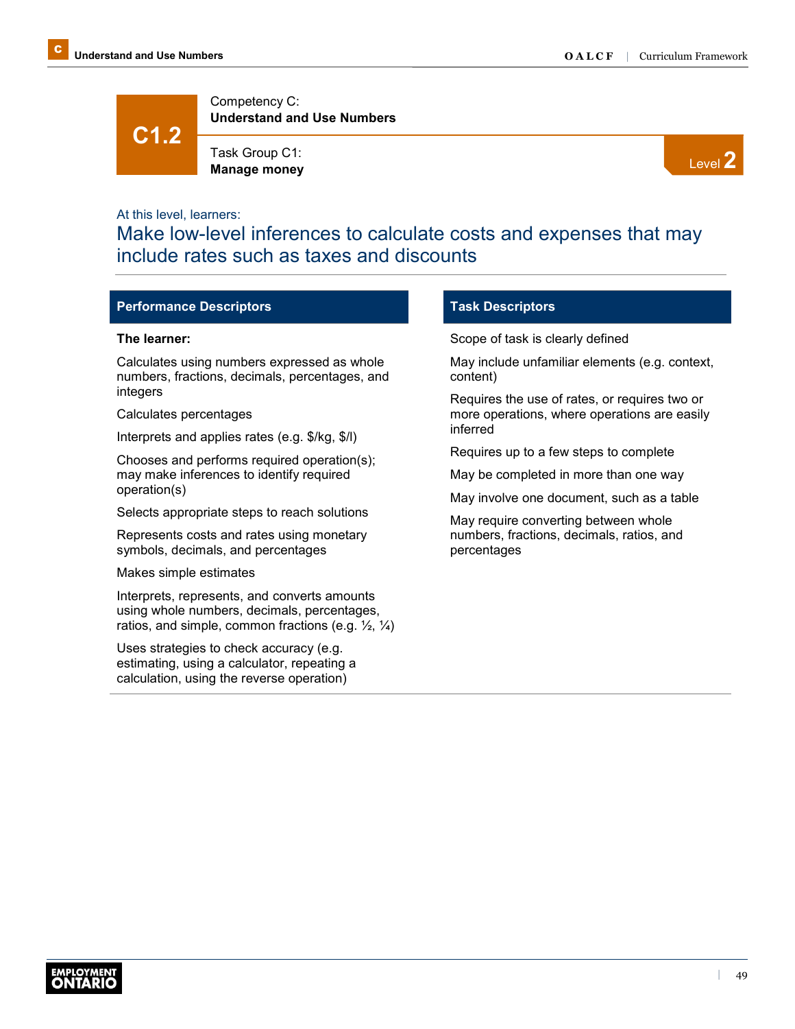# C1.2

Competency C:
**Understand and Use Numbers**

Task Group C1:
**Manage money**

Level 2

At this level, learners:

## Make low-level inferences to calculate costs and expenses that may include rates such as taxes and discounts

### Performance Descriptors

**The learner:**

Calculates using numbers expressed as whole numbers, fractions, decimals, percentages, and integers

Calculates percentages

Interprets and applies rates (e.g. $/kg, $/l)

Chooses and performs required operation(s); may make inferences to identify required operation(s)

Selects appropriate steps to reach solutions

Represents costs and rates using monetary symbols, decimals, and percentages

Makes simple estimates

Interprets, represents, and converts amounts using whole numbers, decimals, percentages, ratios, and simple, common fractions (e.g. ½, ¼)

Uses strategies to check accuracy (e.g. estimating, using a calculator, repeating a calculation, using the reverse operation)

### Task Descriptors

Scope of task is clearly defined

May include unfamiliar elements (e.g. context, content)

Requires the use of rates, or requires two or more operations, where operations are easily inferred

Requires up to a few steps to complete

May be completed in more than one way

May involve one document, such as a table

May require converting between whole numbers, fractions, decimals, ratios, and percentages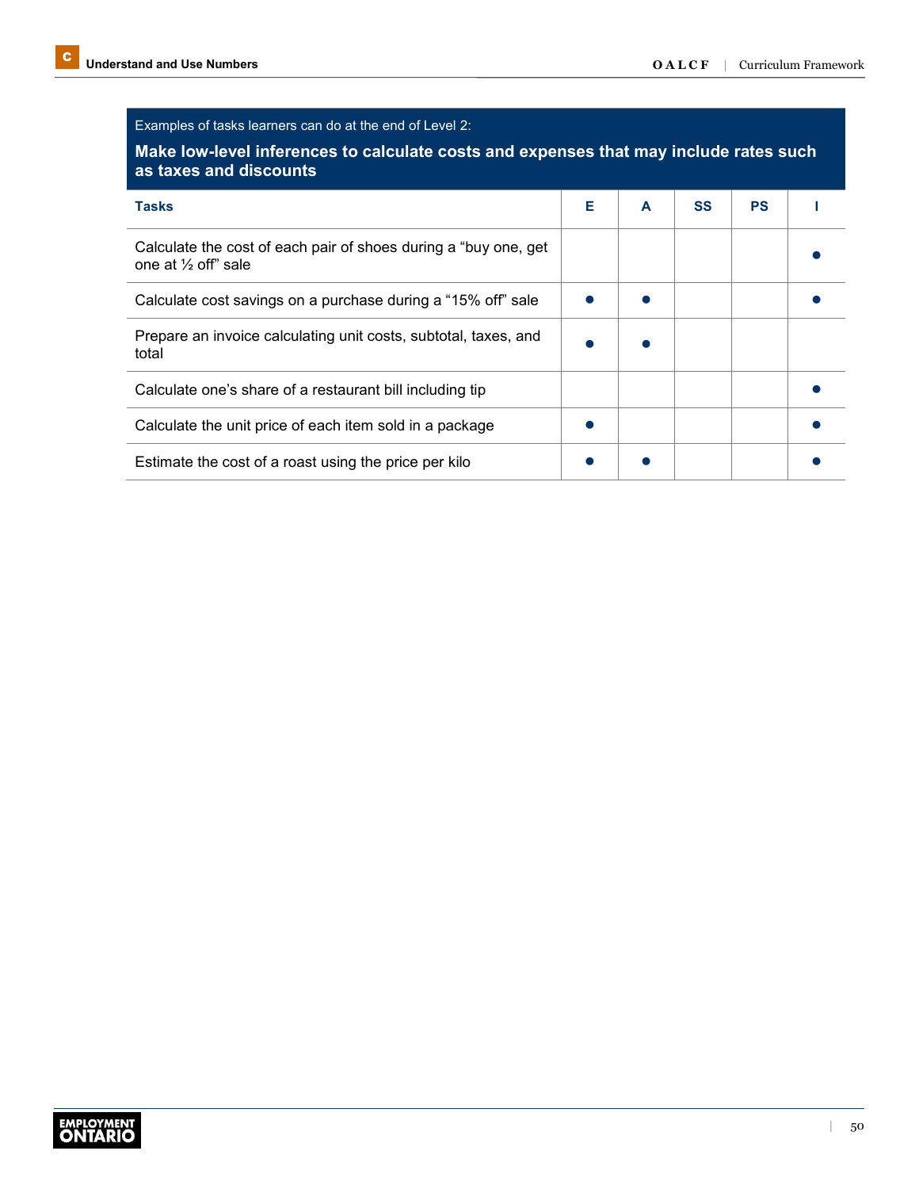Examples of tasks learners can do at the end of Level 2:

**Make low-level inferences to calculate costs and expenses that may include rates such as taxes and discounts**

| Tasks | E | A | SS | PS | I |
|---|---|---|---|---|---|
| Calculate the cost of each pair of shoes during a “buy one, get one at ½ off” sale | | | | | ● |
| Calculate cost savings on a purchase during a “15% off” sale | ● | ● | | | ● |
| Prepare an invoice calculating unit costs, subtotal, taxes, and total | ● | ● | | | |
| Calculate one’s share of a restaurant bill including tip | | | | | ● |
| Calculate the unit price of each item sold in a package | ● | | | | ● |
| Estimate the cost of a roast using the price per kilo | ● | ● | | | ● |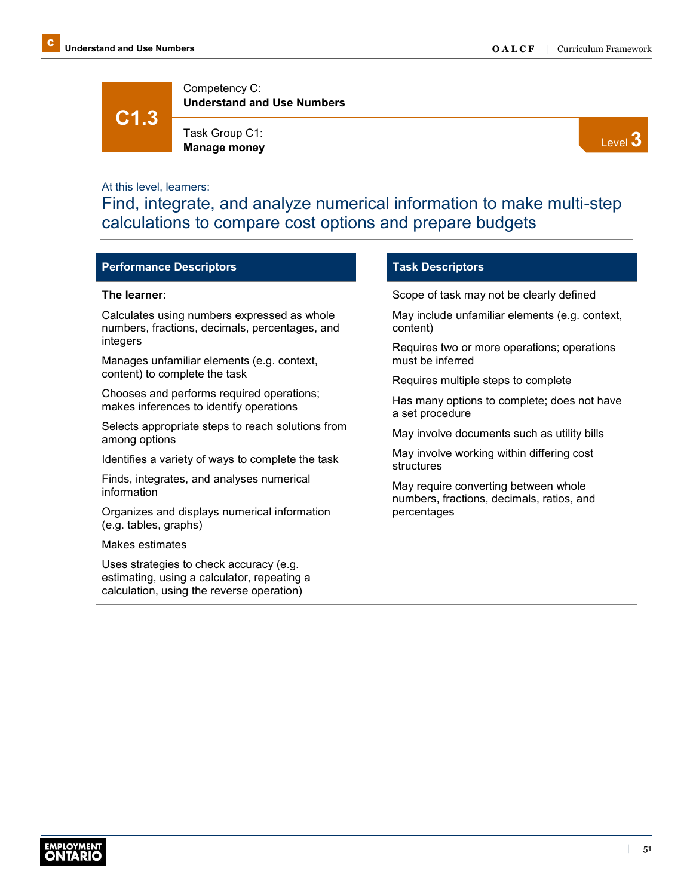# C1.3

Competency C:
**Understand and Use Numbers**

Task Group C1:
**Manage money**

Level 3

At this level, learners:

## Find, integrate, and analyze numerical information to make multi-step calculations to compare cost options and prepare budgets

### Performance Descriptors

**The learner:**

Calculates using numbers expressed as whole numbers, fractions, decimals, percentages, and integers

Manages unfamiliar elements (e.g. context, content) to complete the task

Chooses and performs required operations; makes inferences to identify operations

Selects appropriate steps to reach solutions from among options

Identifies a variety of ways to complete the task

Finds, integrates, and analyses numerical information

Organizes and displays numerical information (e.g. tables, graphs)

Makes estimates

Uses strategies to check accuracy (e.g. estimating, using a calculator, repeating a calculation, using the reverse operation)

### Task Descriptors

Scope of task may not be clearly defined

May include unfamiliar elements (e.g. context, content)

Requires two or more operations; operations must be inferred

Requires multiple steps to complete

Has many options to complete; does not have a set procedure

May involve documents such as utility bills

May involve working within differing cost structures

May require converting between whole numbers, fractions, decimals, ratios, and percentages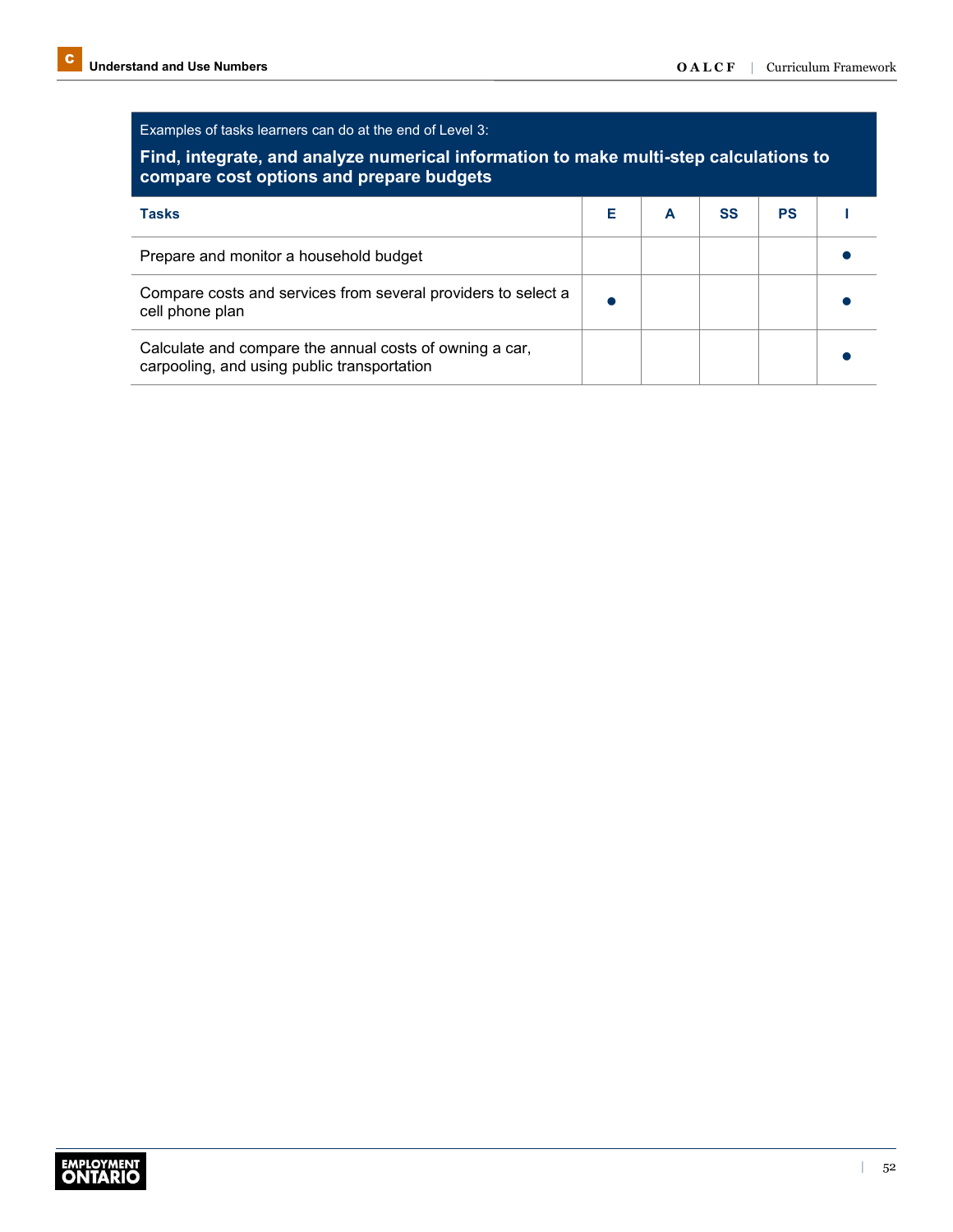Examples of tasks learners can do at the end of Level 3:

**Find, integrate, and analyze numerical information to make multi-step calculations to compare cost options and prepare budgets**

| Tasks | E | A | SS | PS | I |
|---|---|---|---|---|---|
| Prepare and monitor a household budget | | | | | ● |
| Compare costs and services from several providers to select a cell phone plan | ● | | | | ● |
| Calculate and compare the annual costs of owning a car, carpooling, and using public transportation | | | | | ● |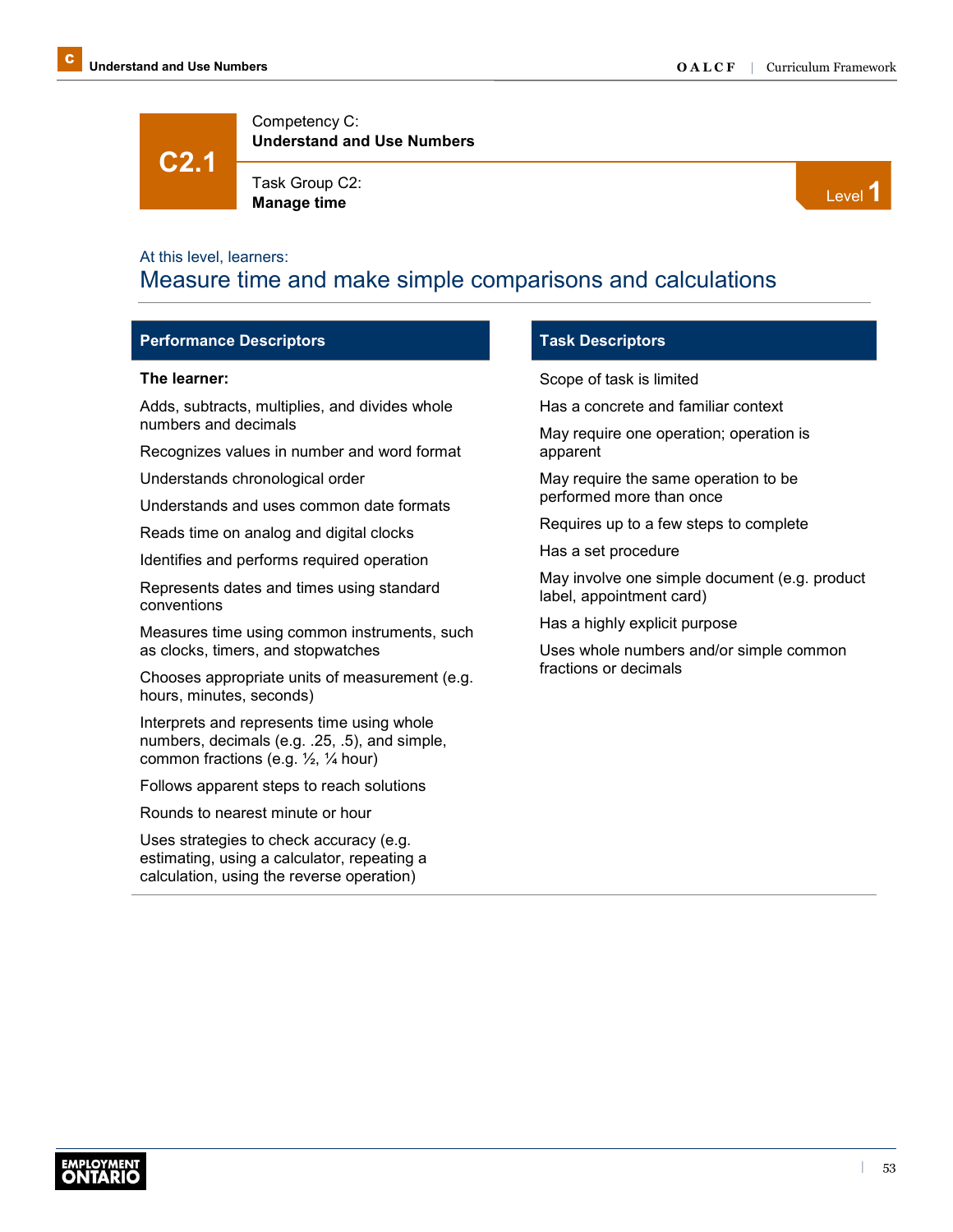# C2.1

Competency C:
**Understand and Use Numbers**

Task Group C2:
**Manage time**

Level 1

At this level, learners:

## Measure time and make simple comparisons and calculations

### Performance Descriptors

**The learner:**

- Adds, subtracts, multiplies, and divides whole numbers and decimals
- Recognizes values in number and word format
- Understands chronological order
- Understands and uses common date formats
- Reads time on analog and digital clocks
- Identifies and performs required operation
- Represents dates and times using standard conventions
- Measures time using common instruments, such as clocks, timers, and stopwatches
- Chooses appropriate units of measurement (e.g. hours, minutes, seconds)
- Interprets and represents time using whole numbers, decimals (e.g. .25, .5), and simple, common fractions (e.g. ½, ¼ hour)
- Follows apparent steps to reach solutions
- Rounds to nearest minute or hour
- Uses strategies to check accuracy (e.g. estimating, using a calculator, repeating a calculation, using the reverse operation)

### Task Descriptors

- Scope of task is limited
- Has a concrete and familiar context
- May require one operation; operation is apparent
- May require the same operation to be performed more than once
- Requires up to a few steps to complete
- Has a set procedure
- May involve one simple document (e.g. product label, appointment card)
- Has a highly explicit purpose
- Uses whole numbers and/or simple common fractions or decimals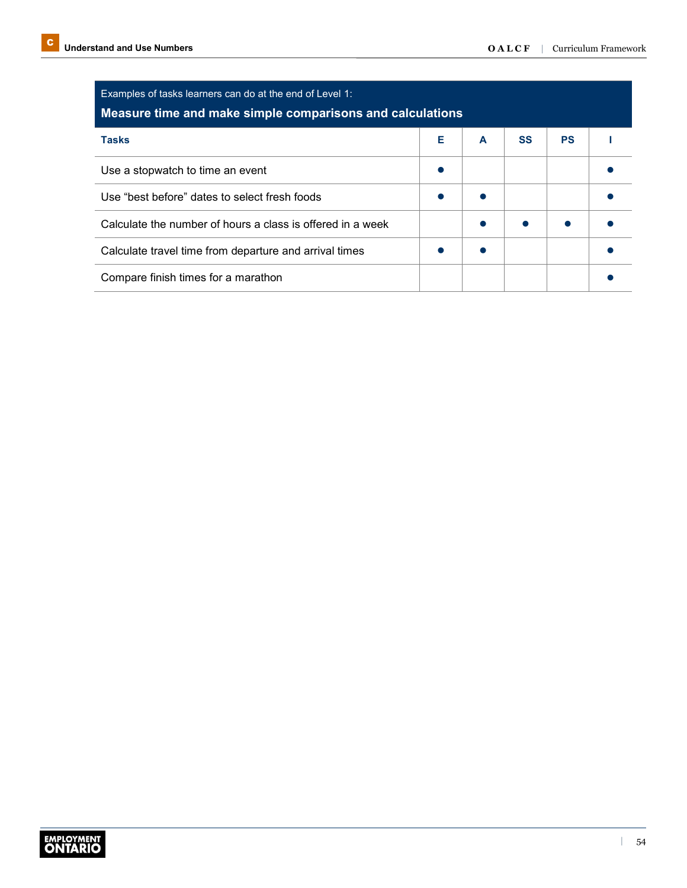Examples of tasks learners can do at the end of Level 1:

**Measure time and make simple comparisons and calculations**

| Tasks | E | A | SS | PS | I |
|---|---|---|---|---|---|
| Use a stopwatch to time an event | ● | | | | ● |
| Use “best before” dates to select fresh foods | ● | ● | | | ● |
| Calculate the number of hours a class is offered in a week | | ● | ● | ● | ● |
| Calculate travel time from departure and arrival times | ● | ● | | | ● |
| Compare finish times for a marathon | | | | | ● |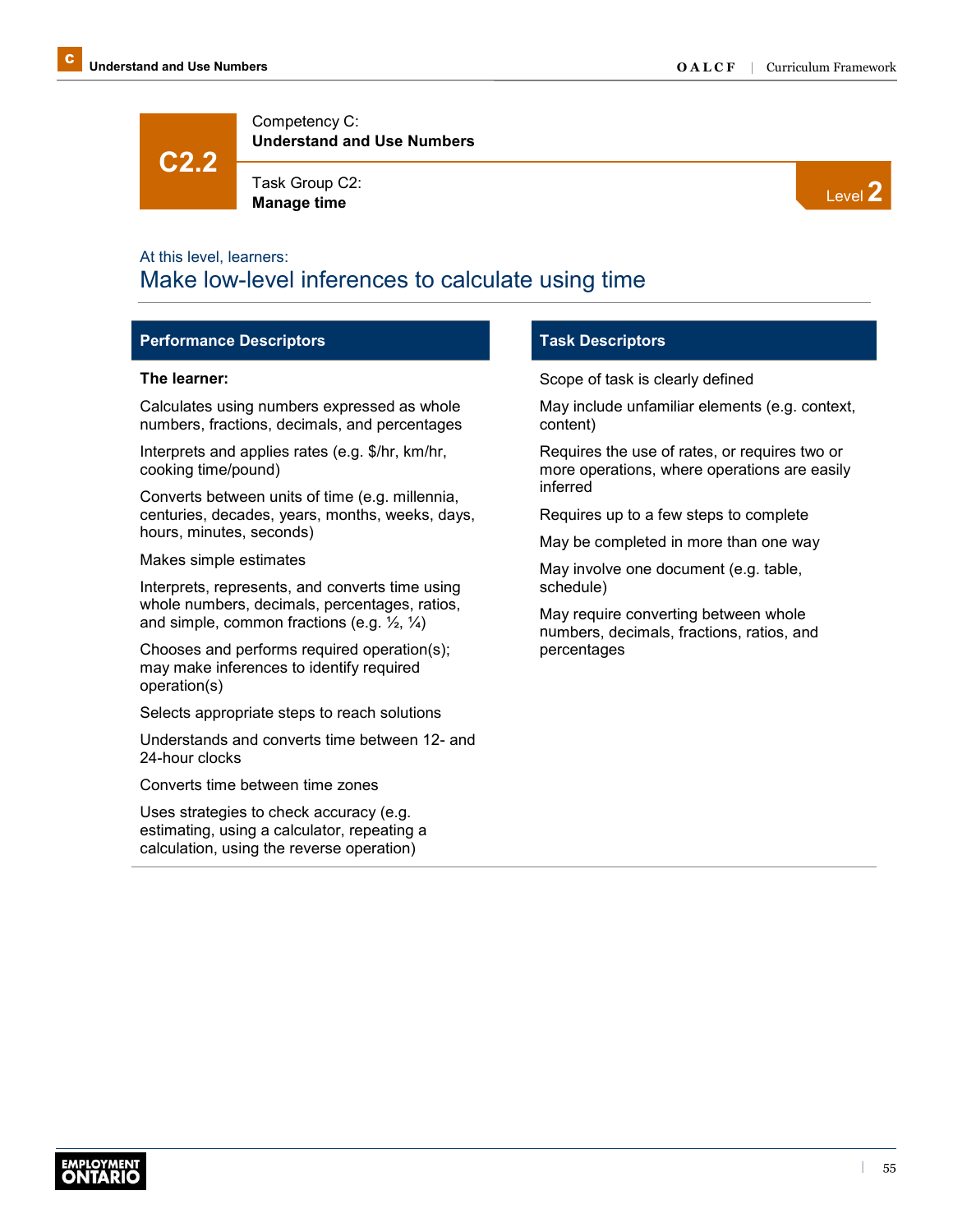## C2.2

Competency C:
**Understand and Use Numbers**

Task Group C2:
**Manage time**

Level 2

At this level, learners:

### Make low-level inferences to calculate using time

| Performance Descriptors | Task Descriptors |
|---|---|
| **The learner:** | Scope of task is clearly defined |
| Calculates using numbers expressed as whole numbers, fractions, decimals, and percentages | May include unfamiliar elements (e.g. context, content) |
| Interprets and applies rates (e.g. $/hr, km/hr, cooking time/pound) | Requires the use of rates, or requires two or more operations, where operations are easily inferred |
| Converts between units of time (e.g. millennia, centuries, decades, years, months, weeks, days, hours, minutes, seconds) | Requires up to a few steps to complete |
| Makes simple estimates | May be completed in more than one way |
| Interprets, represents, and converts time using whole numbers, decimals, percentages, ratios, and simple, common fractions (e.g. ½, ¼) | May involve one document (e.g. table, schedule) |
| Chooses and performs required operation(s); may make inferences to identify required operation(s) | May require converting between whole numbers, decimals, fractions, ratios, and percentages |
| Selects appropriate steps to reach solutions | |
| Understands and converts time between 12- and 24-hour clocks | |
| Converts time between time zones | |
| Uses strategies to check accuracy (e.g. estimating, using a calculator, repeating a calculation, using the reverse operation) | |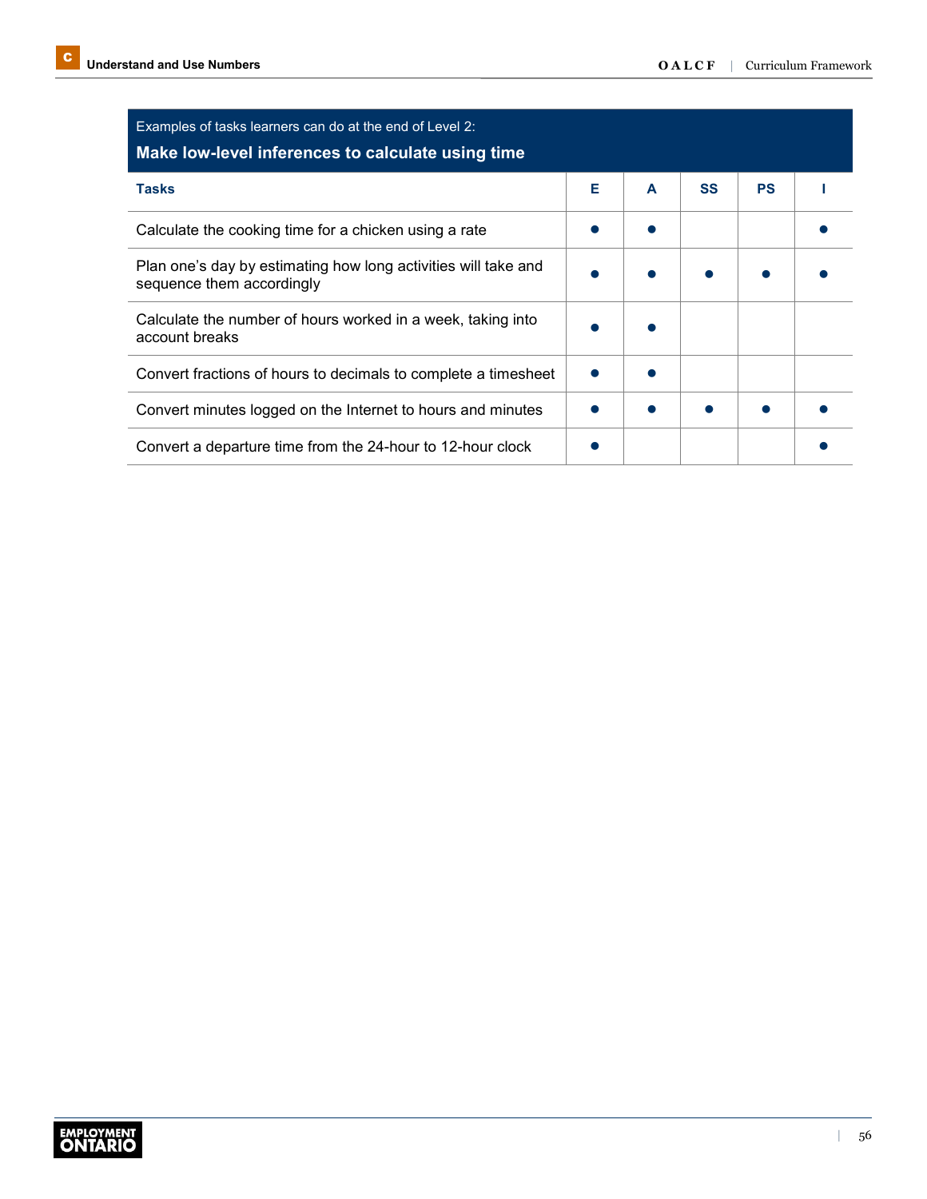Examples of tasks learners can do at the end of Level 2:

**Make low-level inferences to calculate using time**

| Tasks | E | A | SS | PS | I |
|---|---|---|---|---|---|
| Calculate the cooking time for a chicken using a rate | ● | ● | | | ● |
| Plan one's day by estimating how long activities will take and sequence them accordingly | ● | ● | ● | ● | ● |
| Calculate the number of hours worked in a week, taking into account breaks | ● | ● | | | |
| Convert fractions of hours to decimals to complete a timesheet | ● | ● | | | |
| Convert minutes logged on the Internet to hours and minutes | ● | ● | ● | ● | ● |
| Convert a departure time from the 24-hour to 12-hour clock | ● | | | | ● |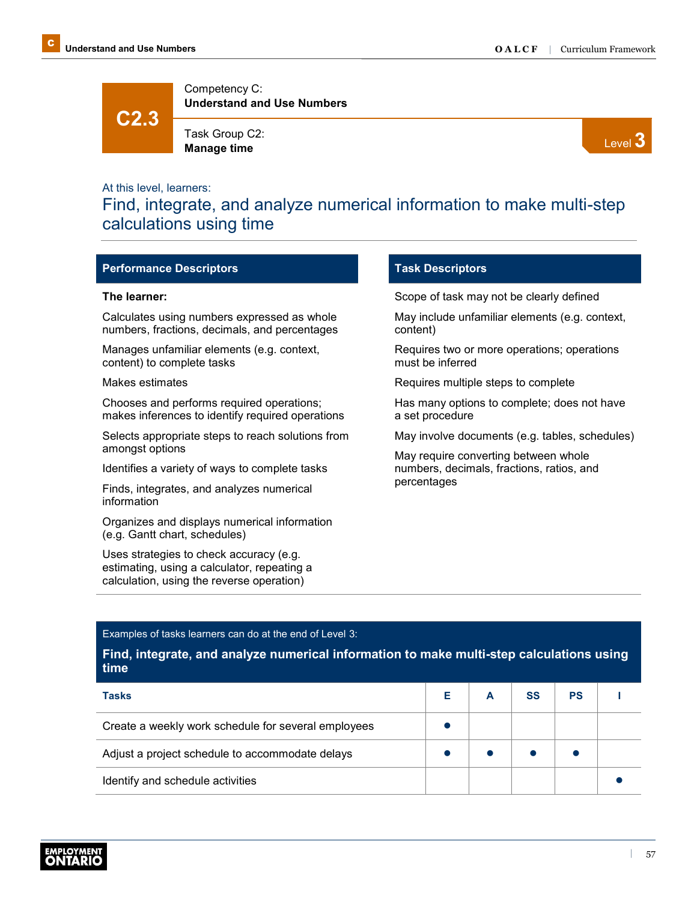# C2.3

Competency C:
**Understand and Use Numbers**

Task Group C2:
**Manage time**

Level 3

At this level, learners:

## Find, integrate, and analyze numerical information to make multi-step calculations using time

### Performance Descriptors

**The learner:**

Calculates using numbers expressed as whole numbers, fractions, decimals, and percentages

Manages unfamiliar elements (e.g. context, content) to complete tasks

Makes estimates

Chooses and performs required operations; makes inferences to identify required operations

Selects appropriate steps to reach solutions from amongst options

Identifies a variety of ways to complete tasks

Finds, integrates, and analyzes numerical information

Organizes and displays numerical information (e.g. Gantt chart, schedules)

Uses strategies to check accuracy (e.g. estimating, using a calculator, repeating a calculation, using the reverse operation)

### Task Descriptors

Scope of task may not be clearly defined

May include unfamiliar elements (e.g. context, content)

Requires two or more operations; operations must be inferred

Requires multiple steps to complete

Has many options to complete; does not have a set procedure

May involve documents (e.g. tables, schedules)

May require converting between whole numbers, decimals, fractions, ratios, and percentages

Examples of tasks learners can do at the end of Level 3:

**Find, integrate, and analyze numerical information to make multi-step calculations using time**

| Tasks | E | A | SS | PS | I |
|---|---|---|---|---|---|
| Create a weekly work schedule for several employees | ● | | | | |
| Adjust a project schedule to accommodate delays | ● | ● | ● | ● | |
| Identify and schedule activities | | | | | ● |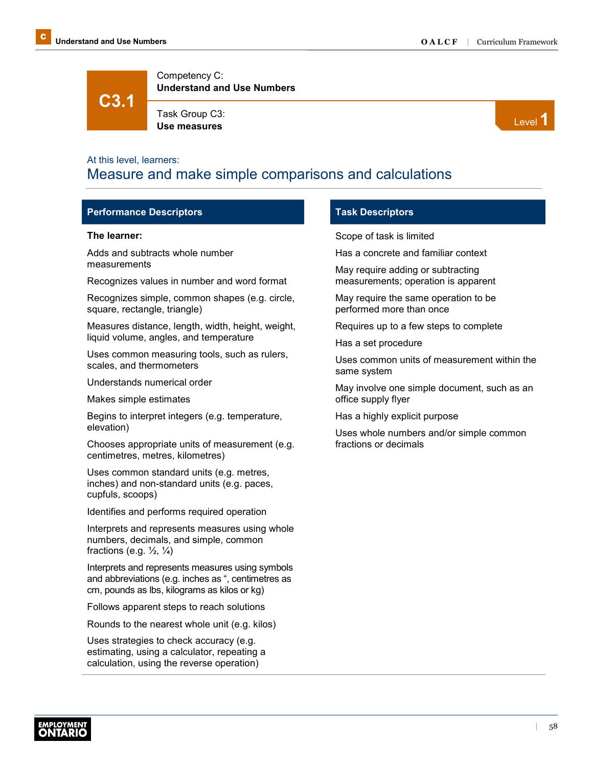# C3.1

Competency C:
**Understand and Use Numbers**

Task Group C3:
**Use measures**

Level 1

At this level, learners:

## Measure and make simple comparisons and calculations

### Performance Descriptors

**The learner:**

Adds and subtracts whole number measurements

Recognizes values in number and word format

Recognizes simple, common shapes (e.g. circle, square, rectangle, triangle)

Measures distance, length, width, height, weight, liquid volume, angles, and temperature

Uses common measuring tools, such as rulers, scales, and thermometers

Understands numerical order

Makes simple estimates

Begins to interpret integers (e.g. temperature, elevation)

Chooses appropriate units of measurement (e.g. centimetres, metres, kilometres)

Uses common standard units (e.g. metres, inches) and non-standard units (e.g. paces, cupfuls, scoops)

Identifies and performs required operation

Interprets and represents measures using whole numbers, decimals, and simple, common fractions (e.g. ½, ¼)

Interprets and represents measures using symbols and abbreviations (e.g. inches as ", centimetres as cm, pounds as lbs, kilograms as kilos or kg)

Follows apparent steps to reach solutions

Rounds to the nearest whole unit (e.g. kilos)

Uses strategies to check accuracy (e.g. estimating, using a calculator, repeating a calculation, using the reverse operation)

### Task Descriptors

Scope of task is limited

Has a concrete and familiar context

May require adding or subtracting measurements; operation is apparent

May require the same operation to be performed more than once

Requires up to a few steps to complete

Has a set procedure

Uses common units of measurement within the same system

May involve one simple document, such as an office supply flyer

Has a highly explicit purpose

Uses whole numbers and/or simple common fractions or decimals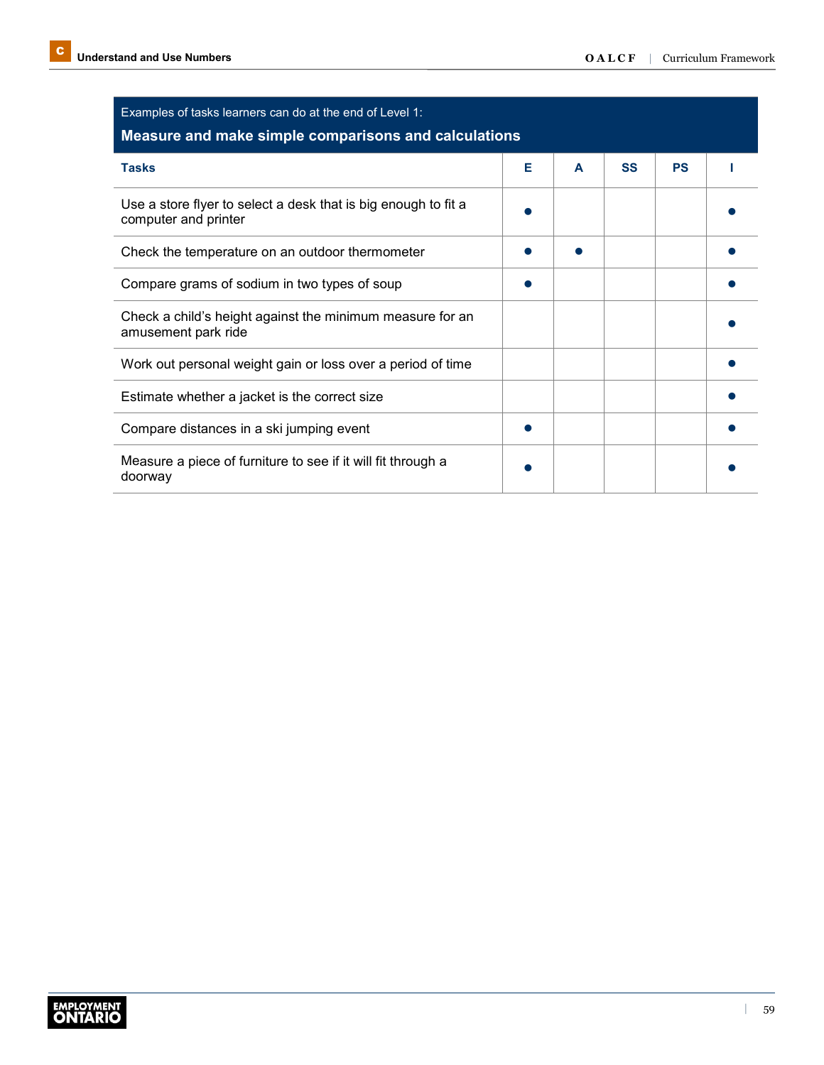Examples of tasks learners can do at the end of Level 1:

**Measure and make simple comparisons and calculations**

| Tasks | E | A | SS | PS | I |
|---|---|---|---|---|---|
| Use a store flyer to select a desk that is big enough to fit a computer and printer | ● | | | | ● |
| Check the temperature on an outdoor thermometer | ● | ● | | | ● |
| Compare grams of sodium in two types of soup | ● | | | | ● |
| Check a child's height against the minimum measure for an amusement park ride | | | | | ● |
| Work out personal weight gain or loss over a period of time | | | | | ● |
| Estimate whether a jacket is the correct size | | | | | ● |
| Compare distances in a ski jumping event | ● | | | | ● |
| Measure a piece of furniture to see if it will fit through a doorway | ● | | | | ● |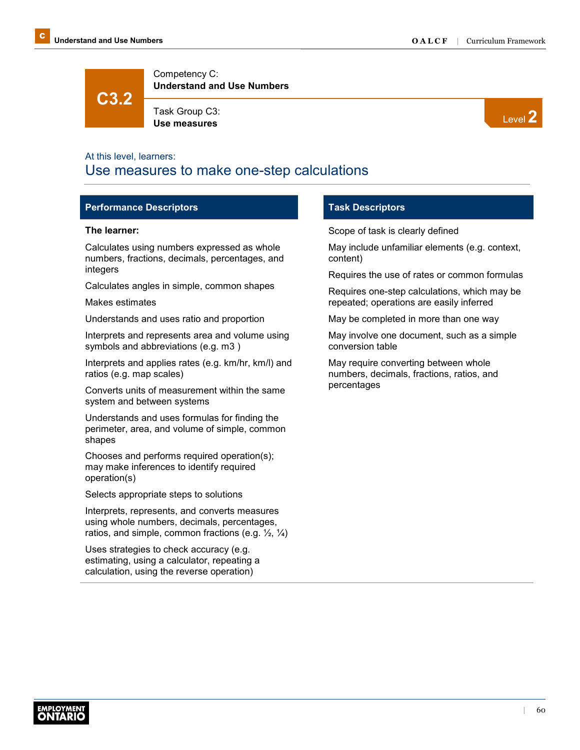# C3.2

Competency C:
**Understand and Use Numbers**

Task Group C3:
**Use measures**

Level **2**

At this level, learners:

## Use measures to make one-step calculations

### Performance Descriptors

**The learner:**

Calculates using numbers expressed as whole numbers, fractions, decimals, percentages, and integers

Calculates angles in simple, common shapes

Makes estimates

Understands and uses ratio and proportion

Interprets and represents area and volume using symbols and abbreviations (e.g. m3 )

Interprets and applies rates (e.g. km/hr, km/l) and ratios (e.g. map scales)

Converts units of measurement within the same system and between systems

Understands and uses formulas for finding the perimeter, area, and volume of simple, common shapes

Chooses and performs required operation(s); may make inferences to identify required operation(s)

Selects appropriate steps to solutions

Interprets, represents, and converts measures using whole numbers, decimals, percentages, ratios, and simple, common fractions (e.g. ½, ¼)

Uses strategies to check accuracy (e.g. estimating, using a calculator, repeating a calculation, using the reverse operation)

### Task Descriptors

Scope of task is clearly defined

May include unfamiliar elements (e.g. context, content)

Requires the use of rates or common formulas

Requires one-step calculations, which may be repeated; operations are easily inferred

May be completed in more than one way

May involve one document, such as a simple conversion table

May require converting between whole numbers, decimals, fractions, ratios, and percentages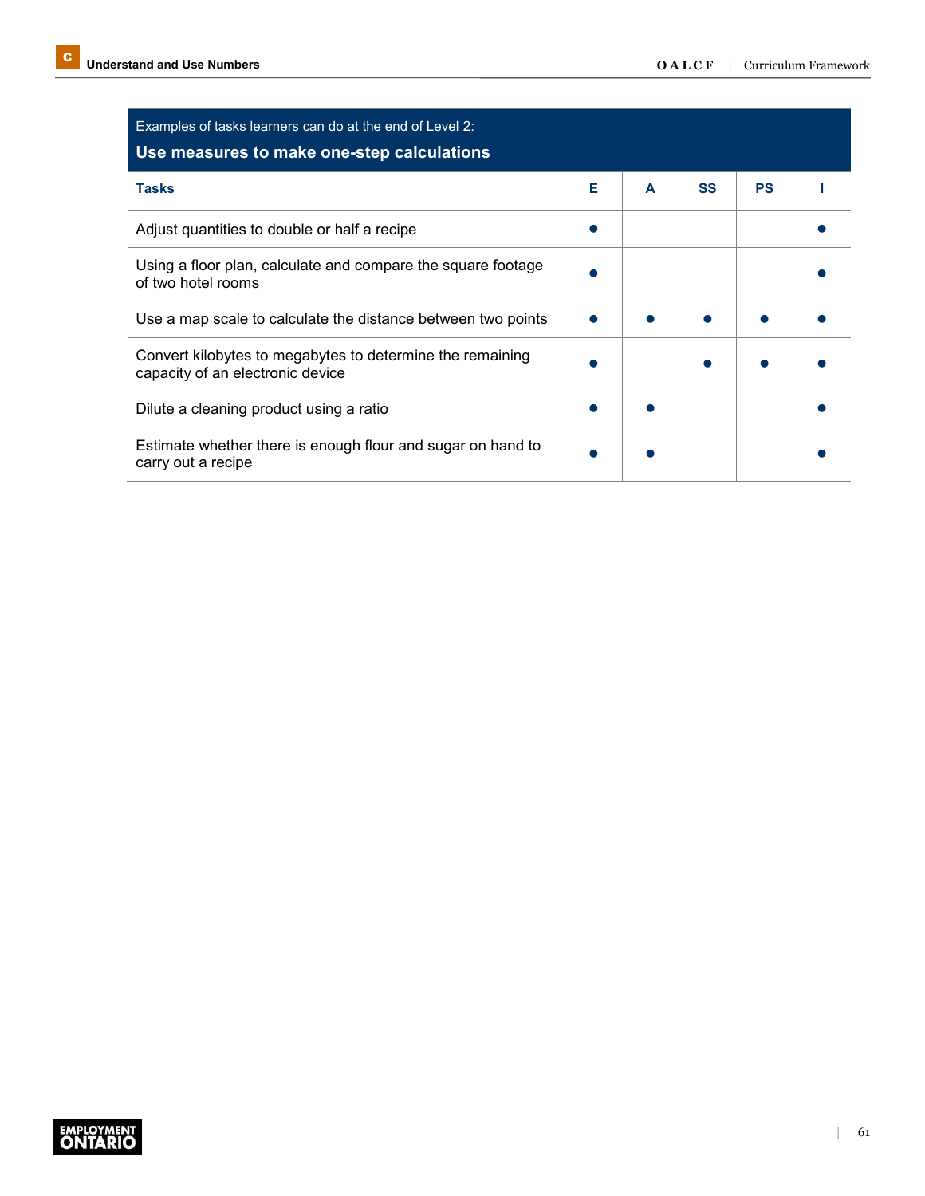Examples of tasks learners can do at the end of Level 2:

**Use measures to make one-step calculations**

| Tasks | E | A | SS | PS | I |
|---|---|---|---|---|---|
| Adjust quantities to double or half a recipe | ● | | | | ● |
| Using a floor plan, calculate and compare the square footage of two hotel rooms | ● | | | | ● |
| Use a map scale to calculate the distance between two points | ● | ● | ● | ● | ● |
| Convert kilobytes to megabytes to determine the remaining capacity of an electronic device | ● | | ● | ● | ● |
| Dilute a cleaning product using a ratio | ● | ● | | | ● |
| Estimate whether there is enough flour and sugar on hand to carry out a recipe | ● | ● | | | ● |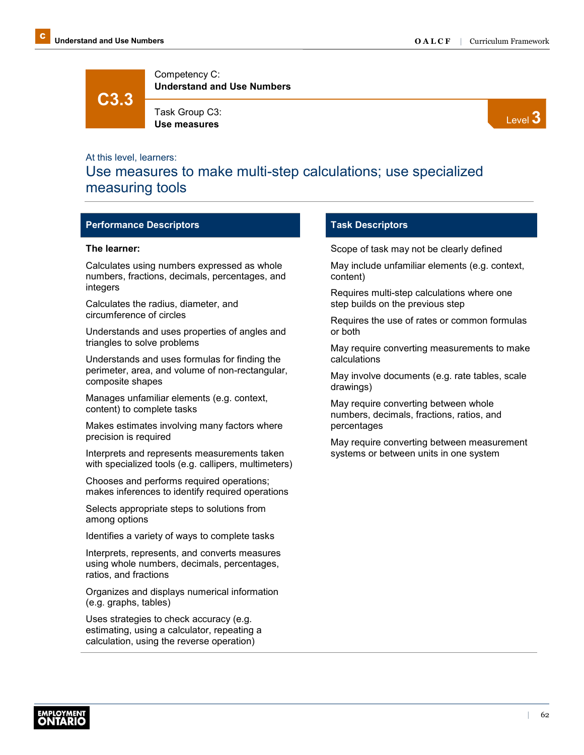# C3.3

Competency C:
**Understand and Use Numbers**

Task Group C3:
**Use measures**

Level 3

At this level, learners:

## Use measures to make multi-step calculations; use specialized measuring tools

### Performance Descriptors

**The learner:**

Calculates using numbers expressed as whole numbers, fractions, decimals, percentages, and integers

Calculates the radius, diameter, and circumference of circles

Understands and uses properties of angles and triangles to solve problems

Understands and uses formulas for finding the perimeter, area, and volume of non-rectangular, composite shapes

Manages unfamiliar elements (e.g. context, content) to complete tasks

Makes estimates involving many factors where precision is required

Interprets and represents measurements taken with specialized tools (e.g. callipers, multimeters)

Chooses and performs required operations; makes inferences to identify required operations

Selects appropriate steps to solutions from among options

Identifies a variety of ways to complete tasks

Interprets, represents, and converts measures using whole numbers, decimals, percentages, ratios, and fractions

Organizes and displays numerical information (e.g. graphs, tables)

Uses strategies to check accuracy (e.g. estimating, using a calculator, repeating a calculation, using the reverse operation)

### Task Descriptors

Scope of task may not be clearly defined

May include unfamiliar elements (e.g. context, content)

Requires multi-step calculations where one step builds on the previous step

Requires the use of rates or common formulas or both

May require converting measurements to make calculations

May involve documents (e.g. rate tables, scale drawings)

May require converting between whole numbers, decimals, fractions, ratios, and percentages

May require converting between measurement systems or between units in one system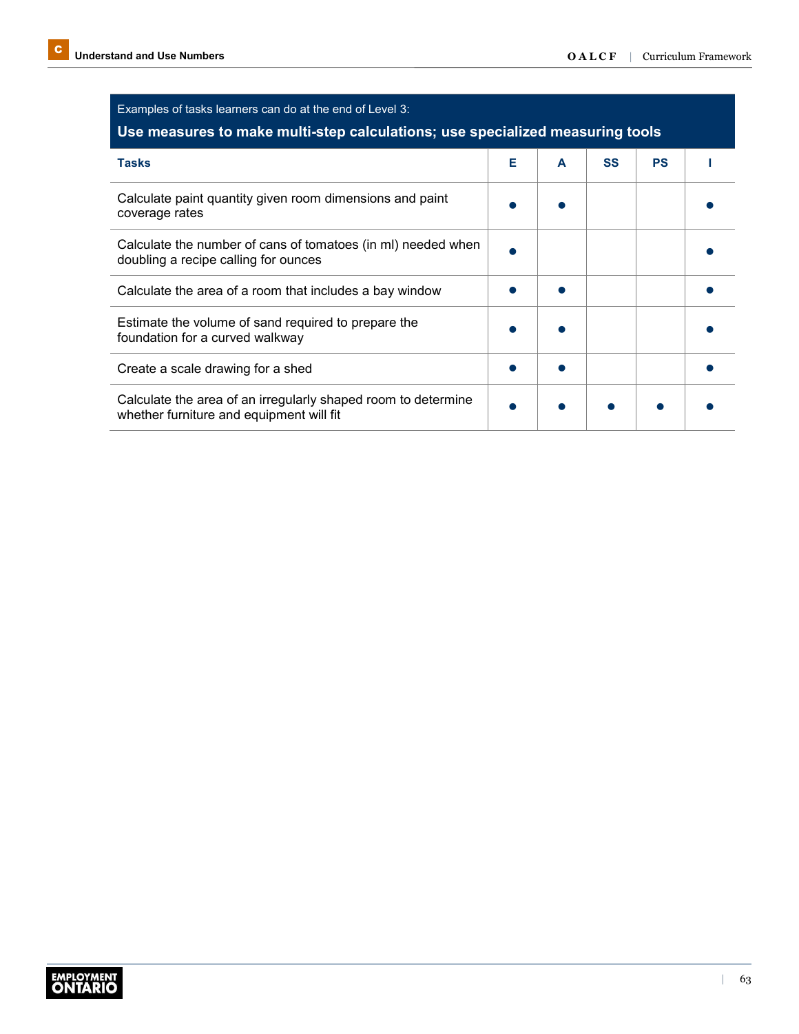Examples of tasks learners can do at the end of Level 3:

**Use measures to make multi-step calculations; use specialized measuring tools**

| Tasks | E | A | SS | PS | I |
| --- | --- | --- | --- | --- | --- |
| Calculate paint quantity given room dimensions and paint coverage rates | ● | ● | | | ● |
| Calculate the number of cans of tomatoes (in ml) needed when doubling a recipe calling for ounces | ● | | | | ● |
| Calculate the area of a room that includes a bay window | ● | ● | | | ● |
| Estimate the volume of sand required to prepare the foundation for a curved walkway | ● | ● | | | ● |
| Create a scale drawing for a shed | ● | ● | | | ● |
| Calculate the area of an irregularly shaped room to determine whether furniture and equipment will fit | ● | ● | ● | ● | ● |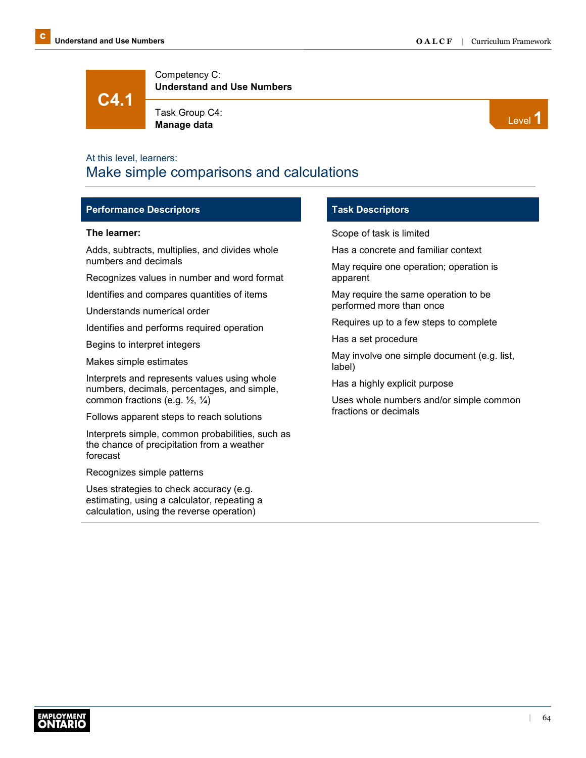# C4.1

Competency C:
**Understand and Use Numbers**

Task Group C4:
**Manage data**

Level 1

At this level, learners:

## Make simple comparisons and calculations

### Performance Descriptors

**The learner:**

- Adds, subtracts, multiplies, and divides whole numbers and decimals
- Recognizes values in number and word format
- Identifies and compares quantities of items
- Understands numerical order
- Identifies and performs required operation
- Begins to interpret integers
- Makes simple estimates
- Interprets and represents values using whole numbers, decimals, percentages, and simple, common fractions (e.g. ½, ¼)
- Follows apparent steps to reach solutions
- Interprets simple, common probabilities, such as the chance of precipitation from a weather forecast
- Recognizes simple patterns
- Uses strategies to check accuracy (e.g. estimating, using a calculator, repeating a calculation, using the reverse operation)

### Task Descriptors

- Scope of task is limited
- Has a concrete and familiar context
- May require one operation; operation is apparent
- May require the same operation to be performed more than once
- Requires up to a few steps to complete
- Has a set procedure
- May involve one simple document (e.g. list, label)
- Has a highly explicit purpose
- Uses whole numbers and/or simple common fractions or decimals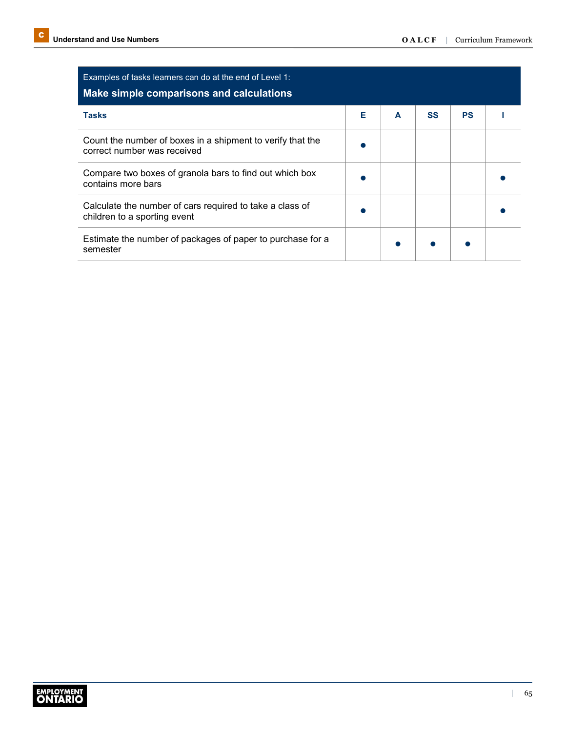Examples of tasks learners can do at the end of Level 1:

**Make simple comparisons and calculations**

| Tasks | E | A | SS | PS | I |
|---|---|---|---|---|---|
| Count the number of boxes in a shipment to verify that the correct number was received | ● | | | | |
| Compare two boxes of granola bars to find out which box contains more bars | ● | | | | ● |
| Calculate the number of cars required to take a class of children to a sporting event | ● | | | | ● |
| Estimate the number of packages of paper to purchase for a semester | | ● | ● | ● | |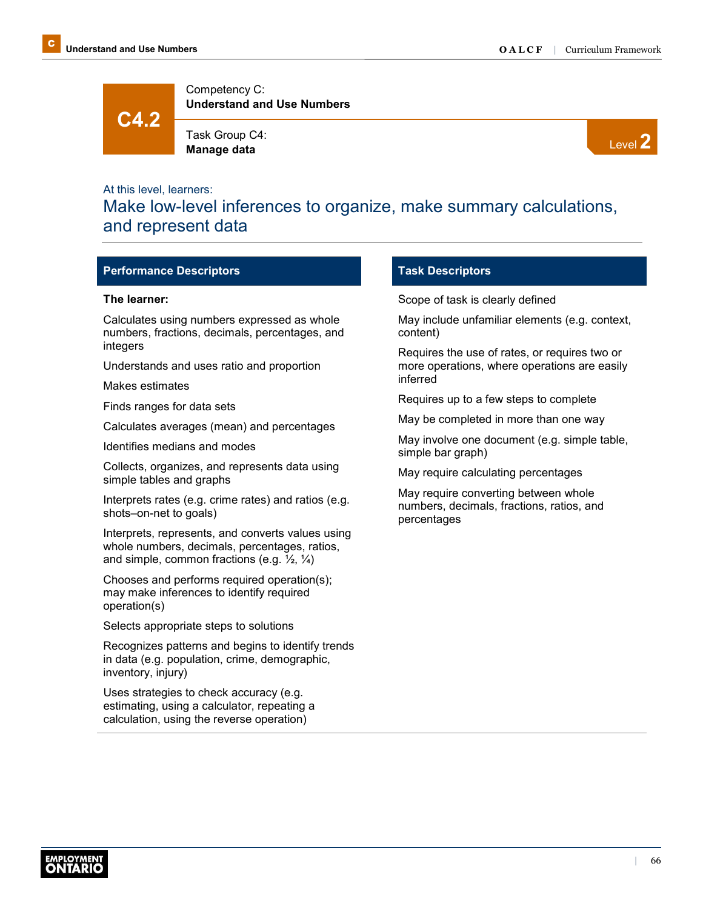# C4.2

Competency C:
**Understand and Use Numbers**

Task Group C4:
**Manage data**

Level 2

At this level, learners:

## Make low-level inferences to organize, make summary calculations, and represent data

### Performance Descriptors

**The learner:**

Calculates using numbers expressed as whole numbers, fractions, decimals, percentages, and integers

Understands and uses ratio and proportion

Makes estimates

Finds ranges for data sets

Calculates averages (mean) and percentages

Identifies medians and modes

Collects, organizes, and represents data using simple tables and graphs

Interprets rates (e.g. crime rates) and ratios (e.g. shots–on-net to goals)

Interprets, represents, and converts values using whole numbers, decimals, percentages, ratios, and simple, common fractions (e.g. ½, ¼)

Chooses and performs required operation(s); may make inferences to identify required operation(s)

Selects appropriate steps to solutions

Recognizes patterns and begins to identify trends in data (e.g. population, crime, demographic, inventory, injury)

Uses strategies to check accuracy (e.g. estimating, using a calculator, repeating a calculation, using the reverse operation)

### Task Descriptors

Scope of task is clearly defined

May include unfamiliar elements (e.g. context, content)

Requires the use of rates, or requires two or more operations, where operations are easily inferred

Requires up to a few steps to complete

May be completed in more than one way

May involve one document (e.g. simple table, simple bar graph)

May require calculating percentages

May require converting between whole numbers, decimals, fractions, ratios, and percentages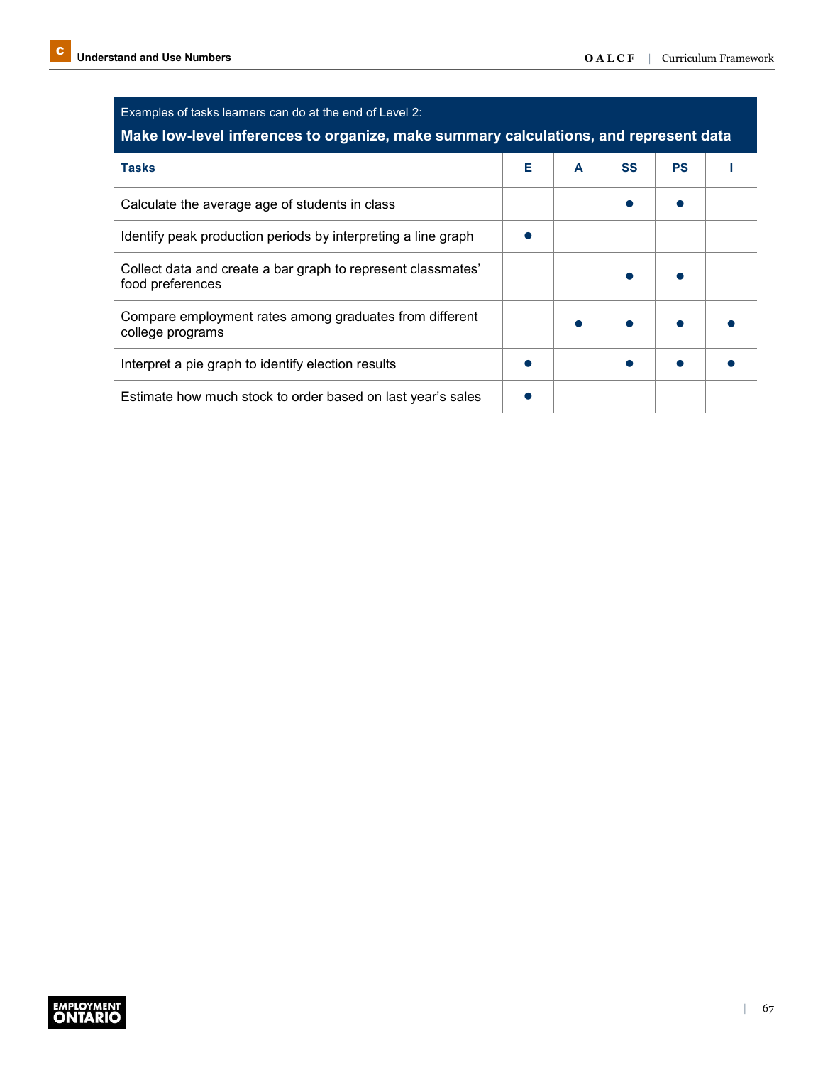Examples of tasks learners can do at the end of Level 2:

**Make low-level inferences to organize, make summary calculations, and represent data**

| Tasks | E | A | SS | PS | I |
|---|---|---|---|---|---|
| Calculate the average age of students in class | | | ● | ● | |
| Identify peak production periods by interpreting a line graph | ● | | | | |
| Collect data and create a bar graph to represent classmates' food preferences | | | ● | ● | |
| Compare employment rates among graduates from different college programs | | ● | ● | ● | ● |
| Interpret a pie graph to identify election results | ● | | ● | ● | ● |
| Estimate how much stock to order based on last year's sales | ● | | | | |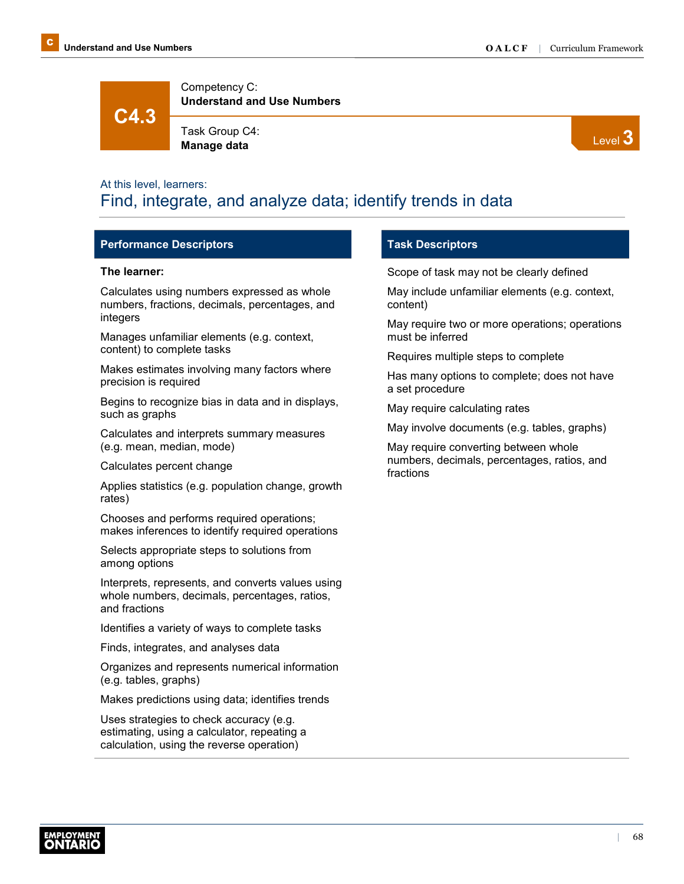# C4.3

Competency C:
**Understand and Use Numbers**

Task Group C4:
**Manage data**

Level 3

At this level, learners:

## Find, integrate, and analyze data; identify trends in data

### Performance Descriptors

**The learner:**

Calculates using numbers expressed as whole numbers, fractions, decimals, percentages, and integers

Manages unfamiliar elements (e.g. context, content) to complete tasks

Makes estimates involving many factors where precision is required

Begins to recognize bias in data and in displays, such as graphs

Calculates and interprets summary measures (e.g. mean, median, mode)

Calculates percent change

Applies statistics (e.g. population change, growth rates)

Chooses and performs required operations; makes inferences to identify required operations

Selects appropriate steps to solutions from among options

Interprets, represents, and converts values using whole numbers, decimals, percentages, ratios, and fractions

Identifies a variety of ways to complete tasks

Finds, integrates, and analyses data

Organizes and represents numerical information (e.g. tables, graphs)

Makes predictions using data; identifies trends

Uses strategies to check accuracy (e.g. estimating, using a calculator, repeating a calculation, using the reverse operation)

### Task Descriptors

Scope of task may not be clearly defined

May include unfamiliar elements (e.g. context, content)

May require two or more operations; operations must be inferred

Requires multiple steps to complete

Has many options to complete; does not have a set procedure

May require calculating rates

May involve documents (e.g. tables, graphs)

May require converting between whole numbers, decimals, percentages, ratios, and fractions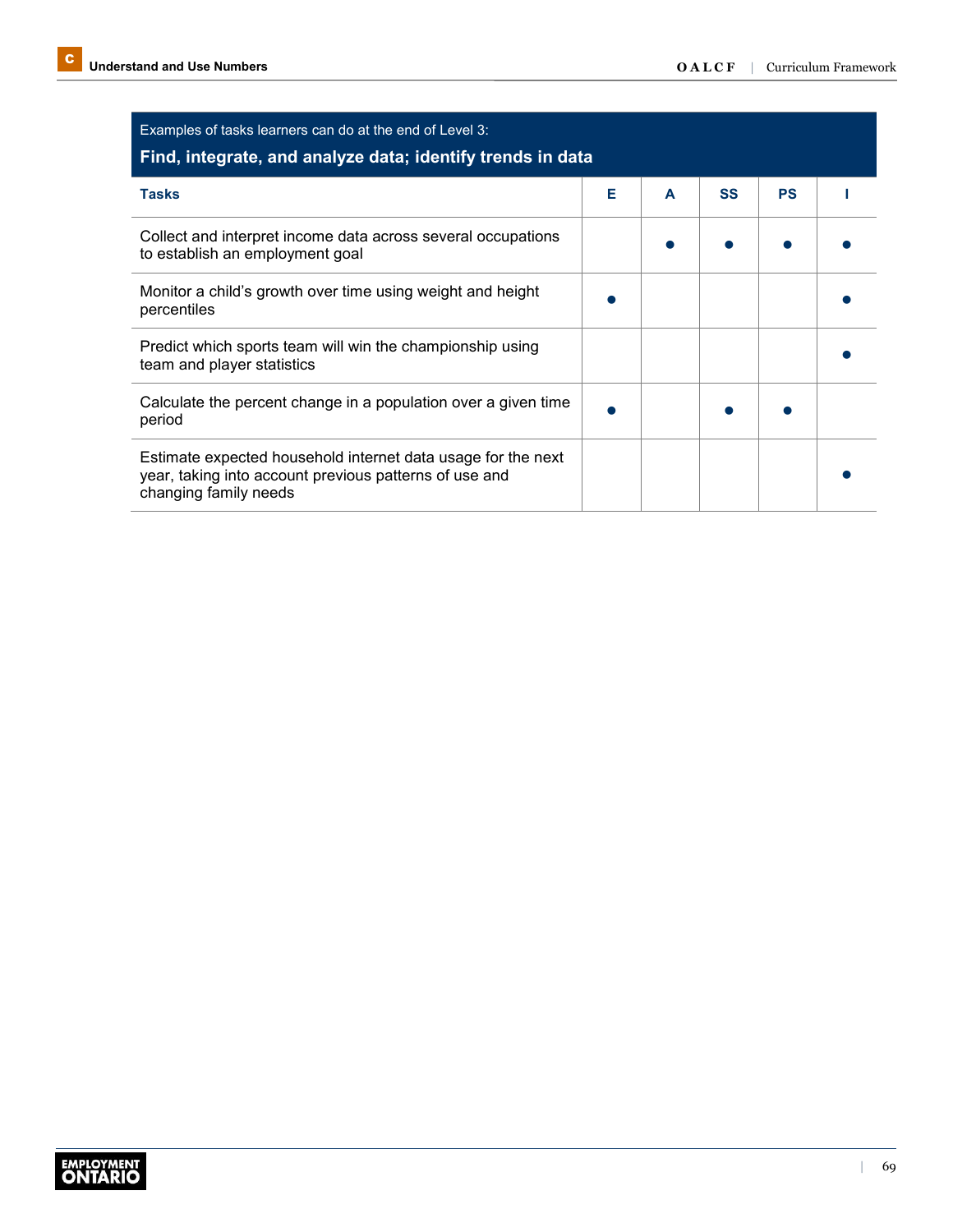Examples of tasks learners can do at the end of Level 3:

**Find, integrate, and analyze data; identify trends in data**

| Tasks | E | A | SS | PS | I |
|---|---|---|---|---|---|
| Collect and interpret income data across several occupations to establish an employment goal | | ● | ● | ● | ● |
| Monitor a child's growth over time using weight and height percentiles | ● | | | | ● |
| Predict which sports team will win the championship using team and player statistics | | | | | ● |
| Calculate the percent change in a population over a given time period | ● | | ● | ● | |
| Estimate expected household internet data usage for the next year, taking into account previous patterns of use and changing family needs | | | | | ● |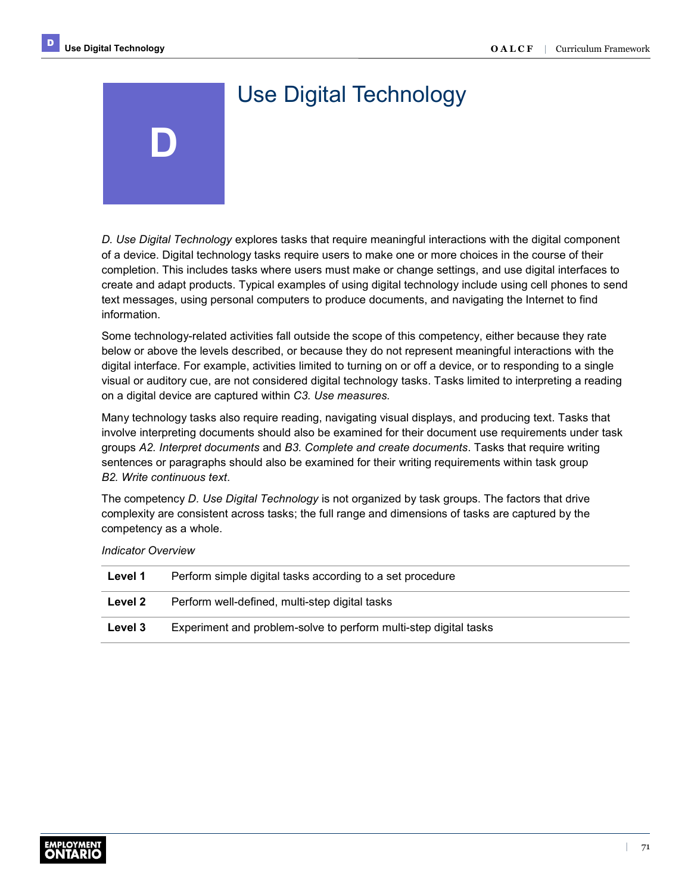# D Use Digital Technology

*D. Use Digital Technology* explores tasks that require meaningful interactions with the digital component of a device. Digital technology tasks require users to make one or more choices in the course of their completion. This includes tasks where users must make or change settings, and use digital interfaces to create and adapt products. Typical examples of using digital technology include using cell phones to send text messages, using personal computers to produce documents, and navigating the Internet to find information.

Some technology-related activities fall outside the scope of this competency, either because they rate below or above the levels described, or because they do not represent meaningful interactions with the digital interface. For example, activities limited to turning on or off a device, or to responding to a single visual or auditory cue, are not considered digital technology tasks. Tasks limited to interpreting a reading on a digital device are captured within *C3. Use measures.*

Many technology tasks also require reading, navigating visual displays, and producing text. Tasks that involve interpreting documents should also be examined for their document use requirements under task groups *A2. Interpret documents* and *B3. Complete and create documents*. Tasks that require writing sentences or paragraphs should also be examined for their writing requirements within task group *B2. Write continuous text*.

The competency *D. Use Digital Technology* is not organized by task groups. The factors that drive complexity are consistent across tasks; the full range and dimensions of tasks are captured by the competency as a whole.

*Indicator Overview*

| | |
|---|---|
| **Level 1** | Perform simple digital tasks according to a set procedure |
| **Level 2** | Perform well-defined, multi-step digital tasks |
| **Level 3** | Experiment and problem-solve to perform multi-step digital tasks |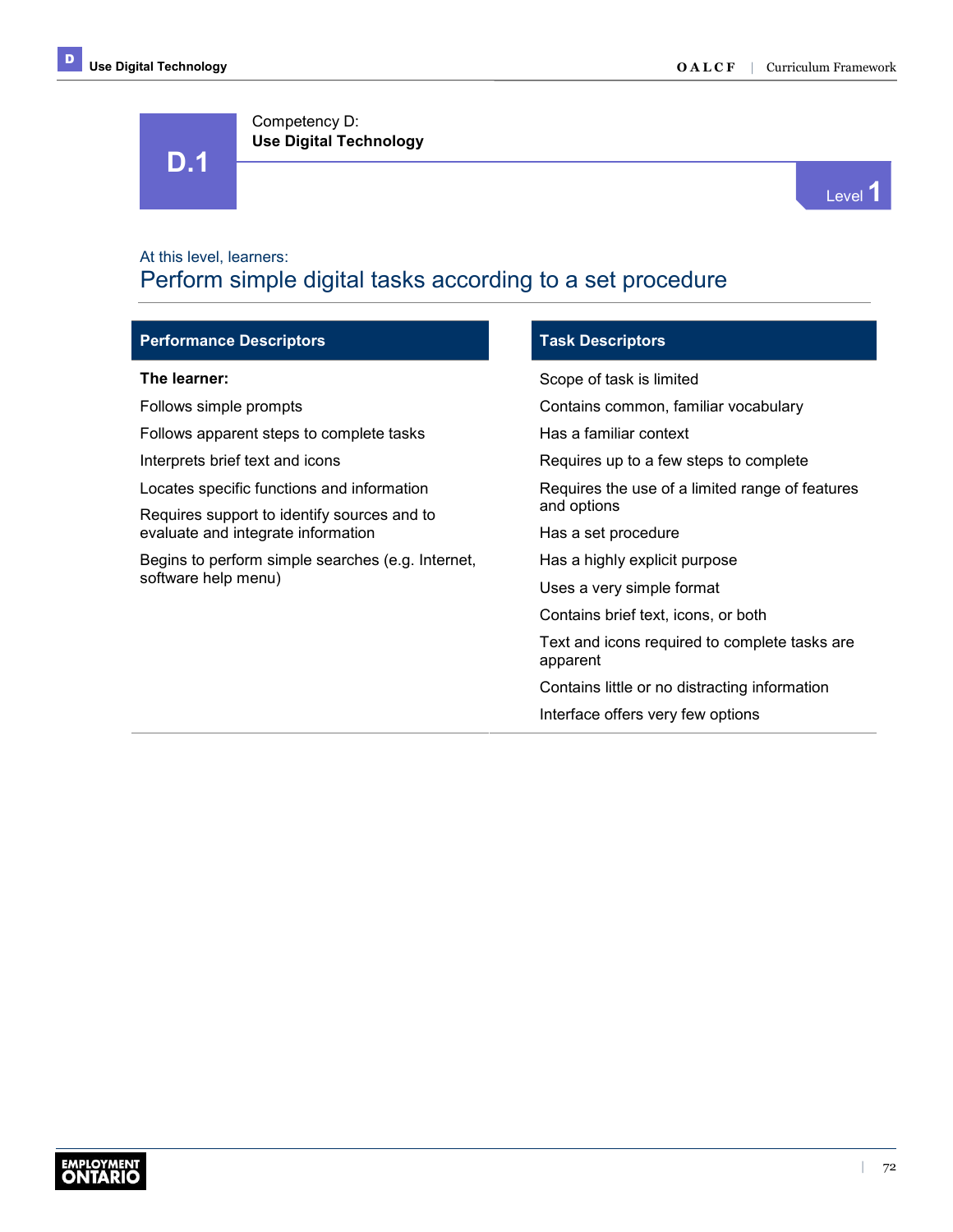# D.1

Competency D:
**Use Digital Technology**

Level 1

At this level, learners:

## Perform simple digital tasks according to a set procedure

| Performance Descriptors | Task Descriptors |
|---|---|
| **The learner:** | Scope of task is limited |
| Follows simple prompts | Contains common, familiar vocabulary |
| Follows apparent steps to complete tasks | Has a familiar context |
| Interprets brief text and icons | Requires up to a few steps to complete |
| Locates specific functions and information | Requires the use of a limited range of features and options |
| Requires support to identify sources and to evaluate and integrate information | Has a set procedure |
| Begins to perform simple searches (e.g. Internet, software help menu) | Has a highly explicit purpose |
| | Uses a very simple format |
| | Contains brief text, icons, or both |
| | Text and icons required to complete tasks are apparent |
| | Contains little or no distracting information |
| | Interface offers very few options |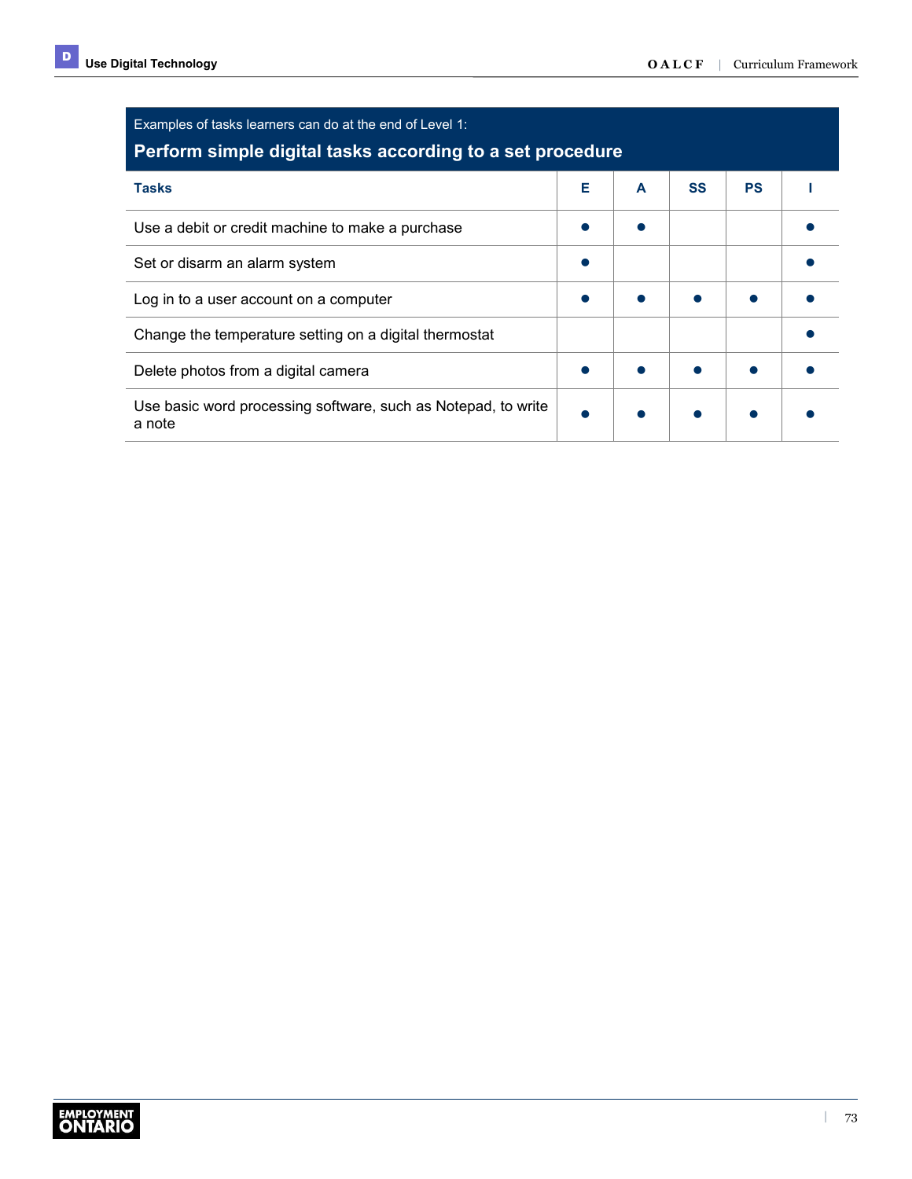Examples of tasks learners can do at the end of Level 1:

**Perform simple digital tasks according to a set procedure**

| Tasks | E | A | SS | PS | I |
|---|---|---|---|---|---|
| Use a debit or credit machine to make a purchase | ● | ● | | | ● |
| Set or disarm an alarm system | ● | | | | ● |
| Log in to a user account on a computer | ● | ● | ● | ● | ● |
| Change the temperature setting on a digital thermostat | | | | | ● |
| Delete photos from a digital camera | ● | ● | ● | ● | ● |
| Use basic word processing software, such as Notepad, to write a note | ● | ● | ● | ● | ● |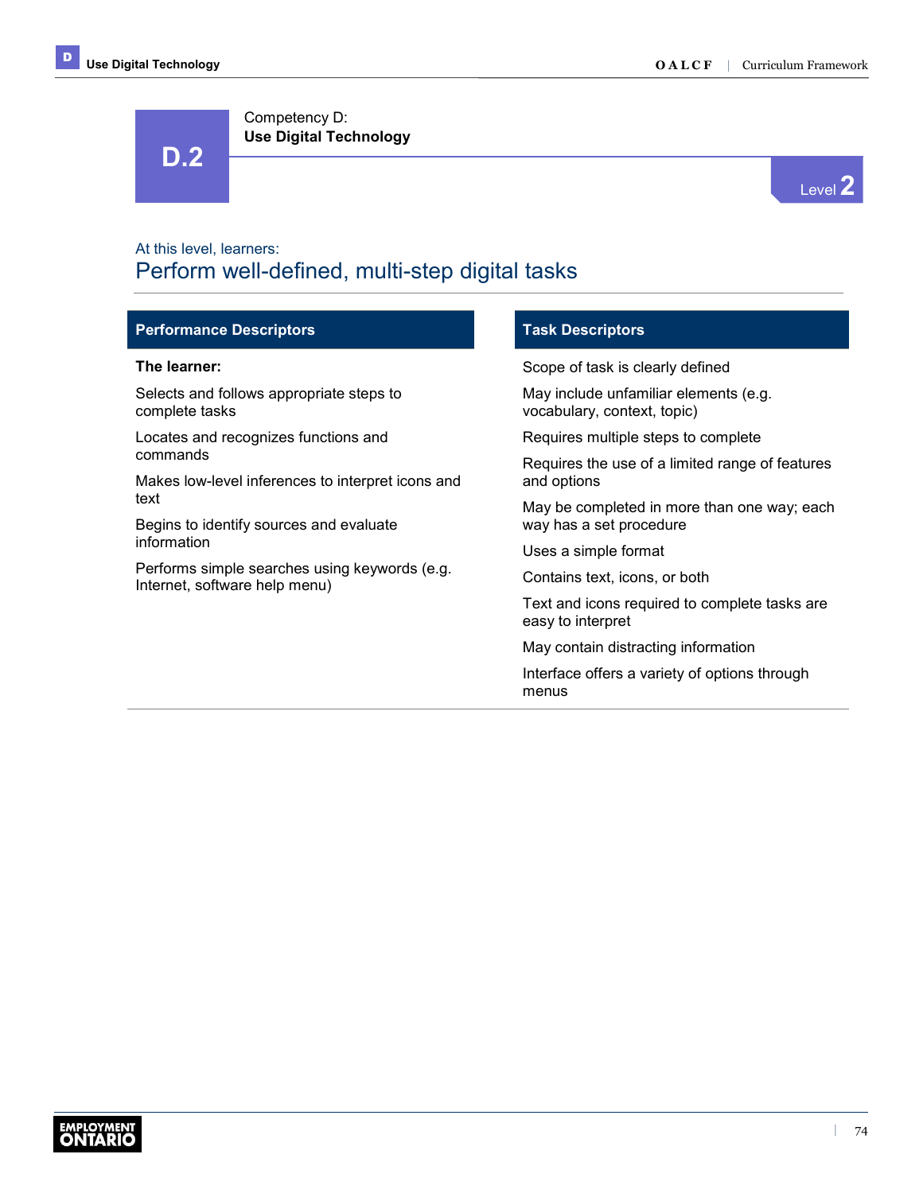# D.2

Competency D:
**Use Digital Technology**

Level 2

At this level, learners:

## Perform well-defined, multi-step digital tasks

| Performance Descriptors | Task Descriptors |
|---|---|
| **The learner:** | Scope of task is clearly defined |
| Selects and follows appropriate steps to complete tasks | May include unfamiliar elements (e.g. vocabulary, context, topic) |
| Locates and recognizes functions and commands | Requires multiple steps to complete |
| Makes low-level inferences to interpret icons and text | Requires the use of a limited range of features and options |
| Begins to identify sources and evaluate information | May be completed in more than one way; each way has a set procedure |
| Performs simple searches using keywords (e.g. Internet, software help menu) | Uses a simple format |
| | Contains text, icons, or both |
| | Text and icons required to complete tasks are easy to interpret |
| | May contain distracting information |
| | Interface offers a variety of options through menus |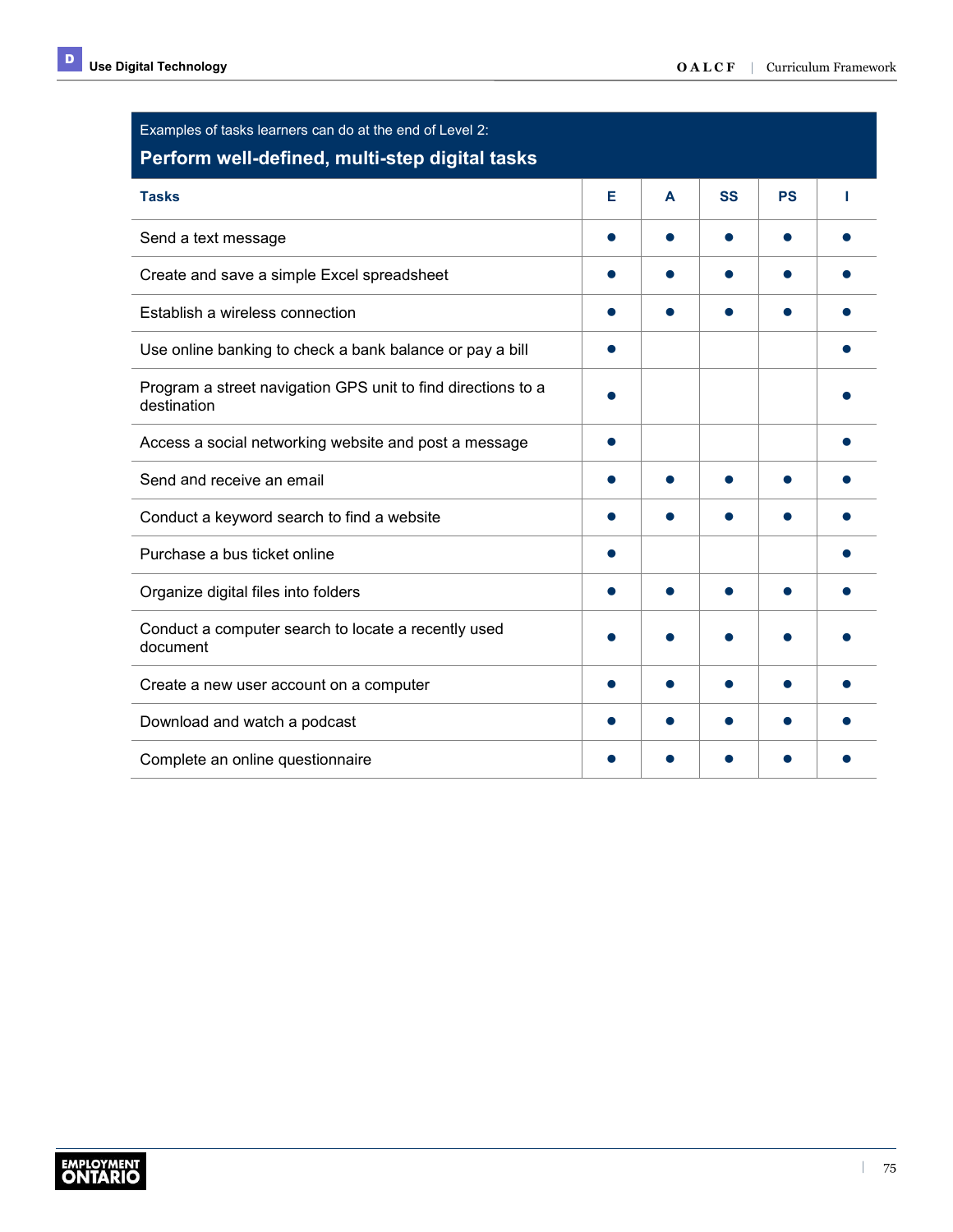Examples of tasks learners can do at the end of Level 2:

## Perform well-defined, multi-step digital tasks

| Tasks | E | A | SS | PS | I |
|---|---|---|---|---|---|
| Send a text message | ● | ● | ● | ● | ● |
| Create and save a simple Excel spreadsheet | ● | ● | ● | ● | ● |
| Establish a wireless connection | ● | ● | ● | ● | ● |
| Use online banking to check a bank balance or pay a bill | ● | | | | ● |
| Program a street navigation GPS unit to find directions to a destination | ● | | | | ● |
| Access a social networking website and post a message | ● | | | | ● |
| Send and receive an email | ● | ● | ● | ● | ● |
| Conduct a keyword search to find a website | ● | ● | ● | ● | ● |
| Purchase a bus ticket online | ● | | | | ● |
| Organize digital files into folders | ● | ● | ● | ● | ● |
| Conduct a computer search to locate a recently used document | ● | ● | ● | ● | ● |
| Create a new user account on a computer | ● | ● | ● | ● | ● |
| Download and watch a podcast | ● | ● | ● | ● | ● |
| Complete an online questionnaire | ● | ● | ● | ● | ● |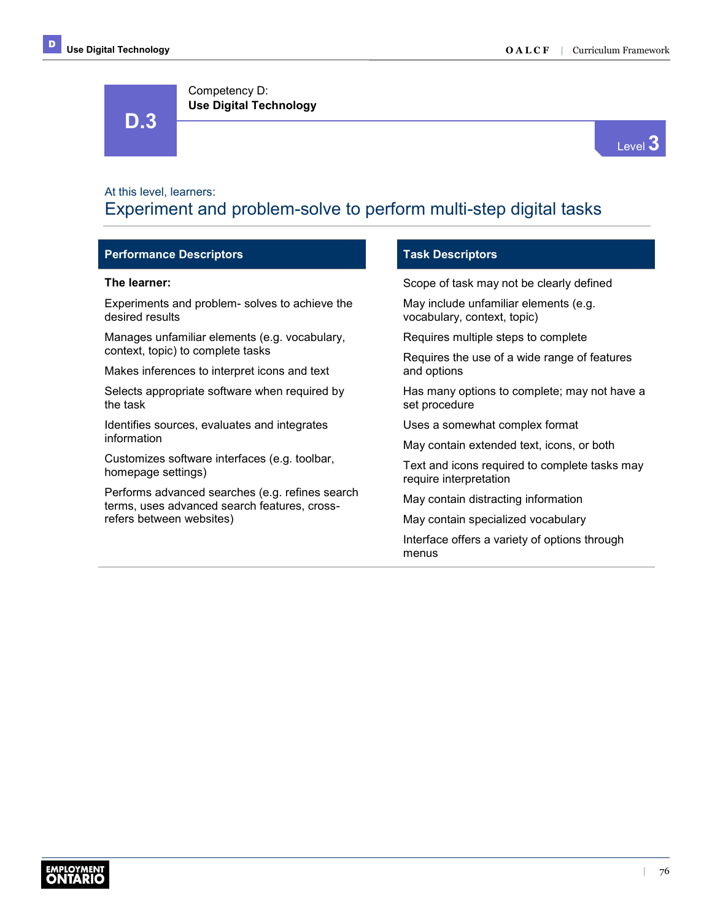# D.3

Competency D:
**Use Digital Technology**

Level 3

At this level, learners:

## Experiment and problem-solve to perform multi-step digital tasks

| Performance Descriptors | Task Descriptors |
|---|---|
| **The learner:** | Scope of task may not be clearly defined |
| Experiments and problem- solves to achieve the desired results | May include unfamiliar elements (e.g. vocabulary, context, topic) |
| Manages unfamiliar elements (e.g. vocabulary, context, topic) to complete tasks | Requires multiple steps to complete |
| Makes inferences to interpret icons and text | Requires the use of a wide range of features and options |
| Selects appropriate software when required by the task | Has many options to complete; may not have a set procedure |
| Identifies sources, evaluates and integrates information | Uses a somewhat complex format |
| Customizes software interfaces (e.g. toolbar, homepage settings) | May contain extended text, icons, or both |
| Performs advanced searches (e.g. refines search terms, uses advanced search features, cross-refers between websites) | Text and icons required to complete tasks may require interpretation |
| | May contain distracting information |
| | May contain specialized vocabulary |
| | Interface offers a variety of options through menus |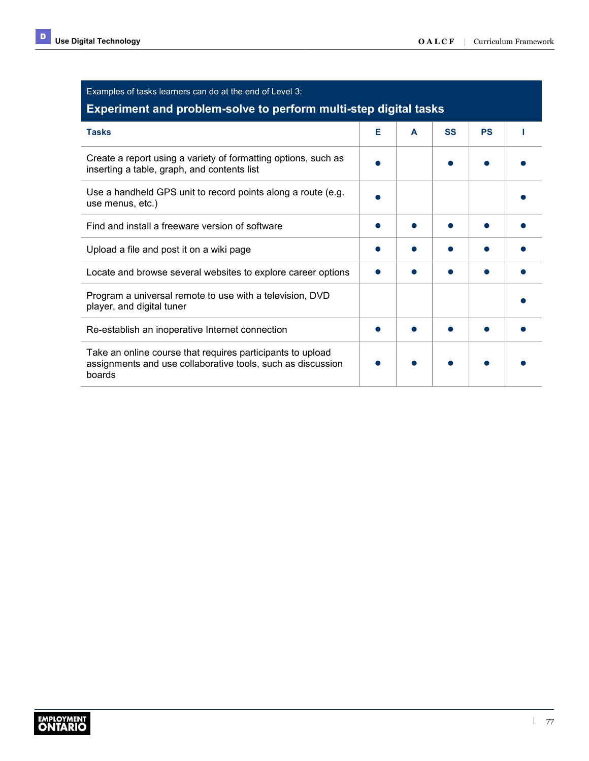Examples of tasks learners can do at the end of Level 3:

## Experiment and problem-solve to perform multi-step digital tasks

| Tasks | E | A | SS | PS | I |
|---|---|---|---|---|---|
| Create a report using a variety of formatting options, such as inserting a table, graph, and contents list | ● | | ● | ● | ● |
| Use a handheld GPS unit to record points along a route (e.g. use menus, etc.) | ● | | | | ● |
| Find and install a freeware version of software | ● | ● | ● | ● | ● |
| Upload a file and post it on a wiki page | ● | ● | ● | ● | ● |
| Locate and browse several websites to explore career options | ● | ● | ● | ● | ● |
| Program a universal remote to use with a television, DVD player, and digital tuner | | | | | ● |
| Re-establish an inoperative Internet connection | ● | ● | ● | ● | ● |
| Take an online course that requires participants to upload assignments and use collaborative tools, such as discussion boards | ● | ● | ● | ● | ● |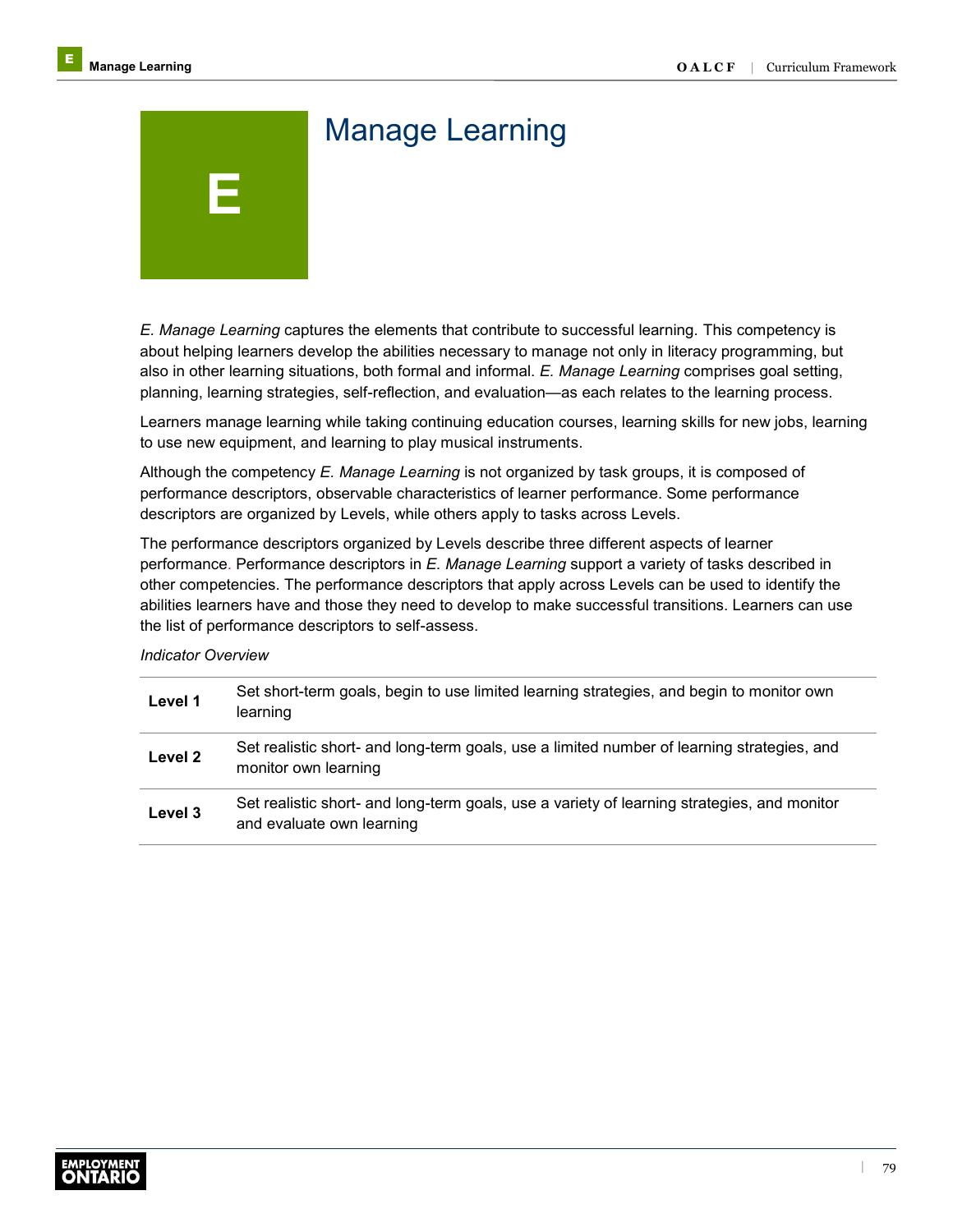# E Manage Learning

*E. Manage Learning* captures the elements that contribute to successful learning. This competency is about helping learners develop the abilities necessary to manage not only in literacy programming, but also in other learning situations, both formal and informal. *E. Manage Learning* comprises goal setting, planning, learning strategies, self-reflection, and evaluation—as each relates to the learning process.

Learners manage learning while taking continuing education courses, learning skills for new jobs, learning to use new equipment, and learning to play musical instruments.

Although the competency *E. Manage Learning* is not organized by task groups, it is composed of performance descriptors, observable characteristics of learner performance. Some performance descriptors are organized by Levels, while others apply to tasks across Levels.

The performance descriptors organized by Levels describe three different aspects of learner performance. Performance descriptors in *E. Manage Learning* support a variety of tasks described in other competencies. The performance descriptors that apply across Levels can be used to identify the abilities learners have and those they need to develop to make successful transitions. Learners can use the list of performance descriptors to self-assess.

*Indicator Overview*

| | |
|---|---|
| **Level 1** | Set short-term goals, begin to use limited learning strategies, and begin to monitor own learning |
| **Level 2** | Set realistic short- and long-term goals, use a limited number of learning strategies, and monitor own learning |
| **Level 3** | Set realistic short- and long-term goals, use a variety of learning strategies, and monitor and evaluate own learning |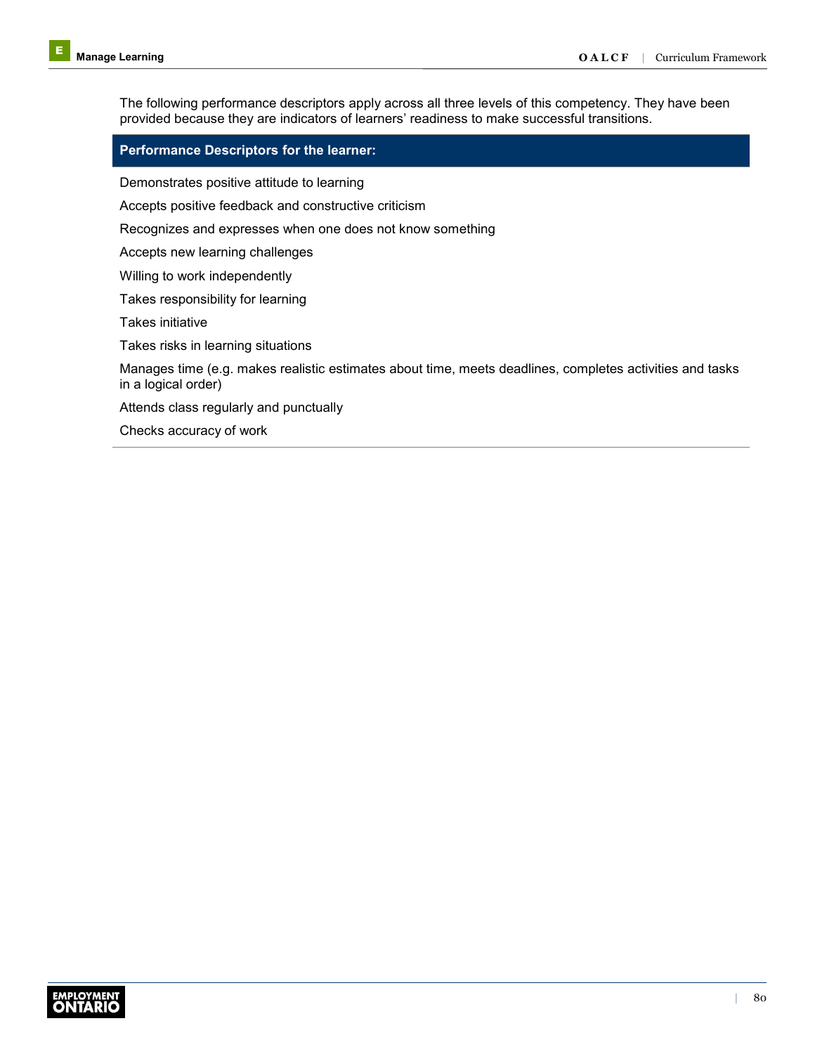The following performance descriptors apply across all three levels of this competency. They have been provided because they are indicators of learners' readiness to make successful transitions.

| Performance Descriptors for the learner: |
| --- |
| Demonstrates positive attitude to learning |
| Accepts positive feedback and constructive criticism |
| Recognizes and expresses when one does not know something |
| Accepts new learning challenges |
| Willing to work independently |
| Takes responsibility for learning |
| Takes initiative |
| Takes risks in learning situations |
| Manages time (e.g. makes realistic estimates about time, meets deadlines, completes activities and tasks in a logical order) |
| Attends class regularly and punctually |
| Checks accuracy of work |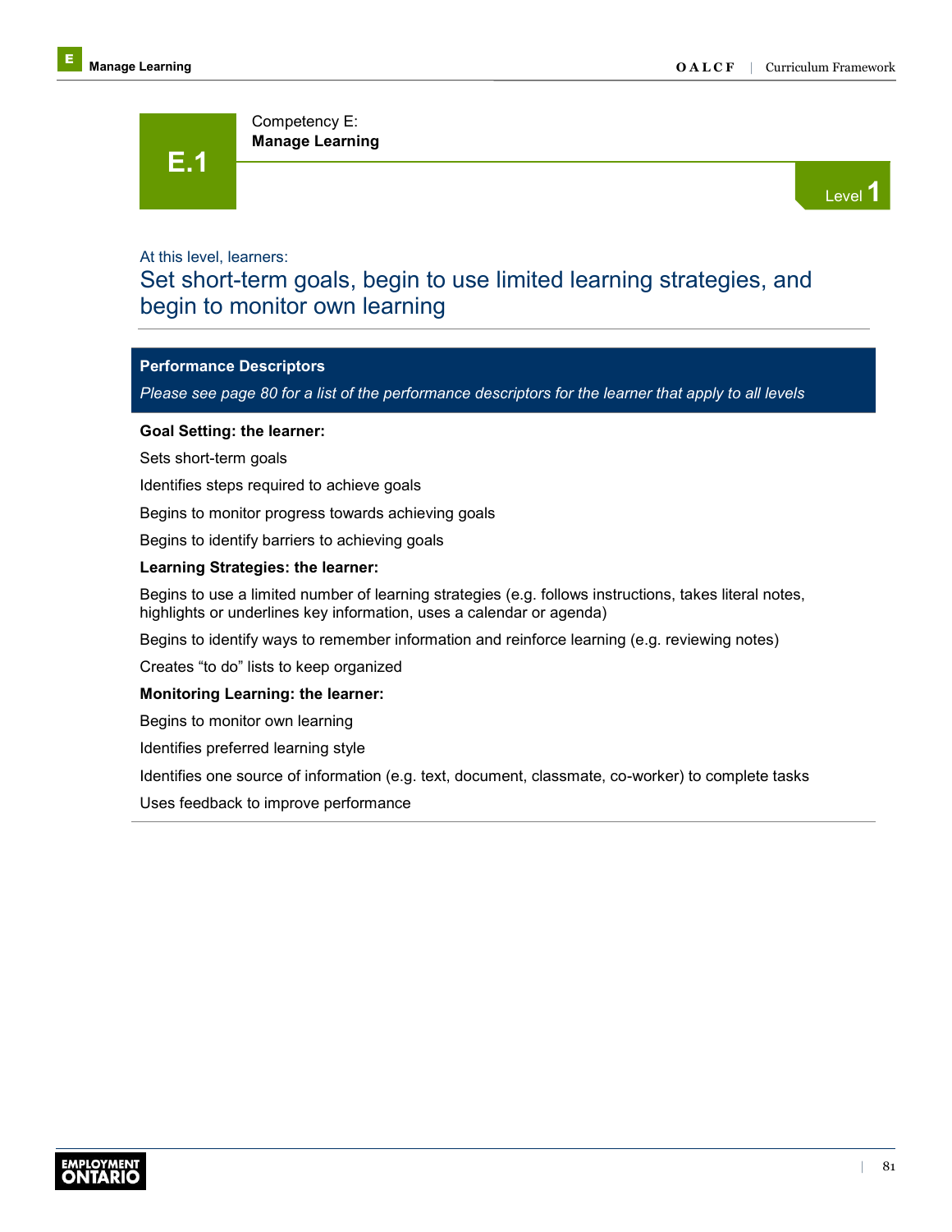# E.1

Competency E:
**Manage Learning**

Level 1

At this level, learners:

## Set short-term goals, begin to use limited learning strategies, and begin to monitor own learning

**Performance Descriptors**

*Please see page 80 for a list of the performance descriptors for the learner that apply to all levels*

**Goal Setting: the learner:**

Sets short-term goals

Identifies steps required to achieve goals

Begins to monitor progress towards achieving goals

Begins to identify barriers to achieving goals

**Learning Strategies: the learner:**

Begins to use a limited number of learning strategies (e.g. follows instructions, takes literal notes, highlights or underlines key information, uses a calendar or agenda)

Begins to identify ways to remember information and reinforce learning (e.g. reviewing notes)

Creates "to do" lists to keep organized

**Monitoring Learning: the learner:**

Begins to monitor own learning

Identifies preferred learning style

Identifies one source of information (e.g. text, document, classmate, co-worker) to complete tasks

Uses feedback to improve performance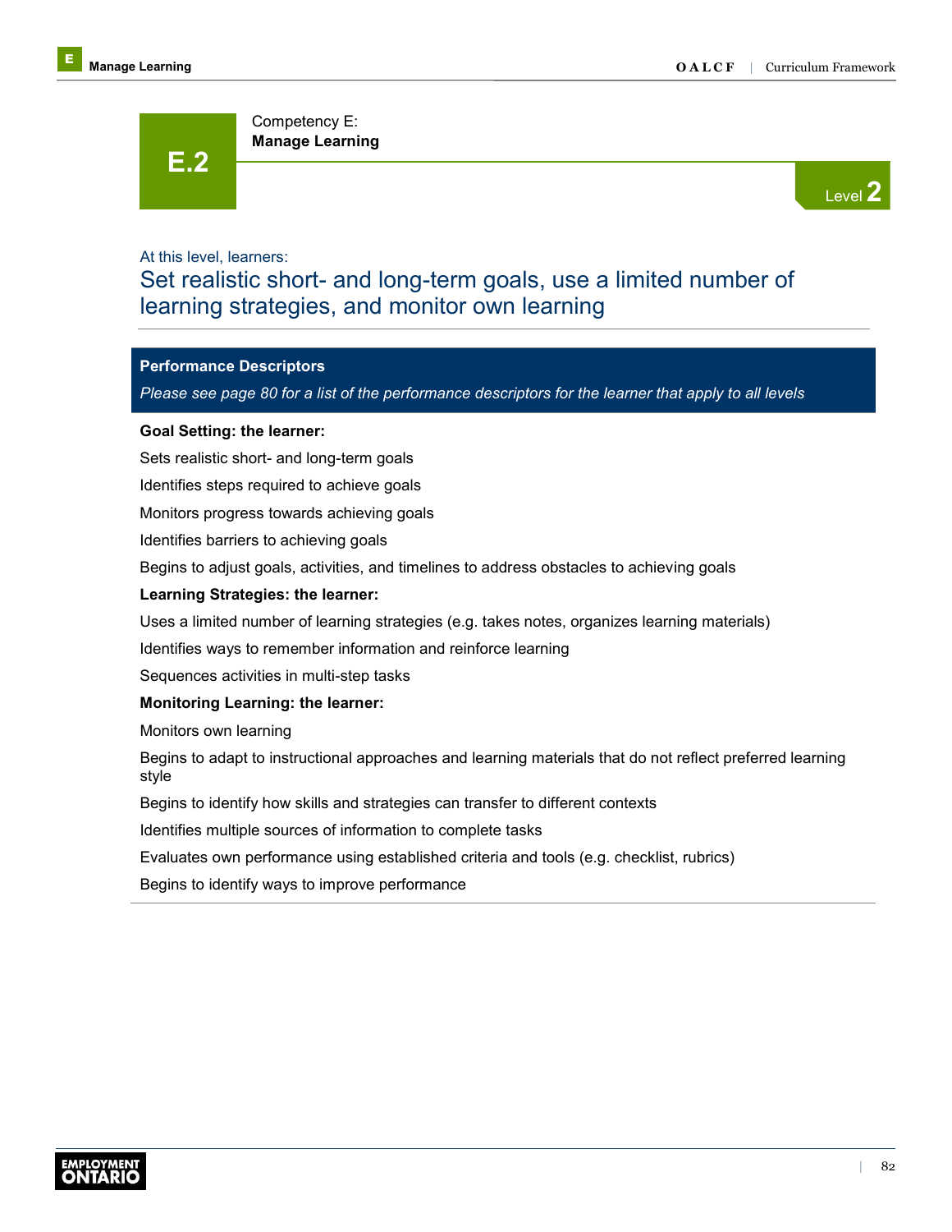# E.2

Competency E:
**Manage Learning**

Level **2**

At this level, learners:

## Set realistic short- and long-term goals, use a limited number of learning strategies, and monitor own learning

### Performance Descriptors

*Please see page 80 for a list of the performance descriptors for the learner that apply to all levels*

**Goal Setting: the learner:**

Sets realistic short- and long-term goals

Identifies steps required to achieve goals

Monitors progress towards achieving goals

Identifies barriers to achieving goals

Begins to adjust goals, activities, and timelines to address obstacles to achieving goals

**Learning Strategies: the learner:**

Uses a limited number of learning strategies (e.g. takes notes, organizes learning materials)

Identifies ways to remember information and reinforce learning

Sequences activities in multi-step tasks

**Monitoring Learning: the learner:**

Monitors own learning

Begins to adapt to instructional approaches and learning materials that do not reflect preferred learning style

Begins to identify how skills and strategies can transfer to different contexts

Identifies multiple sources of information to complete tasks

Evaluates own performance using established criteria and tools (e.g. checklist, rubrics)

Begins to identify ways to improve performance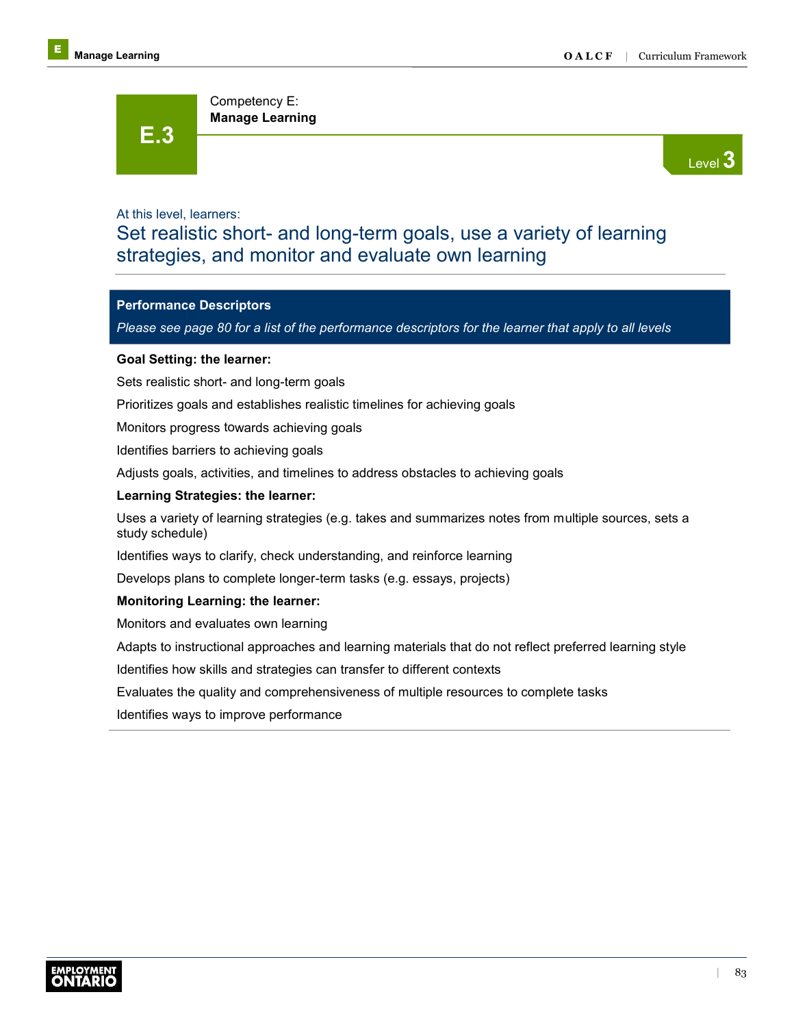# E.3

Competency E:
**Manage Learning**

Level 3

At this level, learners:

## Set realistic short- and long-term goals, use a variety of learning strategies, and monitor and evaluate own learning

### Performance Descriptors

*Please see page 80 for a list of the performance descriptors for the learner that apply to all levels*

**Goal Setting: the learner:**

Sets realistic short- and long-term goals

Prioritizes goals and establishes realistic timelines for achieving goals

Monitors progress towards achieving goals

Identifies barriers to achieving goals

Adjusts goals, activities, and timelines to address obstacles to achieving goals

**Learning Strategies: the learner:**

Uses a variety of learning strategies (e.g. takes and summarizes notes from multiple sources, sets a study schedule)

Identifies ways to clarify, check understanding, and reinforce learning

Develops plans to complete longer-term tasks (e.g. essays, projects)

**Monitoring Learning: the learner:**

Monitors and evaluates own learning

Adapts to instructional approaches and learning materials that do not reflect preferred learning style

Identifies how skills and strategies can transfer to different contexts

Evaluates the quality and comprehensiveness of multiple resources to complete tasks

Identifies ways to improve performance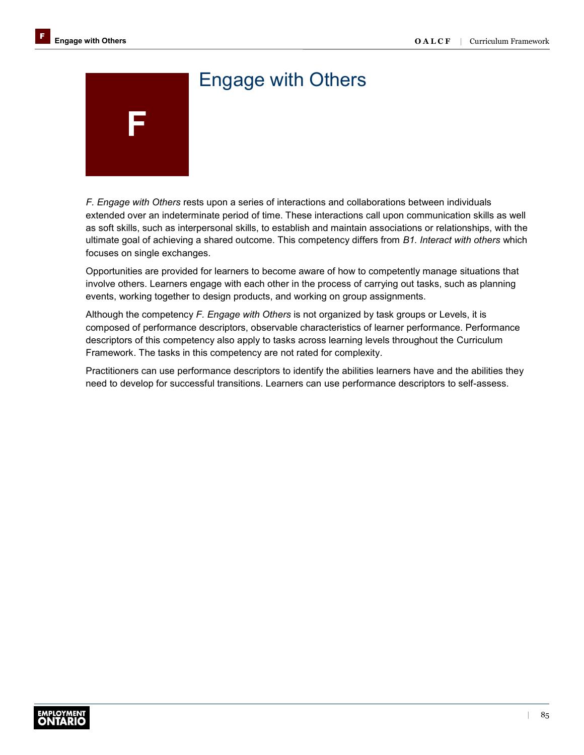# F Engage with Others

*F. Engage with Others* rests upon a series of interactions and collaborations between individuals extended over an indeterminate period of time. These interactions call upon communication skills as well as soft skills, such as interpersonal skills, to establish and maintain associations or relationships, with the ultimate goal of achieving a shared outcome. This competency differs from *B1. Interact with others* which focuses on single exchanges.

Opportunities are provided for learners to become aware of how to competently manage situations that involve others. Learners engage with each other in the process of carrying out tasks, such as planning events, working together to design products, and working on group assignments.

Although the competency *F. Engage with Others* is not organized by task groups or Levels, it is composed of performance descriptors, observable characteristics of learner performance. Performance descriptors of this competency also apply to tasks across learning levels throughout the Curriculum Framework. The tasks in this competency are not rated for complexity.

Practitioners can use performance descriptors to identify the abilities learners have and the abilities they need to develop for successful transitions. Learners can use performance descriptors to self-assess.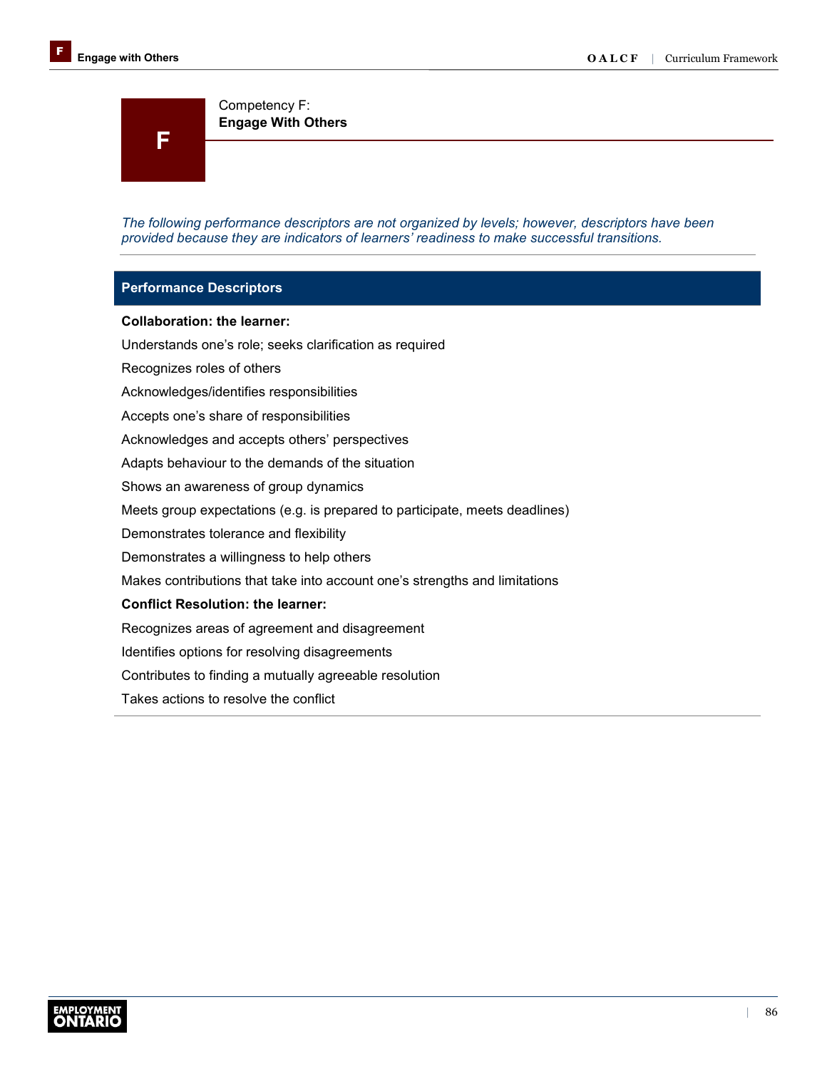# F

Competency F:
**Engage With Others**

*The following performance descriptors are not organized by levels; however, descriptors have been provided because they are indicators of learners' readiness to make successful transitions.*

## Performance Descriptors

**Collaboration: the learner:**

Understands one's role; seeks clarification as required

Recognizes roles of others

Acknowledges/identifies responsibilities

Accepts one's share of responsibilities

Acknowledges and accepts others' perspectives

Adapts behaviour to the demands of the situation

Shows an awareness of group dynamics

Meets group expectations (e.g. is prepared to participate, meets deadlines)

Demonstrates tolerance and flexibility

Demonstrates a willingness to help others

Makes contributions that take into account one's strengths and limitations

**Conflict Resolution: the learner:**

Recognizes areas of agreement and disagreement

Identifies options for resolving disagreements

Contributes to finding a mutually agreeable resolution

Takes actions to resolve the conflict